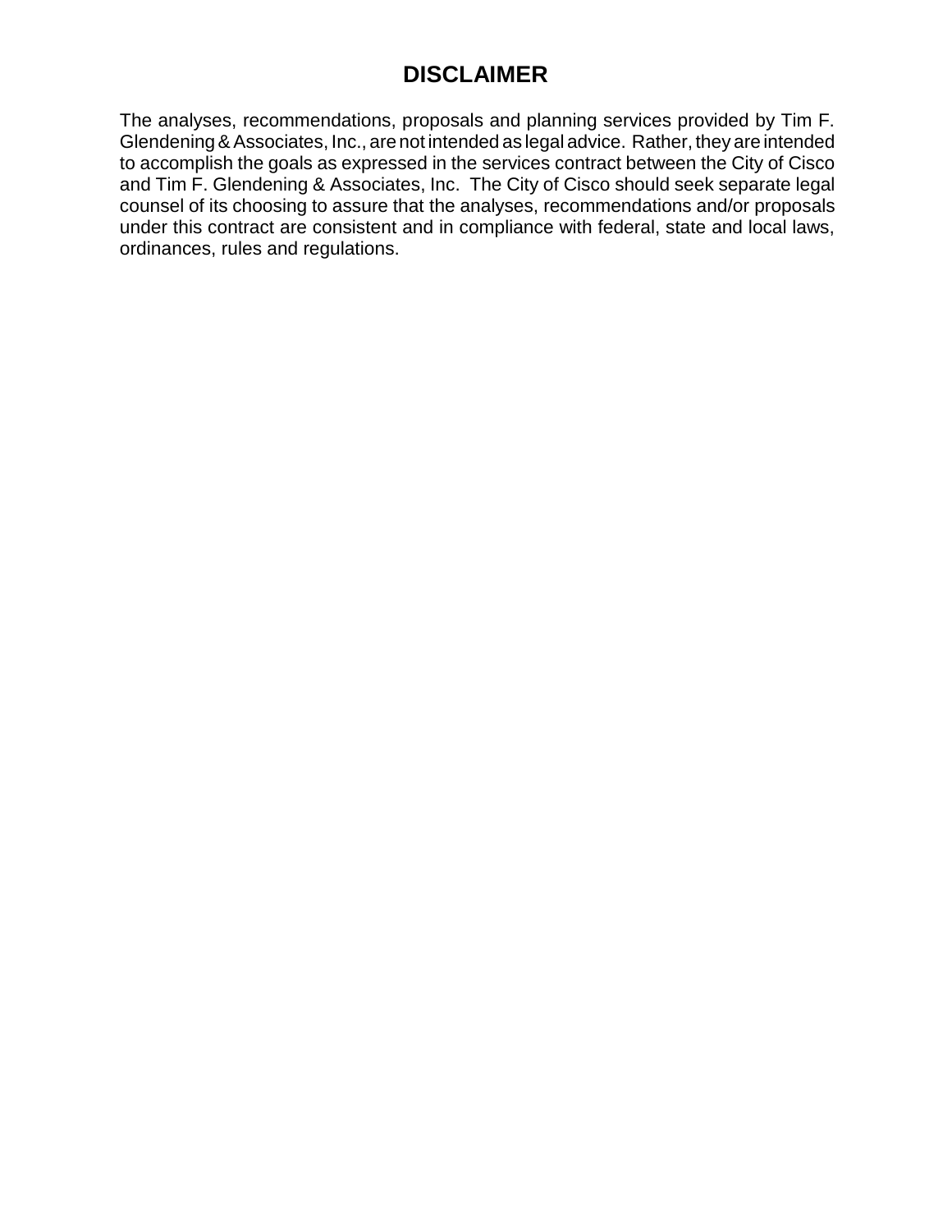# DISCLAIMER

The analyses, recommendations, proposals and planning services provided by Tim F. Glendening & Associates, Inc., are not intended as legal advice. Rather, they are intended to accomplish the goals as expressed in the services contract between the City of Cisco and Tim F. Glendening & Associates, Inc. The City of Cisco should seek separate legal counsel of its choosing to assure that the analyses, recommendations and/or proposals under this contract are consistent and in compliance with federal, state and local laws, ordinances, rules and regulations.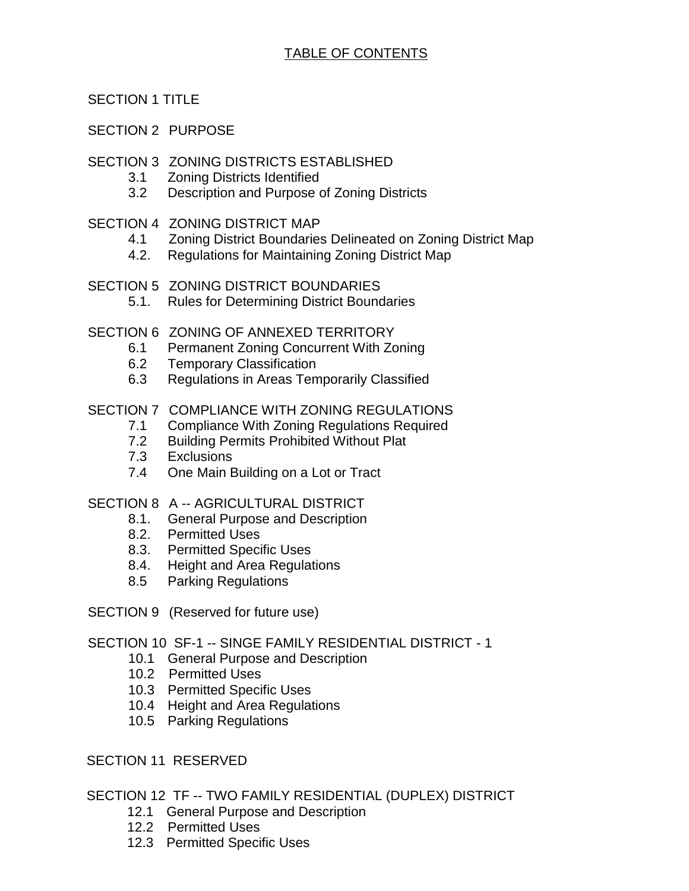## TABLE OF CONTENTS

SECTION 1 TITLE

SECTION 2 PURPOSE

SECTION 3 ZONING DISTRICTS ESTABLISHED
- 3.1 Zoning Districts Identified
- 3.2 Description and Purpose of Zoning Districts

SECTION 4 ZONING DISTRICT MAP
- 4.1 Zoning District Boundaries Delineated on Zoning District Map
- 4.2. Regulations for Maintaining Zoning District Map

SECTION 5 ZONING DISTRICT BOUNDARIES
- 5.1. Rules for Determining District Boundaries

SECTION 6 ZONING OF ANNEXED TERRITORY
- 6.1 Permanent Zoning Concurrent With Zoning
- 6.2 Temporary Classification
- 6.3 Regulations in Areas Temporarily Classified

SECTION 7 COMPLIANCE WITH ZONING REGULATIONS
- 7.1 Compliance With Zoning Regulations Required
- 7.2 Building Permits Prohibited Without Plat
- 7.3 Exclusions
- 7.4 One Main Building on a Lot or Tract

SECTION 8 A -- AGRICULTURAL DISTRICT
- 8.1. General Purpose and Description
- 8.2. Permitted Uses
- 8.3. Permitted Specific Uses
- 8.4. Height and Area Regulations
- 8.5 Parking Regulations

SECTION 9 (Reserved for future use)

SECTION 10 SF-1 -- SINGE FAMILY RESIDENTIAL DISTRICT - 1
- 10.1 General Purpose and Description
- 10.2 Permitted Uses
- 10.3 Permitted Specific Uses
- 10.4 Height and Area Regulations
- 10.5 Parking Regulations

SECTION 11 RESERVED

SECTION 12 TF -- TWO FAMILY RESIDENTIAL (DUPLEX) DISTRICT
- 12.1 General Purpose and Description
- 12.2 Permitted Uses
- 12.3 Permitted Specific Uses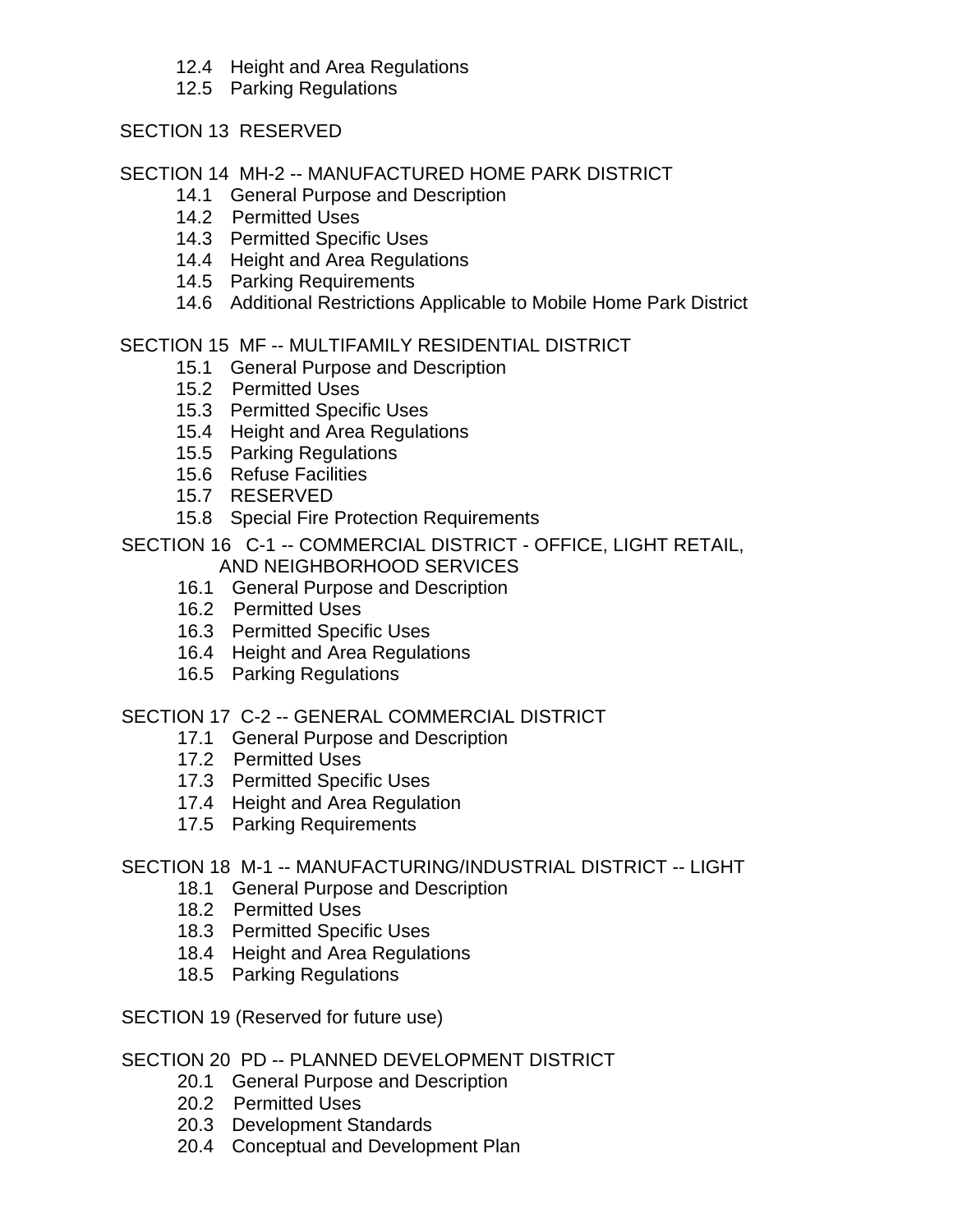12.4 Height and Area Regulations
12.5 Parking Regulations

SECTION 13 RESERVED

SECTION 14 MH-2 -- MANUFACTURED HOME PARK DISTRICT
- 14.1 General Purpose and Description
- 14.2 Permitted Uses
- 14.3 Permitted Specific Uses
- 14.4 Height and Area Regulations
- 14.5 Parking Requirements
- 14.6 Additional Restrictions Applicable to Mobile Home Park District

SECTION 15 MF -- MULTIFAMILY RESIDENTIAL DISTRICT
- 15.1 General Purpose and Description
- 15.2 Permitted Uses
- 15.3 Permitted Specific Uses
- 15.4 Height and Area Regulations
- 15.5 Parking Regulations
- 15.6 Refuse Facilities
- 15.7 RESERVED
- 15.8 Special Fire Protection Requirements

SECTION 16 C-1 -- COMMERCIAL DISTRICT - OFFICE, LIGHT RETAIL, AND NEIGHBORHOOD SERVICES
- 16.1 General Purpose and Description
- 16.2 Permitted Uses
- 16.3 Permitted Specific Uses
- 16.4 Height and Area Regulations
- 16.5 Parking Regulations

SECTION 17 C-2 -- GENERAL COMMERCIAL DISTRICT
- 17.1 General Purpose and Description
- 17.2 Permitted Uses
- 17.3 Permitted Specific Uses
- 17.4 Height and Area Regulation
- 17.5 Parking Requirements

SECTION 18 M-1 -- MANUFACTURING/INDUSTRIAL DISTRICT -- LIGHT
- 18.1 General Purpose and Description
- 18.2 Permitted Uses
- 18.3 Permitted Specific Uses
- 18.4 Height and Area Regulations
- 18.5 Parking Regulations

SECTION 19 (Reserved for future use)

SECTION 20 PD -- PLANNED DEVELOPMENT DISTRICT
- 20.1 General Purpose and Description
- 20.2 Permitted Uses
- 20.3 Development Standards
- 20.4 Conceptual and Development Plan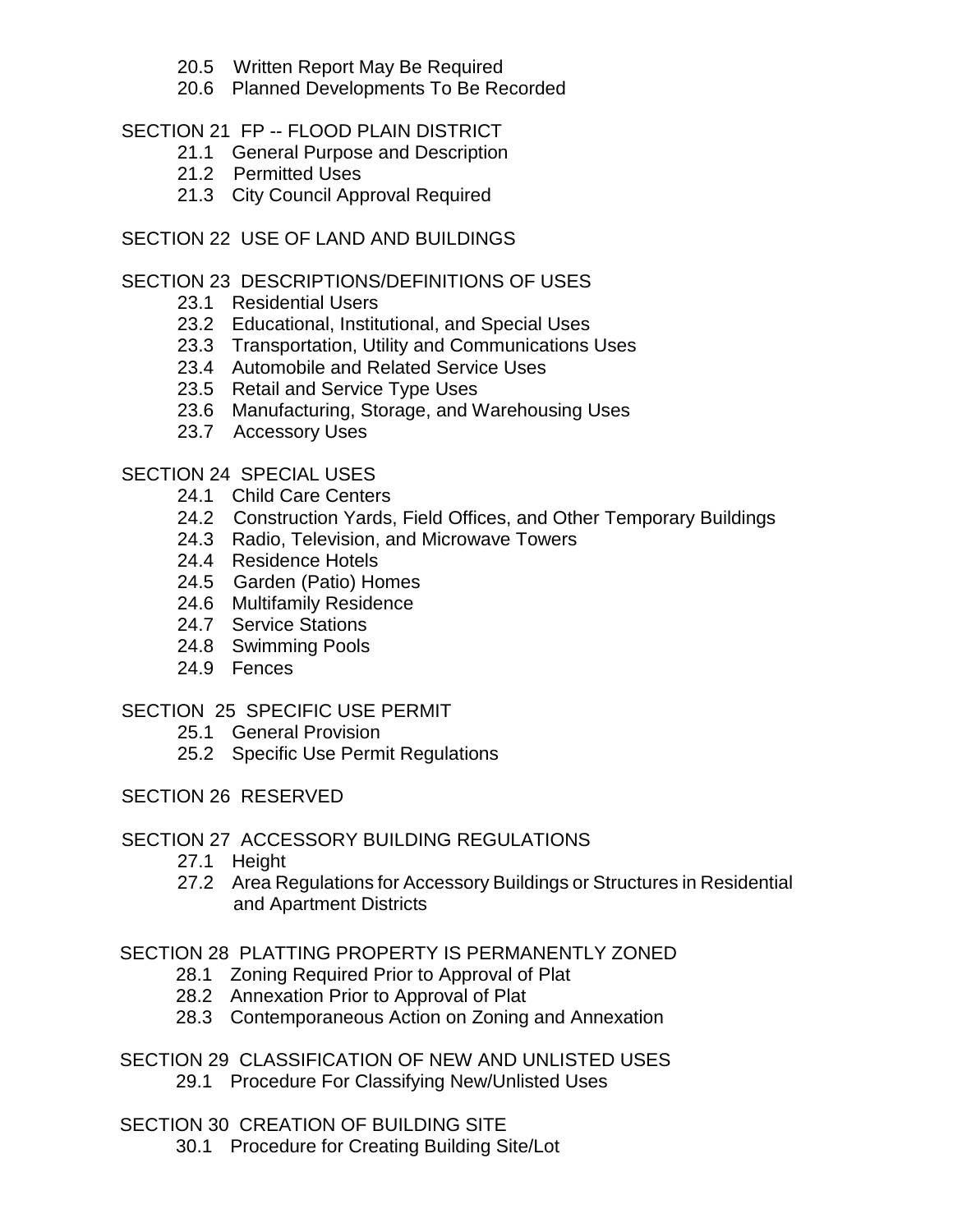20.5 Written Report May Be Required
20.6 Planned Developments To Be Recorded

SECTION 21 FP -- FLOOD PLAIN DISTRICT
21.1 General Purpose and Description
21.2 Permitted Uses
21.3 City Council Approval Required

SECTION 22 USE OF LAND AND BUILDINGS

SECTION 23 DESCRIPTIONS/DEFINITIONS OF USES
23.1 Residential Users
23.2 Educational, Institutional, and Special Uses
23.3 Transportation, Utility and Communications Uses
23.4 Automobile and Related Service Uses
23.5 Retail and Service Type Uses
23.6 Manufacturing, Storage, and Warehousing Uses
23.7 Accessory Uses

SECTION 24 SPECIAL USES
24.1 Child Care Centers
24.2 Construction Yards, Field Offices, and Other Temporary Buildings
24.3 Radio, Television, and Microwave Towers
24.4 Residence Hotels
24.5 Garden (Patio) Homes
24.6 Multifamily Residence
24.7 Service Stations
24.8 Swimming Pools
24.9 Fences

SECTION 25 SPECIFIC USE PERMIT
25.1 General Provision
25.2 Specific Use Permit Regulations

SECTION 26 RESERVED

SECTION 27 ACCESSORY BUILDING REGULATIONS
27.1 Height
27.2 Area Regulations for Accessory Buildings or Structures in Residential and Apartment Districts

SECTION 28 PLATTING PROPERTY IS PERMANENTLY ZONED
28.1 Zoning Required Prior to Approval of Plat
28.2 Annexation Prior to Approval of Plat
28.3 Contemporaneous Action on Zoning and Annexation

SECTION 29 CLASSIFICATION OF NEW AND UNLISTED USES
29.1 Procedure For Classifying New/Unlisted Uses

SECTION 30 CREATION OF BUILDING SITE
30.1 Procedure for Creating Building Site/Lot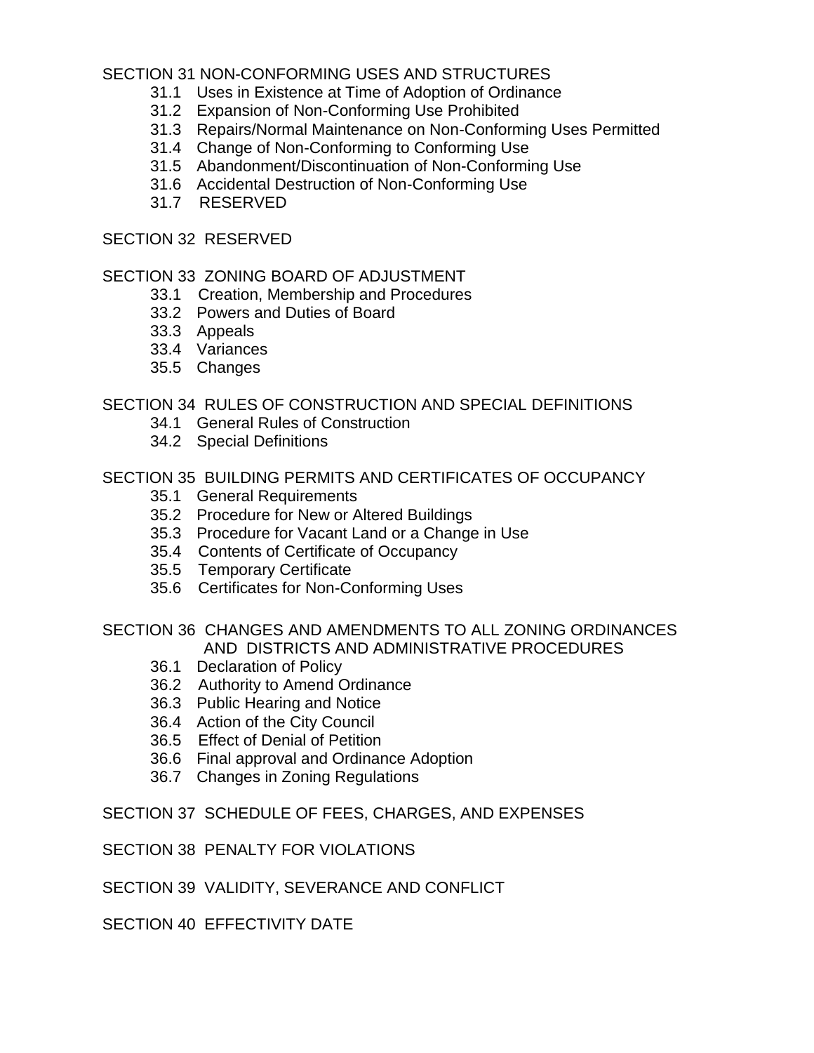SECTION 31 NON-CONFORMING USES AND STRUCTURES

- 31.1 Uses in Existence at Time of Adoption of Ordinance
- 31.2 Expansion of Non-Conforming Use Prohibited
- 31.3 Repairs/Normal Maintenance on Non-Conforming Uses Permitted
- 31.4 Change of Non-Conforming to Conforming Use
- 31.5 Abandonment/Discontinuation of Non-Conforming Use
- 31.6 Accidental Destruction of Non-Conforming Use
- 31.7 RESERVED

SECTION 32 RESERVED

SECTION 33 ZONING BOARD OF ADJUSTMENT

- 33.1 Creation, Membership and Procedures
- 33.2 Powers and Duties of Board
- 33.3 Appeals
- 33.4 Variances
- 35.5 Changes

SECTION 34 RULES OF CONSTRUCTION AND SPECIAL DEFINITIONS

- 34.1 General Rules of Construction
- 34.2 Special Definitions

SECTION 35 BUILDING PERMITS AND CERTIFICATES OF OCCUPANCY

- 35.1 General Requirements
- 35.2 Procedure for New or Altered Buildings
- 35.3 Procedure for Vacant Land or a Change in Use
- 35.4 Contents of Certificate of Occupancy
- 35.5 Temporary Certificate
- 35.6 Certificates for Non-Conforming Uses

SECTION 36 CHANGES AND AMENDMENTS TO ALL ZONING ORDINANCES AND DISTRICTS AND ADMINISTRATIVE PROCEDURES

- 36.1 Declaration of Policy
- 36.2 Authority to Amend Ordinance
- 36.3 Public Hearing and Notice
- 36.4 Action of the City Council
- 36.5 Effect of Denial of Petition
- 36.6 Final approval and Ordinance Adoption
- 36.7 Changes in Zoning Regulations

SECTION 37 SCHEDULE OF FEES, CHARGES, AND EXPENSES

SECTION 38 PENALTY FOR VIOLATIONS

SECTION 39 VALIDITY, SEVERANCE AND CONFLICT

SECTION 40 EFFECTIVITY DATE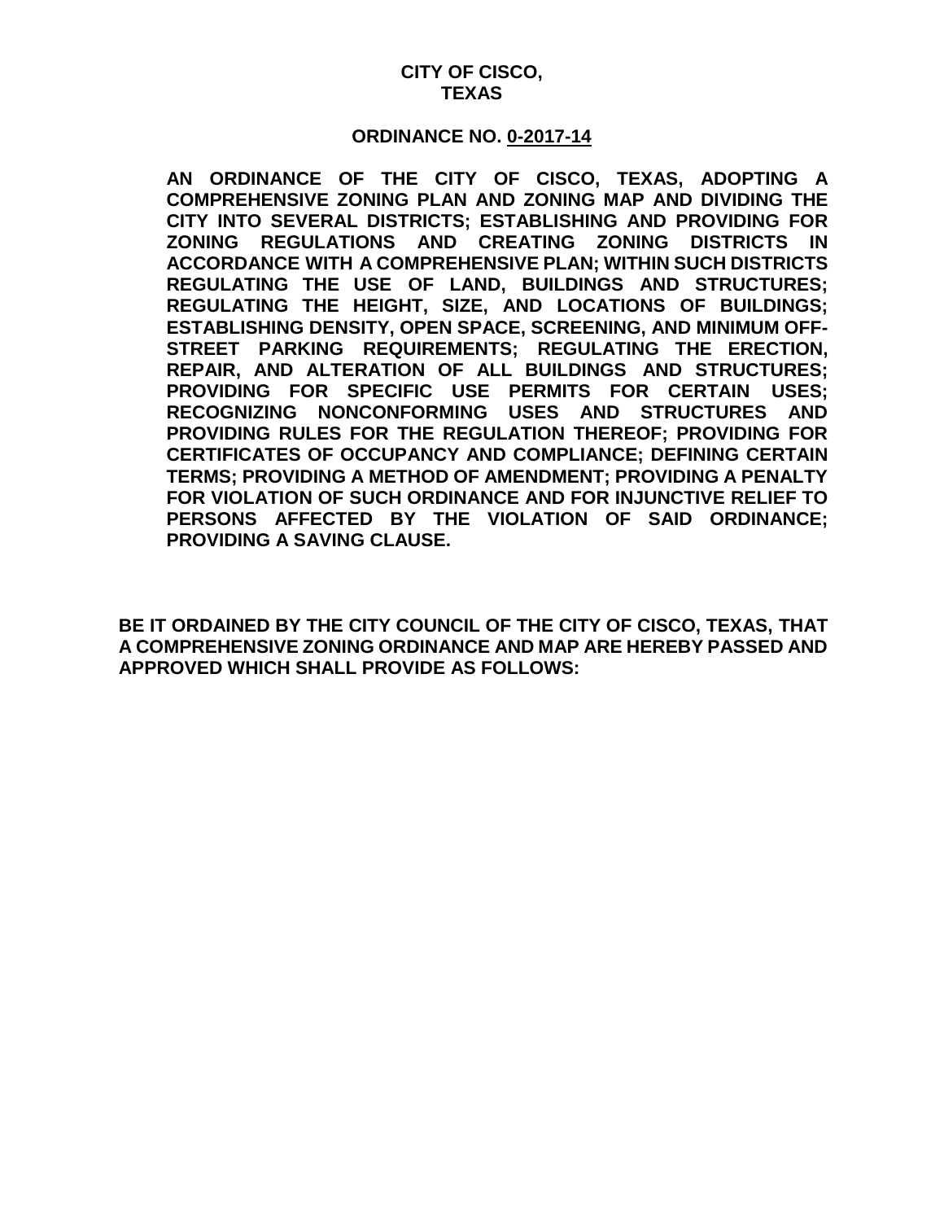**CITY OF CISCO,**
**TEXAS**

**ORDINANCE NO. 0-2017-14**

**AN ORDINANCE OF THE CITY OF CISCO, TEXAS, ADOPTING A COMPREHENSIVE ZONING PLAN AND ZONING MAP AND DIVIDING THE CITY INTO SEVERAL DISTRICTS; ESTABLISHING AND PROVIDING FOR ZONING REGULATIONS AND CREATING ZONING DISTRICTS IN ACCORDANCE WITH A COMPREHENSIVE PLAN; WITHIN SUCH DISTRICTS REGULATING THE USE OF LAND, BUILDINGS AND STRUCTURES; REGULATING THE HEIGHT, SIZE, AND LOCATIONS OF BUILDINGS; ESTABLISHING DENSITY, OPEN SPACE, SCREENING, AND MINIMUM OFF-STREET PARKING REQUIREMENTS; REGULATING THE ERECTION, REPAIR, AND ALTERATION OF ALL BUILDINGS AND STRUCTURES; PROVIDING FOR SPECIFIC USE PERMITS FOR CERTAIN USES; RECOGNIZING NONCONFORMING USES AND STRUCTURES AND PROVIDING RULES FOR THE REGULATION THEREOF; PROVIDING FOR CERTIFICATES OF OCCUPANCY AND COMPLIANCE; DEFINING CERTAIN TERMS; PROVIDING A METHOD OF AMENDMENT; PROVIDING A PENALTY FOR VIOLATION OF SUCH ORDINANCE AND FOR INJUNCTIVE RELIEF TO PERSONS AFFECTED BY THE VIOLATION OF SAID ORDINANCE; PROVIDING A SAVING CLAUSE.**

**BE IT ORDAINED BY THE CITY COUNCIL OF THE CITY OF CISCO, TEXAS, THAT A COMPREHENSIVE ZONING ORDINANCE AND MAP ARE HEREBY PASSED AND APPROVED WHICH SHALL PROVIDE AS FOLLOWS:**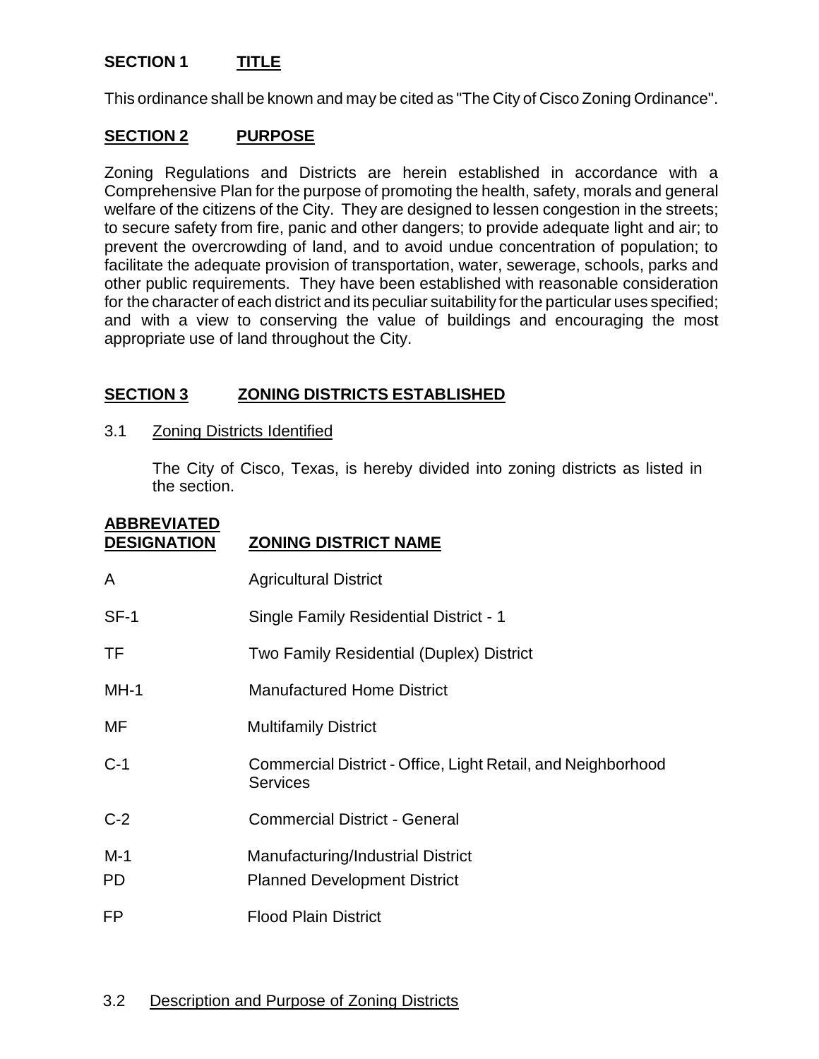## SECTION 1 TITLE

This ordinance shall be known and may be cited as "The City of Cisco Zoning Ordinance".

## SECTION 2 PURPOSE

Zoning Regulations and Districts are herein established in accordance with a Comprehensive Plan for the purpose of promoting the health, safety, morals and general welfare of the citizens of the City. They are designed to lessen congestion in the streets; to secure safety from fire, panic and other dangers; to provide adequate light and air; to prevent the overcrowding of land, and to avoid undue concentration of population; to facilitate the adequate provision of transportation, water, sewerage, schools, parks and other public requirements. They have been established with reasonable consideration for the character of each district and its peculiar suitability for the particular uses specified; and with a view to conserving the value of buildings and encouraging the most appropriate use of land throughout the City.

## SECTION 3 ZONING DISTRICTS ESTABLISHED

### 3.1 Zoning Districts Identified

The City of Cisco, Texas, is hereby divided into zoning districts as listed in the section.

| ABBREVIATED DESIGNATION | ZONING DISTRICT NAME |
|---|---|
| A | Agricultural District |
| SF-1 | Single Family Residential District - 1 |
| TF | Two Family Residential (Duplex) District |
| MH-1 | Manufactured Home District |
| MF | Multifamily District |
| C-1 | Commercial District - Office, Light Retail, and Neighborhood Services |
| C-2 | Commercial District - General |
| M-1 | Manufacturing/Industrial District |
| PD | Planned Development District |
| FP | Flood Plain District |

### 3.2 Description and Purpose of Zoning Districts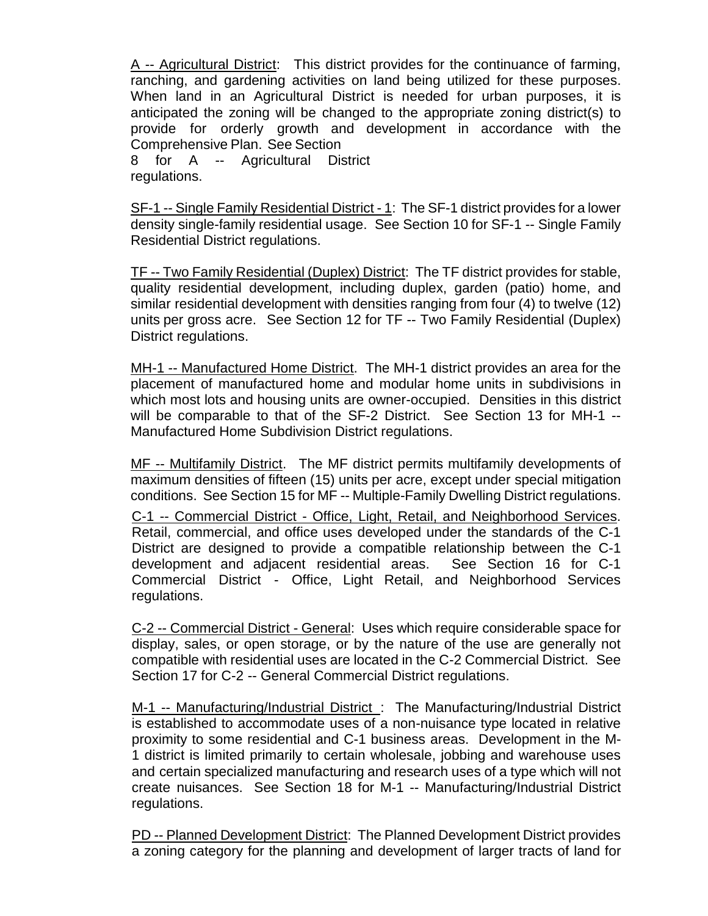A -- Agricultural District: This district provides for the continuance of farming, ranching, and gardening activities on land being utilized for these purposes. When land in an Agricultural District is needed for urban purposes, it is anticipated the zoning will be changed to the appropriate zoning district(s) to provide for orderly growth and development in accordance with the Comprehensive Plan. See Section 8 for A -- Agricultural District regulations.

SF-1 -- Single Family Residential District - 1: The SF-1 district provides for a lower density single-family residential usage. See Section 10 for SF-1 -- Single Family Residential District regulations.

TF -- Two Family Residential (Duplex) District: The TF district provides for stable, quality residential development, including duplex, garden (patio) home, and similar residential development with densities ranging from four (4) to twelve (12) units per gross acre. See Section 12 for TF -- Two Family Residential (Duplex) District regulations.

MH-1 -- Manufactured Home District. The MH-1 district provides an area for the placement of manufactured home and modular home units in subdivisions in which most lots and housing units are owner-occupied. Densities in this district will be comparable to that of the SF-2 District. See Section 13 for MH-1 -- Manufactured Home Subdivision District regulations.

MF -- Multifamily District. The MF district permits multifamily developments of maximum densities of fifteen (15) units per acre, except under special mitigation conditions. See Section 15 for MF -- Multiple-Family Dwelling District regulations.

C-1 -- Commercial District - Office, Light, Retail, and Neighborhood Services. Retail, commercial, and office uses developed under the standards of the C-1 District are designed to provide a compatible relationship between the C-1 development and adjacent residential areas. See Section 16 for C-1 Commercial District - Office, Light Retail, and Neighborhood Services regulations.

C-2 -- Commercial District - General: Uses which require considerable space for display, sales, or open storage, or by the nature of the use are generally not compatible with residential uses are located in the C-2 Commercial District. See Section 17 for C-2 -- General Commercial District regulations.

M-1 -- Manufacturing/Industrial District : The Manufacturing/Industrial District is established to accommodate uses of a non-nuisance type located in relative proximity to some residential and C-1 business areas. Development in the M-1 district is limited primarily to certain wholesale, jobbing and warehouse uses and certain specialized manufacturing and research uses of a type which will not create nuisances. See Section 18 for M-1 -- Manufacturing/Industrial District regulations.

PD -- Planned Development District: The Planned Development District provides a zoning category for the planning and development of larger tracts of land for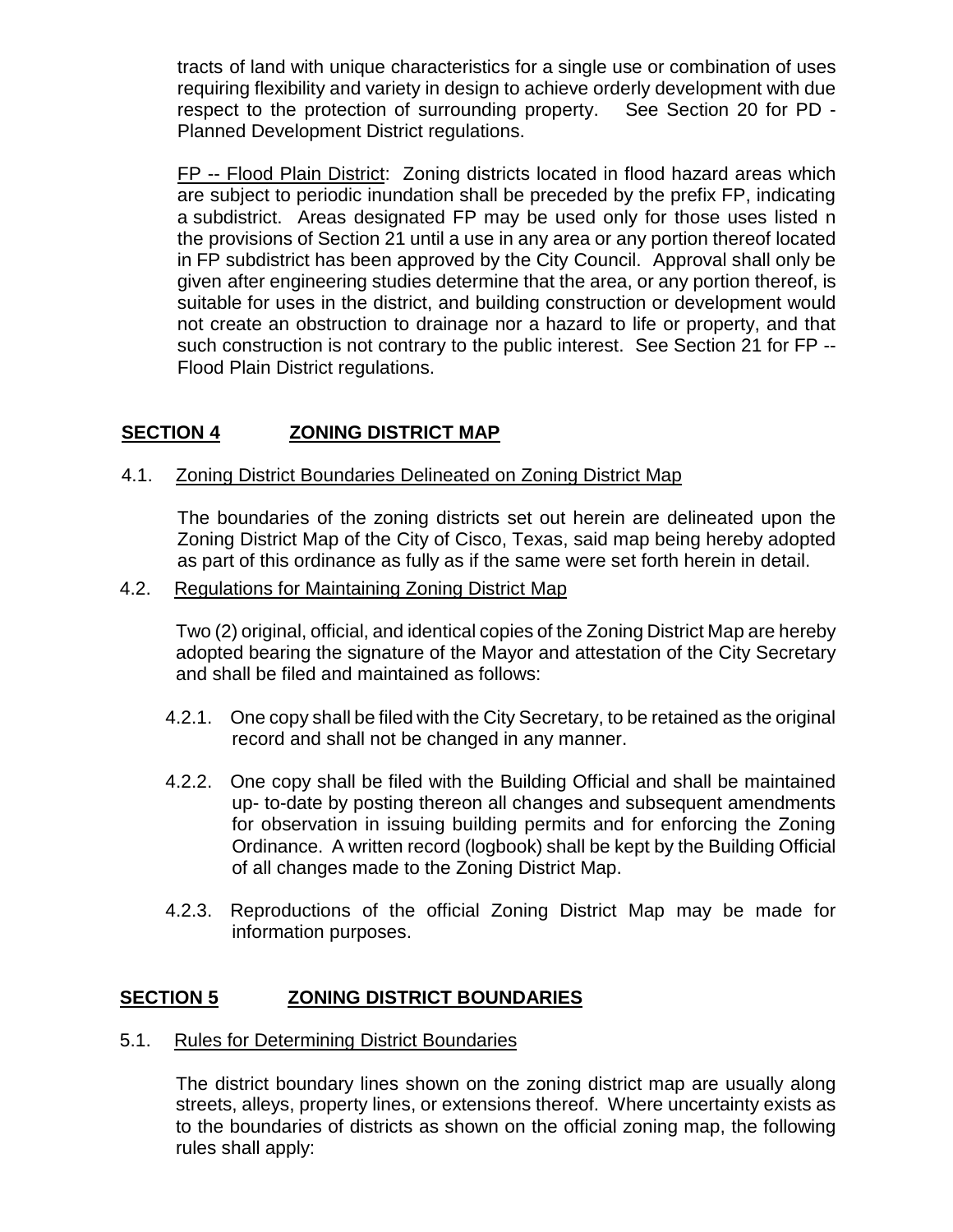tracts of land with unique characteristics for a single use or combination of uses requiring flexibility and variety in design to achieve orderly development with due respect to the protection of surrounding property. See Section 20 for PD - Planned Development District regulations.

FP -- Flood Plain District: Zoning districts located in flood hazard areas which are subject to periodic inundation shall be preceded by the prefix FP, indicating a subdistrict. Areas designated FP may be used only for those uses listed n the provisions of Section 21 until a use in any area or any portion thereof located in FP subdistrict has been approved by the City Council. Approval shall only be given after engineering studies determine that the area, or any portion thereof, is suitable for uses in the district, and building construction or development would not create an obstruction to drainage nor a hazard to life or property, and that such construction is not contrary to the public interest. See Section 21 for FP -- Flood Plain District regulations.

## SECTION 4 ZONING DISTRICT MAP

4.1. Zoning District Boundaries Delineated on Zoning District Map

The boundaries of the zoning districts set out herein are delineated upon the Zoning District Map of the City of Cisco, Texas, said map being hereby adopted as part of this ordinance as fully as if the same were set forth herein in detail.

4.2. Regulations for Maintaining Zoning District Map

Two (2) original, official, and identical copies of the Zoning District Map are hereby adopted bearing the signature of the Mayor and attestation of the City Secretary and shall be filed and maintained as follows:

4.2.1. One copy shall be filed with the City Secretary, to be retained as the original record and shall not be changed in any manner.

4.2.2. One copy shall be filed with the Building Official and shall be maintained up- to-date by posting thereon all changes and subsequent amendments for observation in issuing building permits and for enforcing the Zoning Ordinance. A written record (logbook) shall be kept by the Building Official of all changes made to the Zoning District Map.

4.2.3. Reproductions of the official Zoning District Map may be made for information purposes.

## SECTION 5 ZONING DISTRICT BOUNDARIES

5.1. Rules for Determining District Boundaries

The district boundary lines shown on the zoning district map are usually along streets, alleys, property lines, or extensions thereof. Where uncertainty exists as to the boundaries of districts as shown on the official zoning map, the following rules shall apply: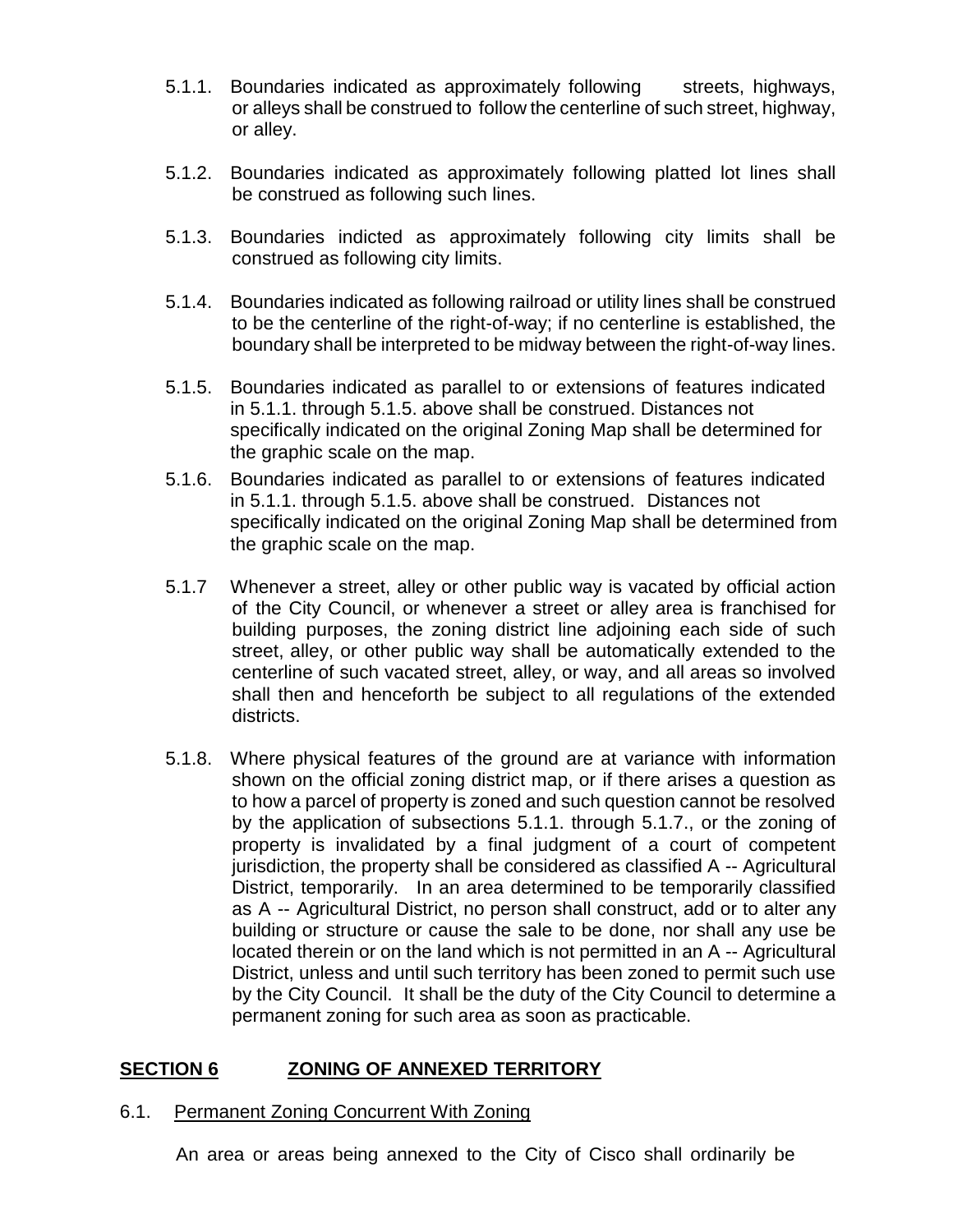5.1.1. Boundaries indicated as approximately following streets, highways, or alleys shall be construed to follow the centerline of such street, highway, or alley.

5.1.2. Boundaries indicated as approximately following platted lot lines shall be construed as following such lines.

5.1.3. Boundaries indicted as approximately following city limits shall be construed as following city limits.

5.1.4. Boundaries indicated as following railroad or utility lines shall be construed to be the centerline of the right-of-way; if no centerline is established, the boundary shall be interpreted to be midway between the right-of-way lines.

5.1.5. Boundaries indicated as parallel to or extensions of features indicated in 5.1.1. through 5.1.5. above shall be construed. Distances not specifically indicated on the original Zoning Map shall be determined for the graphic scale on the map.

5.1.6. Boundaries indicated as parallel to or extensions of features indicated in 5.1.1. through 5.1.5. above shall be construed. Distances not specifically indicated on the original Zoning Map shall be determined from the graphic scale on the map.

5.1.7 Whenever a street, alley or other public way is vacated by official action of the City Council, or whenever a street or alley area is franchised for building purposes, the zoning district line adjoining each side of such street, alley, or other public way shall be automatically extended to the centerline of such vacated street, alley, or way, and all areas so involved shall then and henceforth be subject to all regulations of the extended districts.

5.1.8. Where physical features of the ground are at variance with information shown on the official zoning district map, or if there arises a question as to how a parcel of property is zoned and such question cannot be resolved by the application of subsections 5.1.1. through 5.1.7., or the zoning of property is invalidated by a final judgment of a court of competent jurisdiction, the property shall be considered as classified A -- Agricultural District, temporarily. In an area determined to be temporarily classified as A -- Agricultural District, no person shall construct, add or to alter any building or structure or cause the sale to be done, nor shall any use be located therein or on the land which is not permitted in an A -- Agricultural District, unless and until such territory has been zoned to permit such use by the City Council. It shall be the duty of the City Council to determine a permanent zoning for such area as soon as practicable.

## SECTION 6 ZONING OF ANNEXED TERRITORY

6.1. Permanent Zoning Concurrent With Zoning

An area or areas being annexed to the City of Cisco shall ordinarily be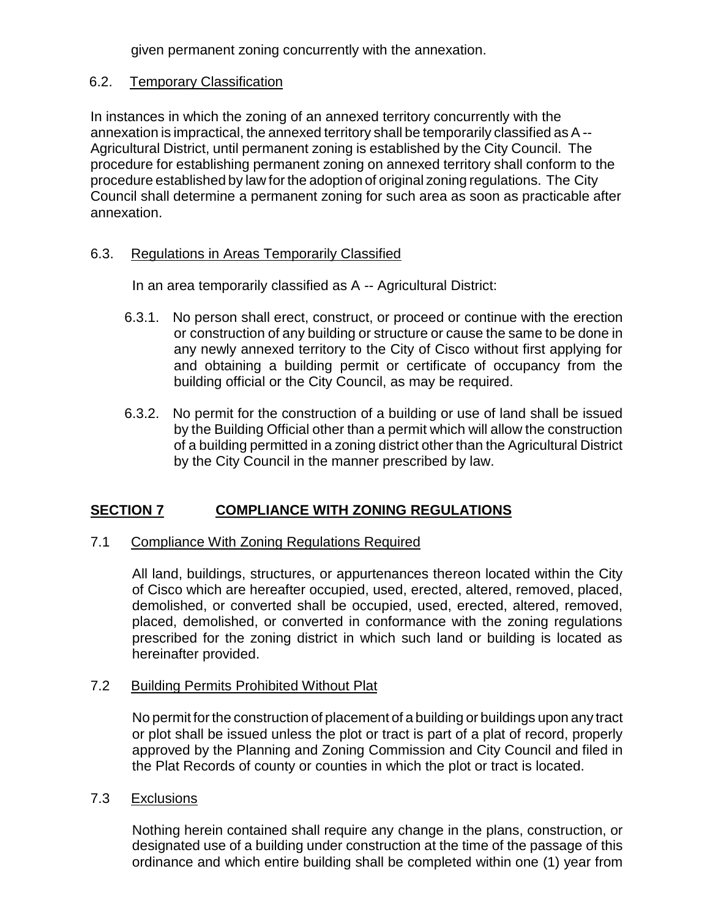given permanent zoning concurrently with the annexation.

6.2. Temporary Classification

In instances in which the zoning of an annexed territory concurrently with the annexation is impractical, the annexed territory shall be temporarily classified as A -- Agricultural District, until permanent zoning is established by the City Council. The procedure for establishing permanent zoning on annexed territory shall conform to the procedure established by law for the adoption of original zoning regulations. The City Council shall determine a permanent zoning for such area as soon as practicable after annexation.

6.3. Regulations in Areas Temporarily Classified

In an area temporarily classified as A -- Agricultural District:

6.3.1. No person shall erect, construct, or proceed or continue with the erection or construction of any building or structure or cause the same to be done in any newly annexed territory to the City of Cisco without first applying for and obtaining a building permit or certificate of occupancy from the building official or the City Council, as may be required.

6.3.2. No permit for the construction of a building or use of land shall be issued by the Building Official other than a permit which will allow the construction of a building permitted in a zoning district other than the Agricultural District by the City Council in the manner prescribed by law.

## SECTION 7 COMPLIANCE WITH ZONING REGULATIONS

7.1 Compliance With Zoning Regulations Required

All land, buildings, structures, or appurtenances thereon located within the City of Cisco which are hereafter occupied, used, erected, altered, removed, placed, demolished, or converted shall be occupied, used, erected, altered, removed, placed, demolished, or converted in conformance with the zoning regulations prescribed for the zoning district in which such land or building is located as hereinafter provided.

7.2 Building Permits Prohibited Without Plat

No permit for the construction of placement of a building or buildings upon any tract or plot shall be issued unless the plot or tract is part of a plat of record, properly approved by the Planning and Zoning Commission and City Council and filed in the Plat Records of county or counties in which the plot or tract is located.

7.3 Exclusions

Nothing herein contained shall require any change in the plans, construction, or designated use of a building under construction at the time of the passage of this ordinance and which entire building shall be completed within one (1) year from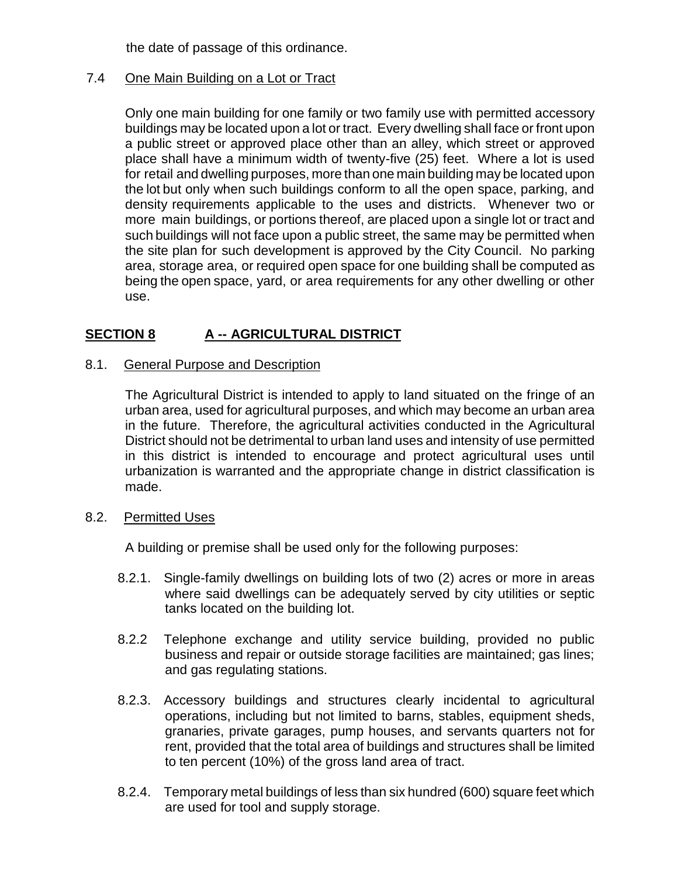the date of passage of this ordinance.

### 7.4 One Main Building on a Lot or Tract

Only one main building for one family or two family use with permitted accessory buildings may be located upon a lot or tract. Every dwelling shall face or front upon a public street or approved place other than an alley, which street or approved place shall have a minimum width of twenty-five (25) feet. Where a lot is used for retail and dwelling purposes, more than one main building may be located upon the lot but only when such buildings conform to all the open space, parking, and density requirements applicable to the uses and districts. Whenever two or more main buildings, or portions thereof, are placed upon a single lot or tract and such buildings will not face upon a public street, the same may be permitted when the site plan for such development is approved by the City Council. No parking area, storage area, or required open space for one building shall be computed as being the open space, yard, or area requirements for any other dwelling or other use.

## SECTION 8 A -- AGRICULTURAL DISTRICT

### 8.1. General Purpose and Description

The Agricultural District is intended to apply to land situated on the fringe of an urban area, used for agricultural purposes, and which may become an urban area in the future. Therefore, the agricultural activities conducted in the Agricultural District should not be detrimental to urban land uses and intensity of use permitted in this district is intended to encourage and protect agricultural uses until urbanization is warranted and the appropriate change in district classification is made.

### 8.2. Permitted Uses

A building or premise shall be used only for the following purposes:

8.2.1. Single-family dwellings on building lots of two (2) acres or more in areas where said dwellings can be adequately served by city utilities or septic tanks located on the building lot.

8.2.2 Telephone exchange and utility service building, provided no public business and repair or outside storage facilities are maintained; gas lines; and gas regulating stations.

8.2.3. Accessory buildings and structures clearly incidental to agricultural operations, including but not limited to barns, stables, equipment sheds, granaries, private garages, pump houses, and servants quarters not for rent, provided that the total area of buildings and structures shall be limited to ten percent (10%) of the gross land area of tract.

8.2.4. Temporary metal buildings of less than six hundred (600) square feet which are used for tool and supply storage.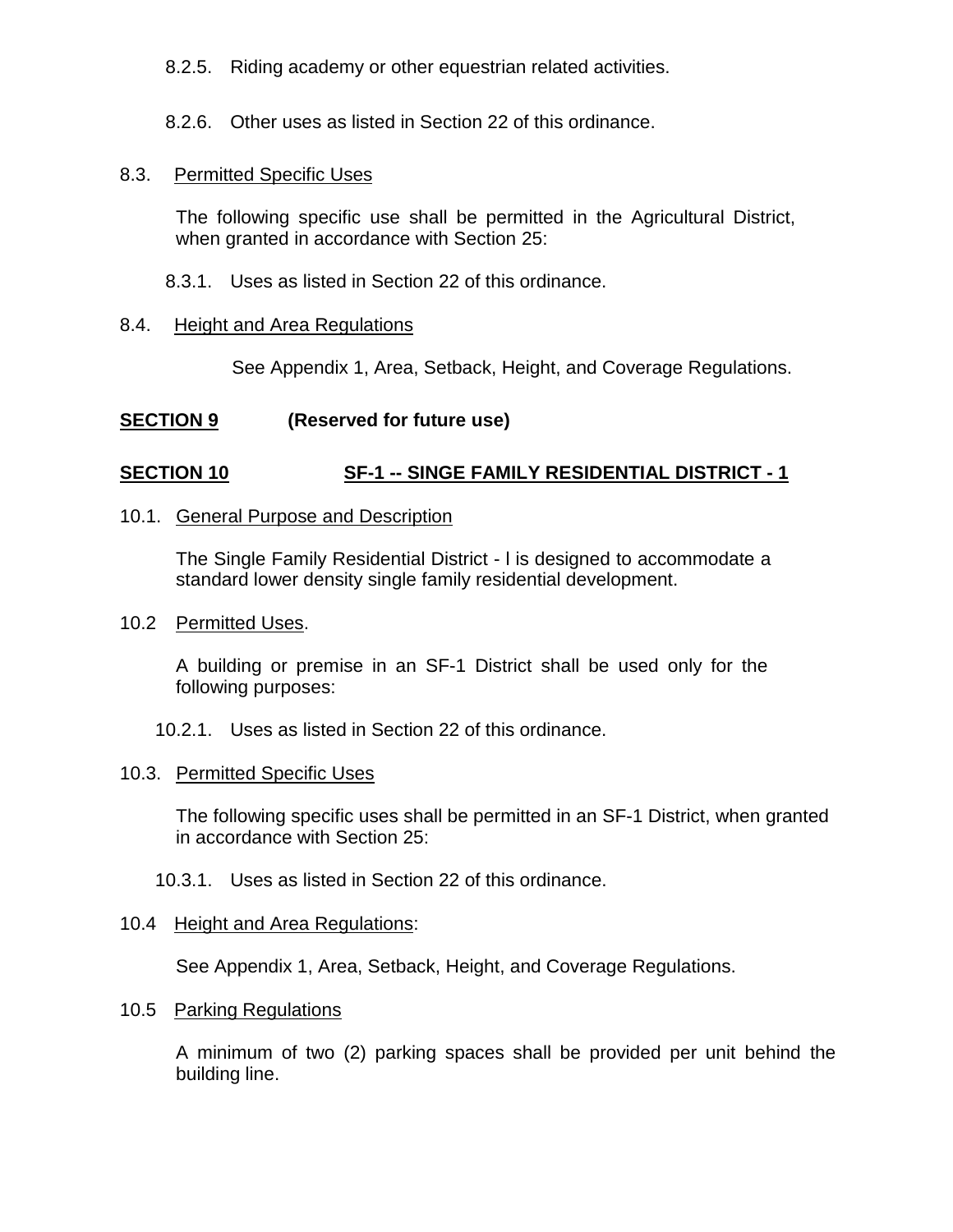8.2.5. Riding academy or other equestrian related activities.

8.2.6. Other uses as listed in Section 22 of this ordinance.

8.3. Permitted Specific Uses

The following specific use shall be permitted in the Agricultural District, when granted in accordance with Section 25:

8.3.1. Uses as listed in Section 22 of this ordinance.

8.4. Height and Area Regulations

See Appendix 1, Area, Setback, Height, and Coverage Regulations.

## SECTION 9 (Reserved for future use)

## SECTION 10 SF-1 -- SINGE FAMILY RESIDENTIAL DISTRICT - 1

10.1. General Purpose and Description

The Single Family Residential District - l is designed to accommodate a standard lower density single family residential development.

10.2 Permitted Uses.

A building or premise in an SF-1 District shall be used only for the following purposes:

10.2.1. Uses as listed in Section 22 of this ordinance.

10.3. Permitted Specific Uses

The following specific uses shall be permitted in an SF-1 District, when granted in accordance with Section 25:

10.3.1. Uses as listed in Section 22 of this ordinance.

10.4 Height and Area Regulations:

See Appendix 1, Area, Setback, Height, and Coverage Regulations.

10.5 Parking Regulations

A minimum of two (2) parking spaces shall be provided per unit behind the building line.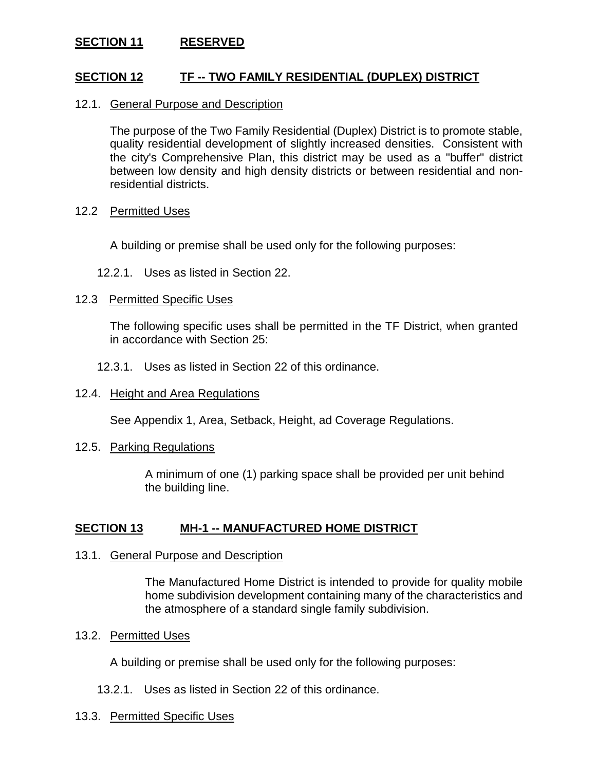## SECTION 11 RESERVED

## SECTION 12 TF -- TWO FAMILY RESIDENTIAL (DUPLEX) DISTRICT

12.1. General Purpose and Description

The purpose of the Two Family Residential (Duplex) District is to promote stable, quality residential development of slightly increased densities. Consistent with the city's Comprehensive Plan, this district may be used as a "buffer" district between low density and high density districts or between residential and non-residential districts.

12.2 Permitted Uses

A building or premise shall be used only for the following purposes:

12.2.1. Uses as listed in Section 22.

12.3 Permitted Specific Uses

The following specific uses shall be permitted in the TF District, when granted in accordance with Section 25:

12.3.1. Uses as listed in Section 22 of this ordinance.

12.4. Height and Area Regulations

See Appendix 1, Area, Setback, Height, ad Coverage Regulations.

12.5. Parking Regulations

A minimum of one (1) parking space shall be provided per unit behind the building line.

## SECTION 13 MH-1 -- MANUFACTURED HOME DISTRICT

13.1. General Purpose and Description

The Manufactured Home District is intended to provide for quality mobile home subdivision development containing many of the characteristics and the atmosphere of a standard single family subdivision.

13.2. Permitted Uses

A building or premise shall be used only for the following purposes:

13.2.1. Uses as listed in Section 22 of this ordinance.

13.3. Permitted Specific Uses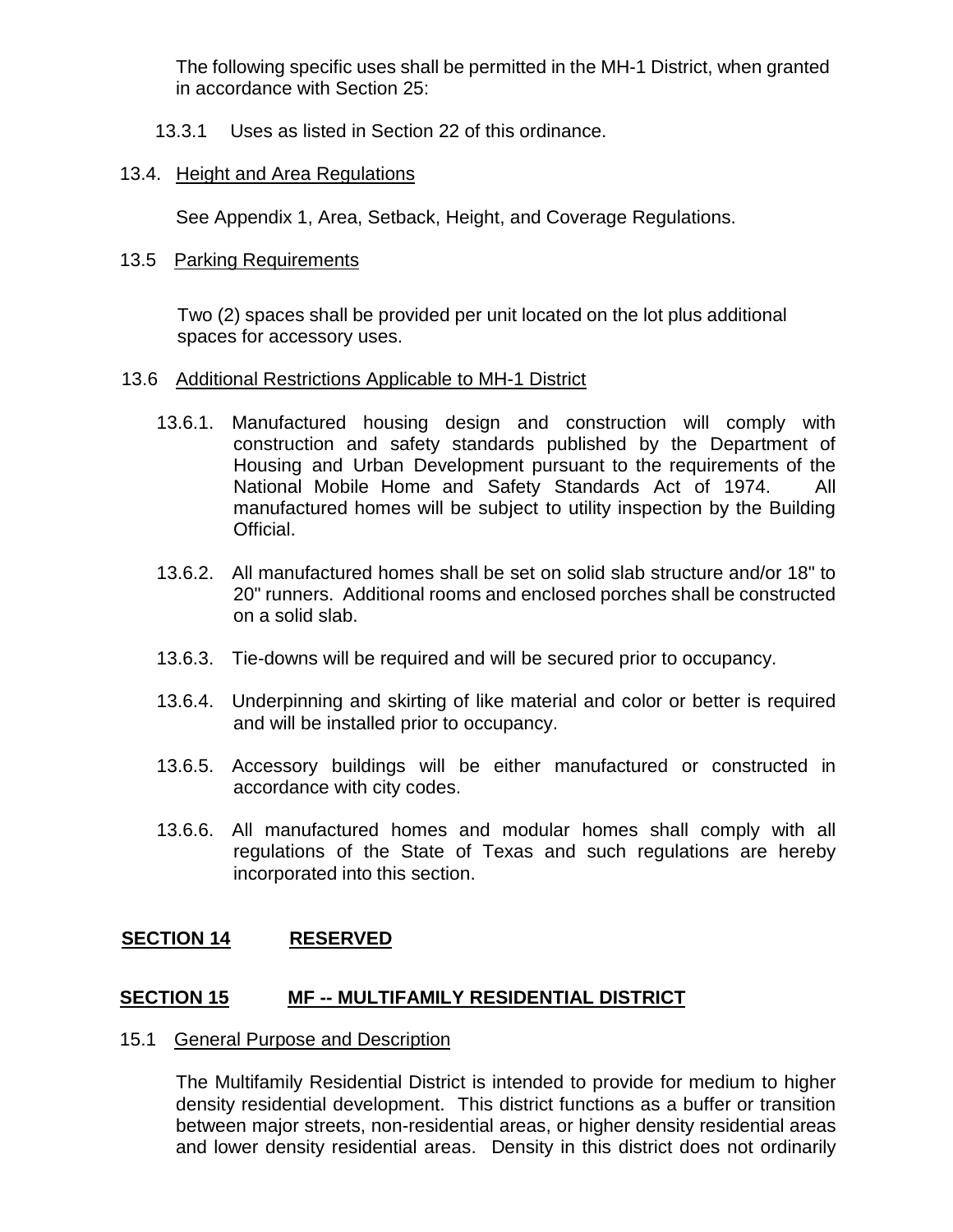The following specific uses shall be permitted in the MH-1 District, when granted in accordance with Section 25:

13.3.1 Uses as listed in Section 22 of this ordinance.

13.4. Height and Area Regulations

See Appendix 1, Area, Setback, Height, and Coverage Regulations.

13.5 Parking Requirements

Two (2) spaces shall be provided per unit located on the lot plus additional spaces for accessory uses.

13.6 Additional Restrictions Applicable to MH-1 District

13.6.1. Manufactured housing design and construction will comply with construction and safety standards published by the Department of Housing and Urban Development pursuant to the requirements of the National Mobile Home and Safety Standards Act of 1974. All manufactured homes will be subject to utility inspection by the Building Official.

13.6.2. All manufactured homes shall be set on solid slab structure and/or 18" to 20" runners. Additional rooms and enclosed porches shall be constructed on a solid slab.

13.6.3. Tie-downs will be required and will be secured prior to occupancy.

13.6.4. Underpinning and skirting of like material and color or better is required and will be installed prior to occupancy.

13.6.5. Accessory buildings will be either manufactured or constructed in accordance with city codes.

13.6.6. All manufactured homes and modular homes shall comply with all regulations of the State of Texas and such regulations are hereby incorporated into this section.

## SECTION 14 RESERVED

## SECTION 15 MF -- MULTIFAMILY RESIDENTIAL DISTRICT

15.1 General Purpose and Description

The Multifamily Residential District is intended to provide for medium to higher density residential development. This district functions as a buffer or transition between major streets, non-residential areas, or higher density residential areas and lower density residential areas. Density in this district does not ordinarily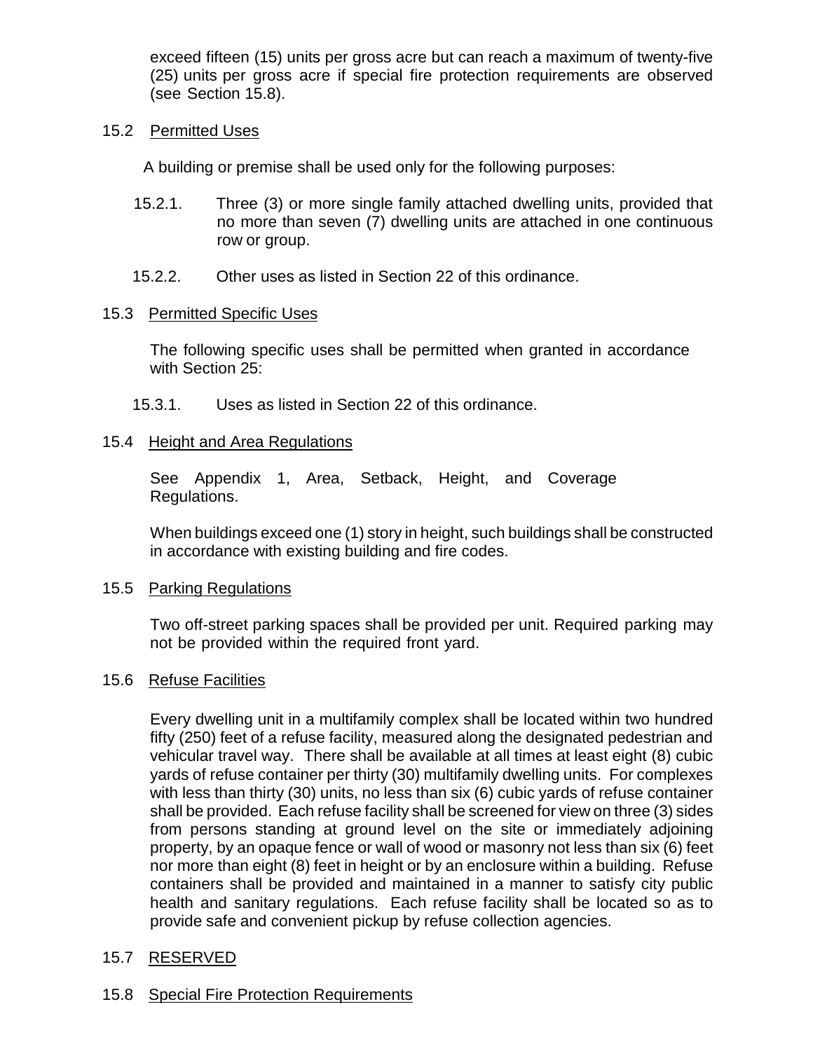exceed fifteen (15) units per gross acre but can reach a maximum of twenty-five (25) units per gross acre if special fire protection requirements are observed (see Section 15.8).

## 15.2 Permitted Uses

A building or premise shall be used only for the following purposes:

15.2.1. Three (3) or more single family attached dwelling units, provided that no more than seven (7) dwelling units are attached in one continuous row or group.

15.2.2. Other uses as listed in Section 22 of this ordinance.

## 15.3 Permitted Specific Uses

The following specific uses shall be permitted when granted in accordance with Section 25:

15.3.1. Uses as listed in Section 22 of this ordinance.

## 15.4 Height and Area Regulations

See Appendix 1, Area, Setback, Height, and Coverage Regulations.

When buildings exceed one (1) story in height, such buildings shall be constructed in accordance with existing building and fire codes.

## 15.5 Parking Regulations

Two off-street parking spaces shall be provided per unit. Required parking may not be provided within the required front yard.

## 15.6 Refuse Facilities

Every dwelling unit in a multifamily complex shall be located within two hundred fifty (250) feet of a refuse facility, measured along the designated pedestrian and vehicular travel way. There shall be available at all times at least eight (8) cubic yards of refuse container per thirty (30) multifamily dwelling units. For complexes with less than thirty (30) units, no less than six (6) cubic yards of refuse container shall be provided. Each refuse facility shall be screened for view on three (3) sides from persons standing at ground level on the site or immediately adjoining property, by an opaque fence or wall of wood or masonry not less than six (6) feet nor more than eight (8) feet in height or by an enclosure within a building. Refuse containers shall be provided and maintained in a manner to satisfy city public health and sanitary regulations. Each refuse facility shall be located so as to provide safe and convenient pickup by refuse collection agencies.

## 15.7 RESERVED

## 15.8 Special Fire Protection Requirements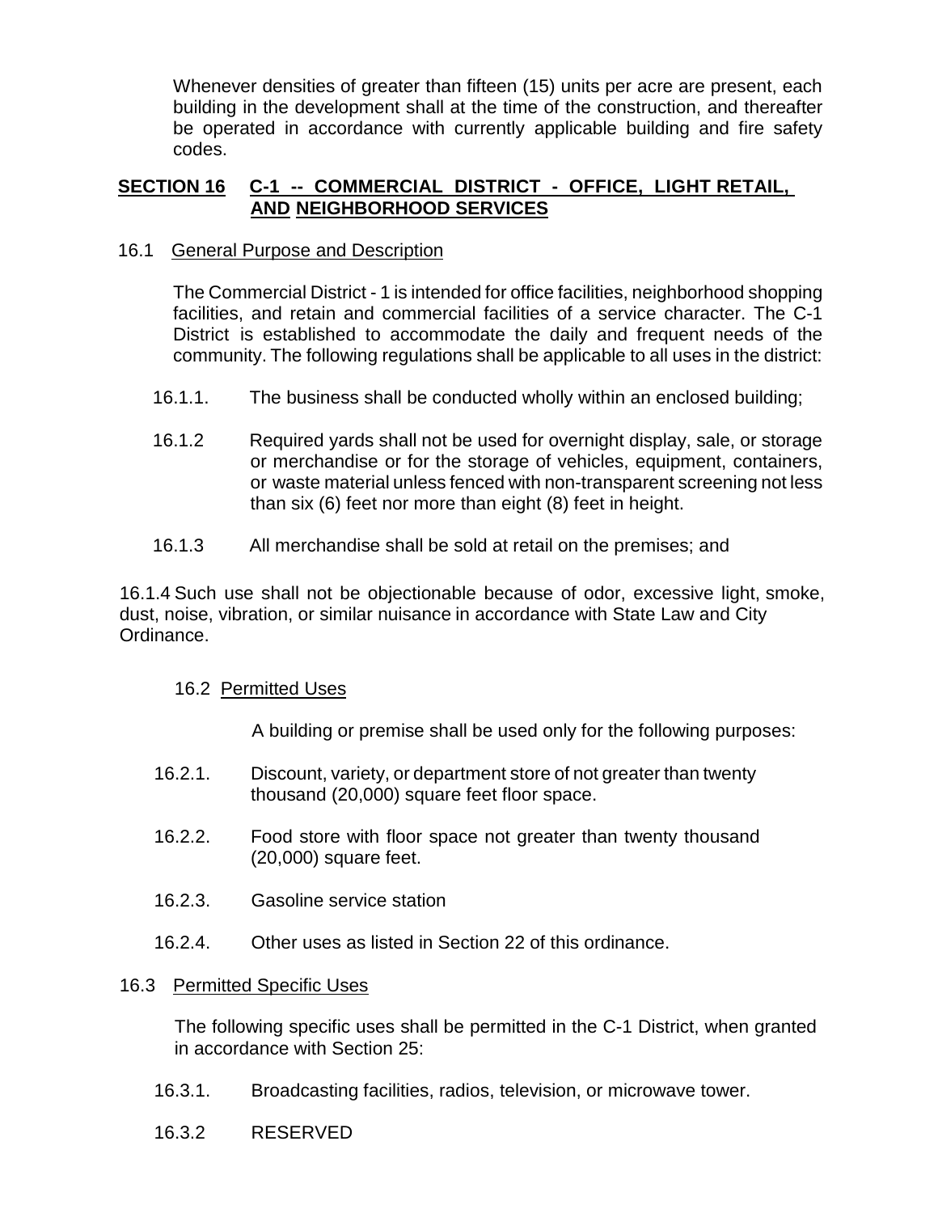Whenever densities of greater than fifteen (15) units per acre are present, each building in the development shall at the time of the construction, and thereafter be operated in accordance with currently applicable building and fire safety codes.

## SECTION 16 C-1 -- COMMERCIAL DISTRICT - OFFICE, LIGHT RETAIL, AND NEIGHBORHOOD SERVICES

### 16.1 General Purpose and Description

The Commercial District - 1 is intended for office facilities, neighborhood shopping facilities, and retain and commercial facilities of a service character. The C-1 District is established to accommodate the daily and frequent needs of the community. The following regulations shall be applicable to all uses in the district:

16.1.1. The business shall be conducted wholly within an enclosed building;

16.1.2 Required yards shall not be used for overnight display, sale, or storage or merchandise or for the storage of vehicles, equipment, containers, or waste material unless fenced with non-transparent screening not less than six (6) feet nor more than eight (8) feet in height.

16.1.3 All merchandise shall be sold at retail on the premises; and

16.1.4 Such use shall not be objectionable because of odor, excessive light, smoke, dust, noise, vibration, or similar nuisance in accordance with State Law and City Ordinance.

### 16.2 Permitted Uses

A building or premise shall be used only for the following purposes:

16.2.1. Discount, variety, or department store of not greater than twenty thousand (20,000) square feet floor space.

16.2.2. Food store with floor space not greater than twenty thousand (20,000) square feet.

16.2.3. Gasoline service station

16.2.4. Other uses as listed in Section 22 of this ordinance.

### 16.3 Permitted Specific Uses

The following specific uses shall be permitted in the C-1 District, when granted in accordance with Section 25:

16.3.1. Broadcasting facilities, radios, television, or microwave tower.

16.3.2 RESERVED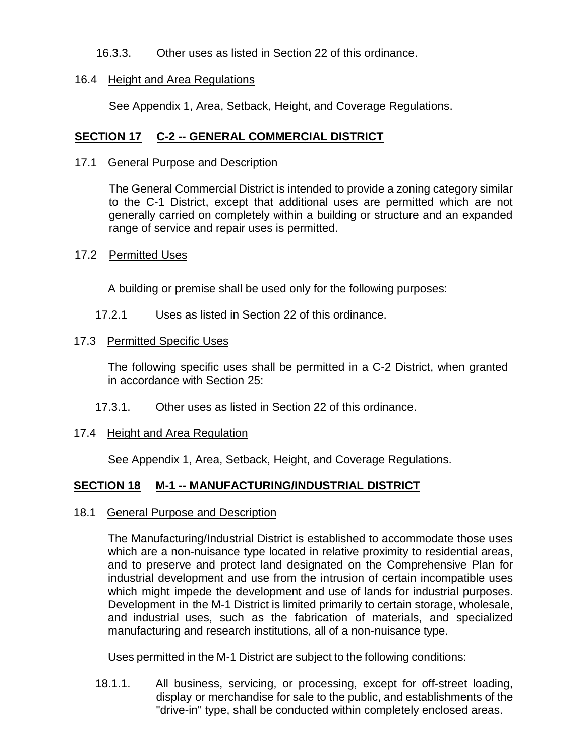16.3.3. Other uses as listed in Section 22 of this ordinance.

16.4 Height and Area Regulations

See Appendix 1, Area, Setback, Height, and Coverage Regulations.

## SECTION 17 C-2 -- GENERAL COMMERCIAL DISTRICT

17.1 General Purpose and Description

The General Commercial District is intended to provide a zoning category similar to the C-1 District, except that additional uses are permitted which are not generally carried on completely within a building or structure and an expanded range of service and repair uses is permitted.

17.2 Permitted Uses

A building or premise shall be used only for the following purposes:

17.2.1 Uses as listed in Section 22 of this ordinance.

17.3 Permitted Specific Uses

The following specific uses shall be permitted in a C-2 District, when granted in accordance with Section 25:

17.3.1. Other uses as listed in Section 22 of this ordinance.

17.4 Height and Area Regulation

See Appendix 1, Area, Setback, Height, and Coverage Regulations.

## SECTION 18 M-1 -- MANUFACTURING/INDUSTRIAL DISTRICT

18.1 General Purpose and Description

The Manufacturing/Industrial District is established to accommodate those uses which are a non-nuisance type located in relative proximity to residential areas, and to preserve and protect land designated on the Comprehensive Plan for industrial development and use from the intrusion of certain incompatible uses which might impede the development and use of lands for industrial purposes. Development in the M-1 District is limited primarily to certain storage, wholesale, and industrial uses, such as the fabrication of materials, and specialized manufacturing and research institutions, all of a non-nuisance type.

Uses permitted in the M-1 District are subject to the following conditions:

18.1.1. All business, servicing, or processing, except for off-street loading, display or merchandise for sale to the public, and establishments of the "drive-in" type, shall be conducted within completely enclosed areas.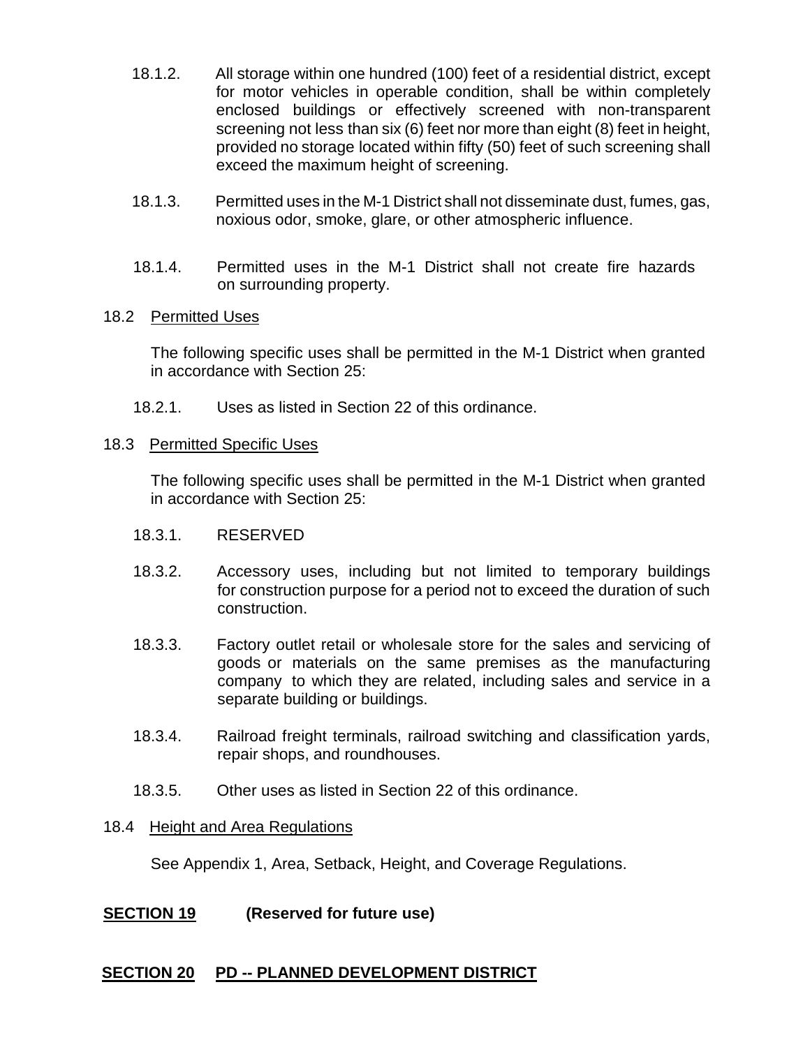18.1.2. All storage within one hundred (100) feet of a residential district, except for motor vehicles in operable condition, shall be within completely enclosed buildings or effectively screened with non-transparent screening not less than six (6) feet nor more than eight (8) feet in height, provided no storage located within fifty (50) feet of such screening shall exceed the maximum height of screening.

18.1.3. Permitted uses in the M-1 District shall not disseminate dust, fumes, gas, noxious odor, smoke, glare, or other atmospheric influence.

18.1.4. Permitted uses in the M-1 District shall not create fire hazards on surrounding property.

18.2 Permitted Uses

The following specific uses shall be permitted in the M-1 District when granted in accordance with Section 25:

18.2.1. Uses as listed in Section 22 of this ordinance.

18.3 Permitted Specific Uses

The following specific uses shall be permitted in the M-1 District when granted in accordance with Section 25:

18.3.1. RESERVED

18.3.2. Accessory uses, including but not limited to temporary buildings for construction purpose for a period not to exceed the duration of such construction.

18.3.3. Factory outlet retail or wholesale store for the sales and servicing of goods or materials on the same premises as the manufacturing company to which they are related, including sales and service in a separate building or buildings.

18.3.4. Railroad freight terminals, railroad switching and classification yards, repair shops, and roundhouses.

18.3.5. Other uses as listed in Section 22 of this ordinance.

18.4 Height and Area Regulations

See Appendix 1, Area, Setback, Height, and Coverage Regulations.

## SECTION 19 (Reserved for future use)

## SECTION 20 PD -- PLANNED DEVELOPMENT DISTRICT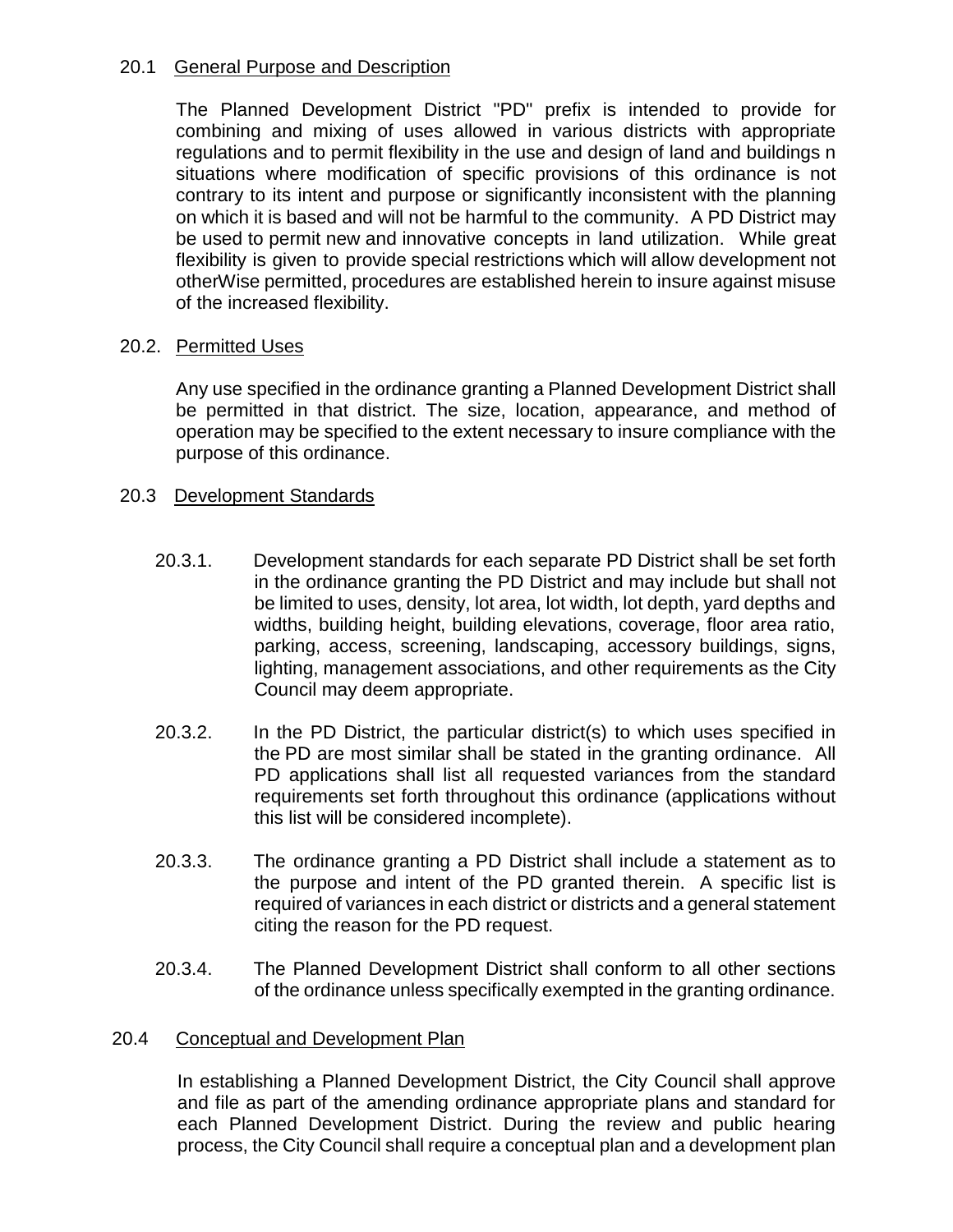## 20.1 General Purpose and Description

The Planned Development District "PD" prefix is intended to provide for combining and mixing of uses allowed in various districts with appropriate regulations and to permit flexibility in the use and design of land and buildings n situations where modification of specific provisions of this ordinance is not contrary to its intent and purpose or significantly inconsistent with the planning on which it is based and will not be harmful to the community. A PD District may be used to permit new and innovative concepts in land utilization. While great flexibility is given to provide special restrictions which will allow development not otherWise permitted, procedures are established herein to insure against misuse of the increased flexibility.

## 20.2. Permitted Uses

Any use specified in the ordinance granting a Planned Development District shall be permitted in that district. The size, location, appearance, and method of operation may be specified to the extent necessary to insure compliance with the purpose of this ordinance.

## 20.3 Development Standards

20.3.1. Development standards for each separate PD District shall be set forth in the ordinance granting the PD District and may include but shall not be limited to uses, density, lot area, lot width, lot depth, yard depths and widths, building height, building elevations, coverage, floor area ratio, parking, access, screening, landscaping, accessory buildings, signs, lighting, management associations, and other requirements as the City Council may deem appropriate.

20.3.2. In the PD District, the particular district(s) to which uses specified in the PD are most similar shall be stated in the granting ordinance. All PD applications shall list all requested variances from the standard requirements set forth throughout this ordinance (applications without this list will be considered incomplete).

20.3.3. The ordinance granting a PD District shall include a statement as to the purpose and intent of the PD granted therein. A specific list is required of variances in each district or districts and a general statement citing the reason for the PD request.

20.3.4. The Planned Development District shall conform to all other sections of the ordinance unless specifically exempted in the granting ordinance.

## 20.4 Conceptual and Development Plan

In establishing a Planned Development District, the City Council shall approve and file as part of the amending ordinance appropriate plans and standard for each Planned Development District. During the review and public hearing process, the City Council shall require a conceptual plan and a development plan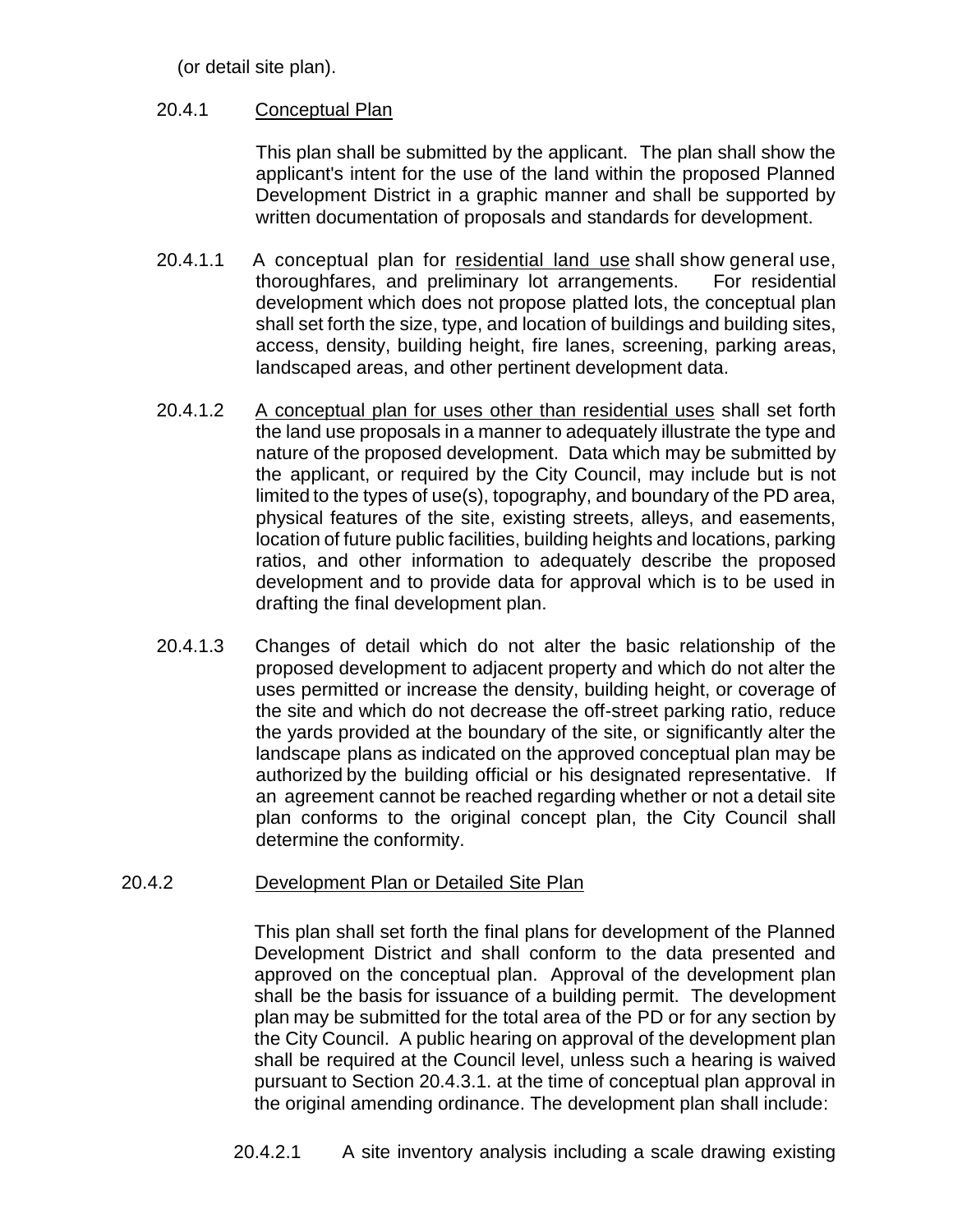(or detail site plan).

20.4.1 Conceptual Plan

This plan shall be submitted by the applicant. The plan shall show the applicant's intent for the use of the land within the proposed Planned Development District in a graphic manner and shall be supported by written documentation of proposals and standards for development.

20.4.1.1 A conceptual plan for residential land use shall show general use, thoroughfares, and preliminary lot arrangements. For residential development which does not propose platted lots, the conceptual plan shall set forth the size, type, and location of buildings and building sites, access, density, building height, fire lanes, screening, parking areas, landscaped areas, and other pertinent development data.

20.4.1.2 A conceptual plan for uses other than residential uses shall set forth the land use proposals in a manner to adequately illustrate the type and nature of the proposed development. Data which may be submitted by the applicant, or required by the City Council, may include but is not limited to the types of use(s), topography, and boundary of the PD area, physical features of the site, existing streets, alleys, and easements, location of future public facilities, building heights and locations, parking ratios, and other information to adequately describe the proposed development and to provide data for approval which is to be used in drafting the final development plan.

20.4.1.3 Changes of detail which do not alter the basic relationship of the proposed development to adjacent property and which do not alter the uses permitted or increase the density, building height, or coverage of the site and which do not decrease the off-street parking ratio, reduce the yards provided at the boundary of the site, or significantly alter the landscape plans as indicated on the approved conceptual plan may be authorized by the building official or his designated representative. If an agreement cannot be reached regarding whether or not a detail site plan conforms to the original concept plan, the City Council shall determine the conformity.

20.4.2 Development Plan or Detailed Site Plan

This plan shall set forth the final plans for development of the Planned Development District and shall conform to the data presented and approved on the conceptual plan. Approval of the development plan shall be the basis for issuance of a building permit. The development plan may be submitted for the total area of the PD or for any section by the City Council. A public hearing on approval of the development plan shall be required at the Council level, unless such a hearing is waived pursuant to Section 20.4.3.1. at the time of conceptual plan approval in the original amending ordinance. The development plan shall include:

20.4.2.1 A site inventory analysis including a scale drawing existing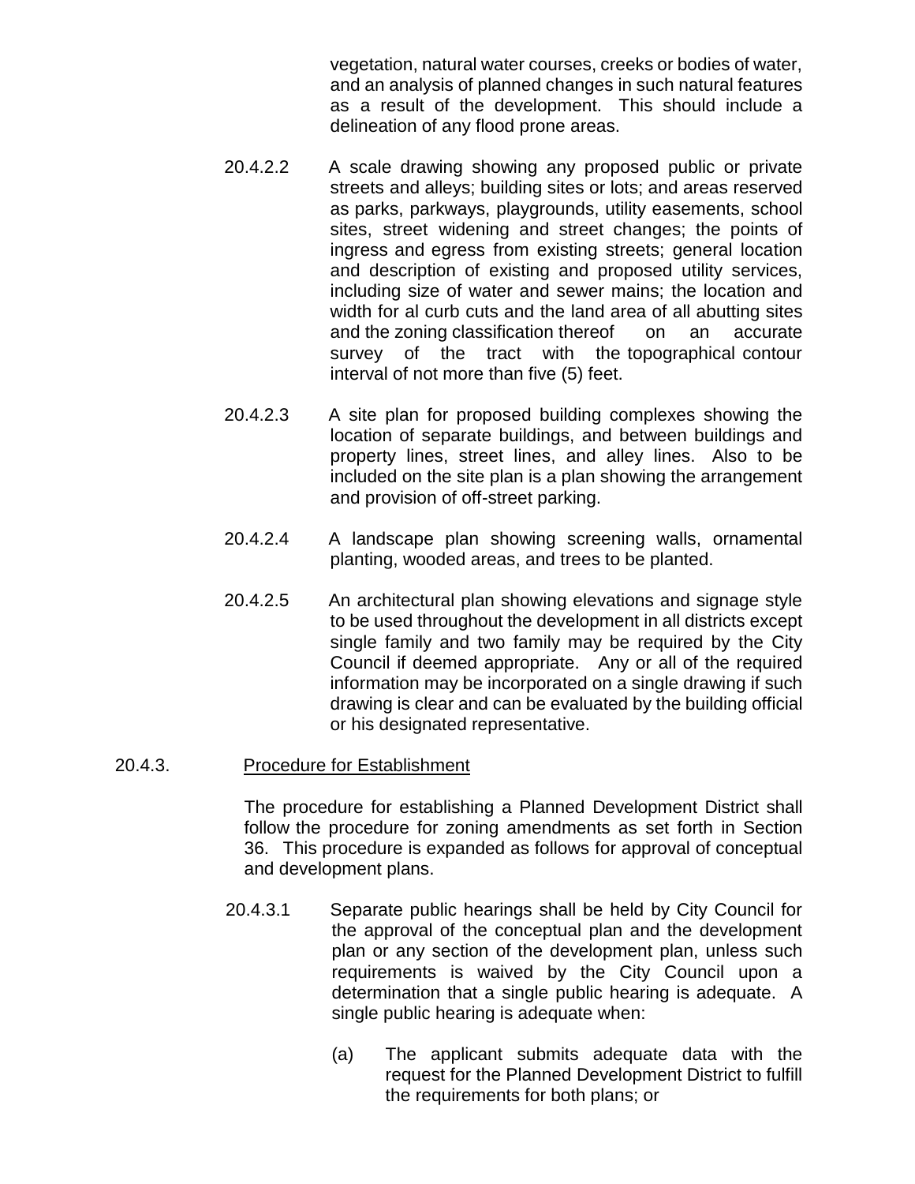vegetation, natural water courses, creeks or bodies of water, and an analysis of planned changes in such natural features as a result of the development. This should include a delineation of any flood prone areas.

20.4.2.2 A scale drawing showing any proposed public or private streets and alleys; building sites or lots; and areas reserved as parks, parkways, playgrounds, utility easements, school sites, street widening and street changes; the points of ingress and egress from existing streets; general location and description of existing and proposed utility services, including size of water and sewer mains; the location and width for al curb cuts and the land area of all abutting sites and the zoning classification thereof on an accurate survey of the tract with the topographical contour interval of not more than five (5) feet.

20.4.2.3 A site plan for proposed building complexes showing the location of separate buildings, and between buildings and property lines, street lines, and alley lines. Also to be included on the site plan is a plan showing the arrangement and provision of off-street parking.

20.4.2.4 A landscape plan showing screening walls, ornamental planting, wooded areas, and trees to be planted.

20.4.2.5 An architectural plan showing elevations and signage style to be used throughout the development in all districts except single family and two family may be required by the City Council if deemed appropriate. Any or all of the required information may be incorporated on a single drawing if such drawing is clear and can be evaluated by the building official or his designated representative.

20.4.3. Procedure for Establishment

The procedure for establishing a Planned Development District shall follow the procedure for zoning amendments as set forth in Section 36. This procedure is expanded as follows for approval of conceptual and development plans.

20.4.3.1 Separate public hearings shall be held by City Council for the approval of the conceptual plan and the development plan or any section of the development plan, unless such requirements is waived by the City Council upon a determination that a single public hearing is adequate. A single public hearing is adequate when:

(a) The applicant submits adequate data with the request for the Planned Development District to fulfill the requirements for both plans; or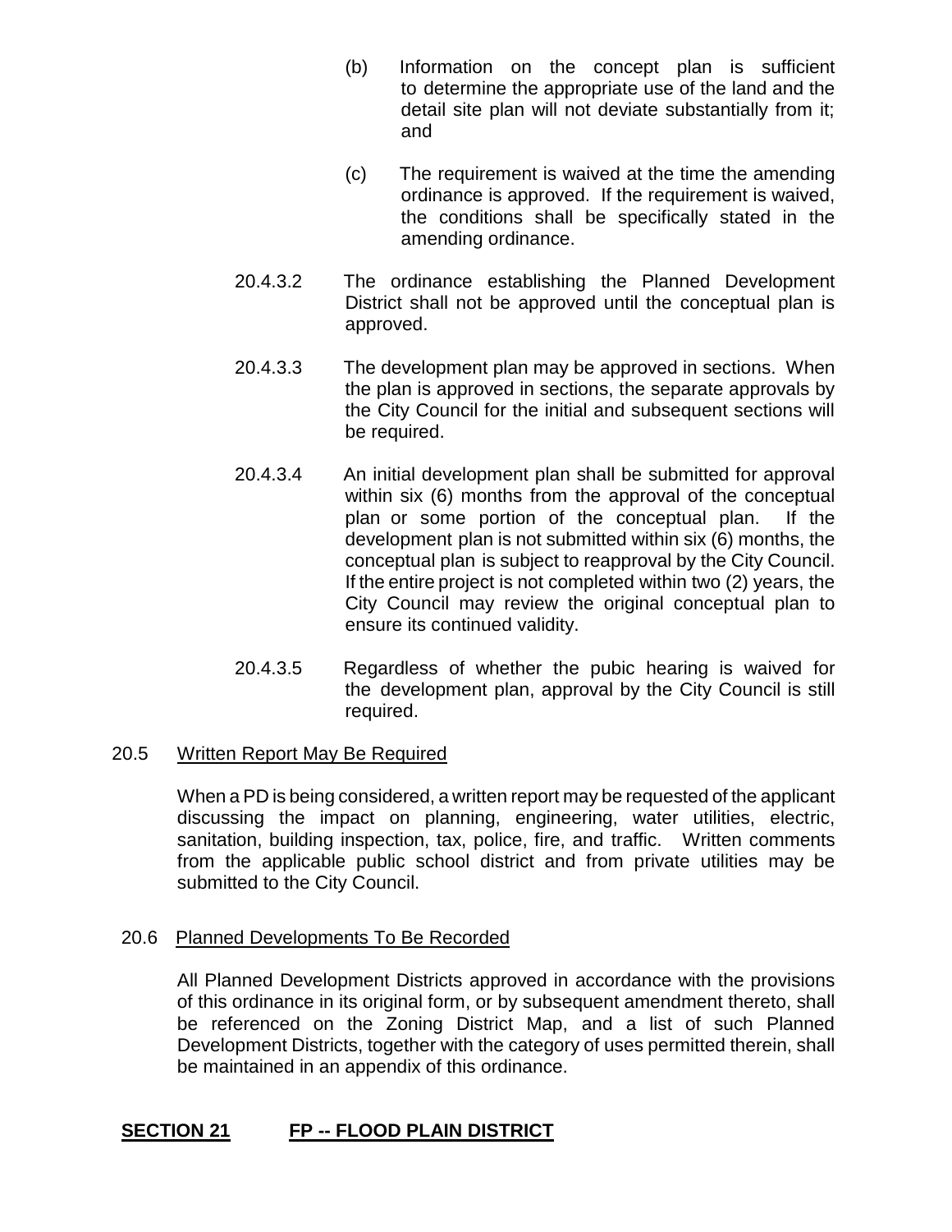(b) Information on the concept plan is sufficient to determine the appropriate use of the land and the detail site plan will not deviate substantially from it; and

(c) The requirement is waived at the time the amending ordinance is approved. If the requirement is waived, the conditions shall be specifically stated in the amending ordinance.

20.4.3.2 The ordinance establishing the Planned Development District shall not be approved until the conceptual plan is approved.

20.4.3.3 The development plan may be approved in sections. When the plan is approved in sections, the separate approvals by the City Council for the initial and subsequent sections will be required.

20.4.3.4 An initial development plan shall be submitted for approval within six (6) months from the approval of the conceptual plan or some portion of the conceptual plan. If the development plan is not submitted within six (6) months, the conceptual plan is subject to reapproval by the City Council. If the entire project is not completed within two (2) years, the City Council may review the original conceptual plan to ensure its continued validity.

20.4.3.5 Regardless of whether the pubic hearing is waived for the development plan, approval by the City Council is still required.

20.5 Written Report May Be Required

When a PD is being considered, a written report may be requested of the applicant discussing the impact on planning, engineering, water utilities, electric, sanitation, building inspection, tax, police, fire, and traffic. Written comments from the applicable public school district and from private utilities may be submitted to the City Council.

20.6 Planned Developments To Be Recorded

All Planned Development Districts approved in accordance with the provisions of this ordinance in its original form, or by subsequent amendment thereto, shall be referenced on the Zoning District Map, and a list of such Planned Development Districts, together with the category of uses permitted therein, shall be maintained in an appendix of this ordinance.

## SECTION 21 FP -- FLOOD PLAIN DISTRICT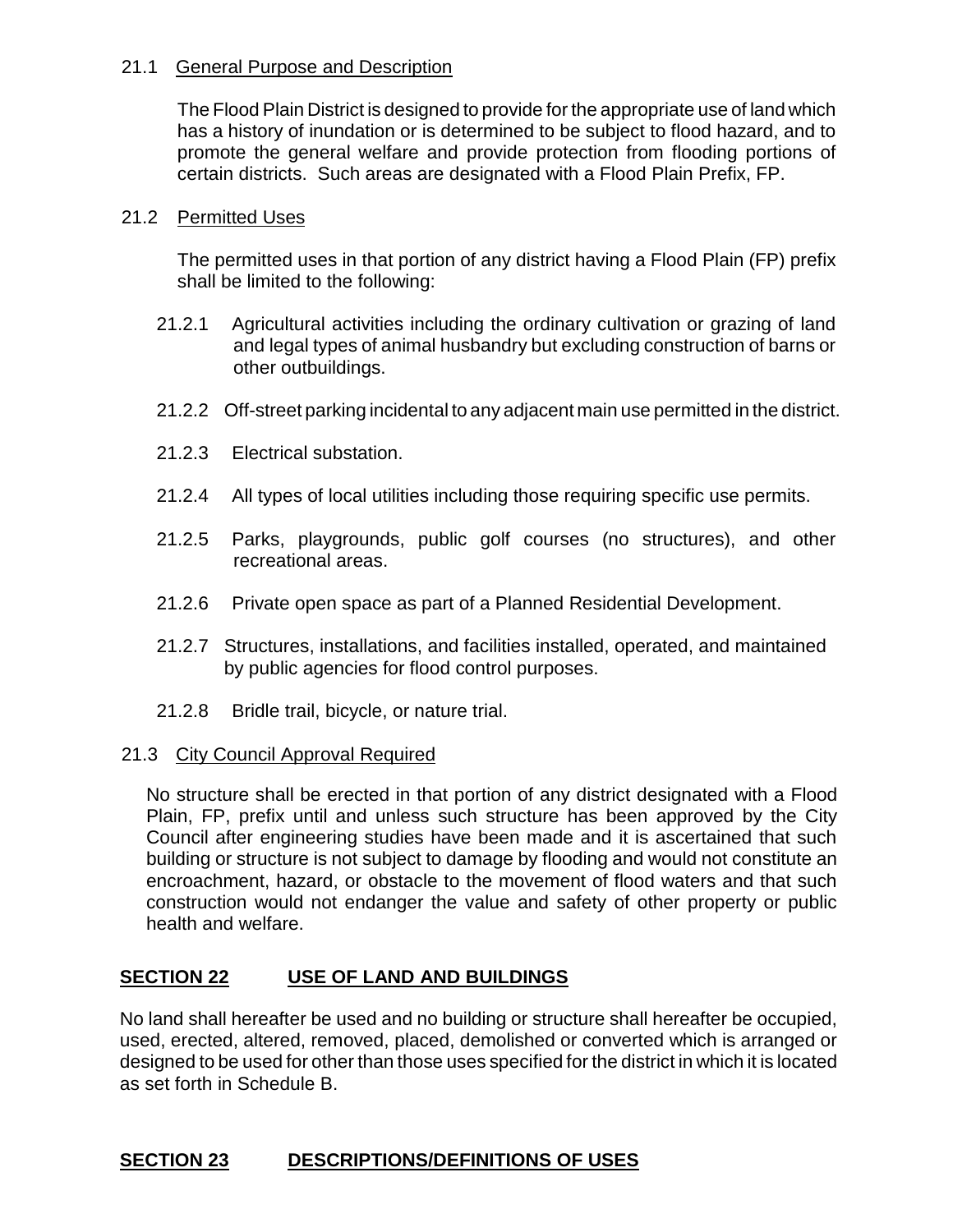### 21.1 General Purpose and Description

The Flood Plain District is designed to provide for the appropriate use of land which has a history of inundation or is determined to be subject to flood hazard, and to promote the general welfare and provide protection from flooding portions of certain districts. Such areas are designated with a Flood Plain Prefix, FP.

### 21.2 Permitted Uses

The permitted uses in that portion of any district having a Flood Plain (FP) prefix shall be limited to the following:

21.2.1 Agricultural activities including the ordinary cultivation or grazing of land and legal types of animal husbandry but excluding construction of barns or other outbuildings.

21.2.2 Off-street parking incidental to any adjacent main use permitted in the district.

21.2.3 Electrical substation.

21.2.4 All types of local utilities including those requiring specific use permits.

21.2.5 Parks, playgrounds, public golf courses (no structures), and other recreational areas.

21.2.6 Private open space as part of a Planned Residential Development.

21.2.7 Structures, installations, and facilities installed, operated, and maintained by public agencies for flood control purposes.

21.2.8 Bridle trail, bicycle, or nature trial.

### 21.3 City Council Approval Required

No structure shall be erected in that portion of any district designated with a Flood Plain, FP, prefix until and unless such structure has been approved by the City Council after engineering studies have been made and it is ascertained that such building or structure is not subject to damage by flooding and would not constitute an encroachment, hazard, or obstacle to the movement of flood waters and that such construction would not endanger the value and safety of other property or public health and welfare.

## SECTION 22 USE OF LAND AND BUILDINGS

No land shall hereafter be used and no building or structure shall hereafter be occupied, used, erected, altered, removed, placed, demolished or converted which is arranged or designed to be used for other than those uses specified for the district in which it is located as set forth in Schedule B.

## SECTION 23 DESCRIPTIONS/DEFINITIONS OF USES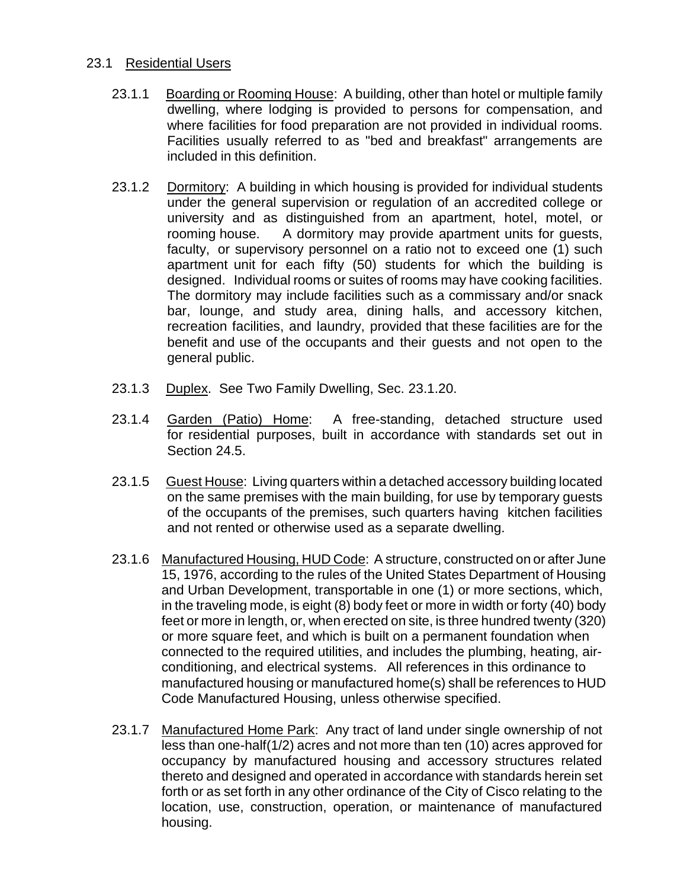## 23.1 Residential Users

23.1.1 Boarding or Rooming House: A building, other than hotel or multiple family dwelling, where lodging is provided to persons for compensation, and where facilities for food preparation are not provided in individual rooms. Facilities usually referred to as "bed and breakfast" arrangements are included in this definition.

23.1.2 Dormitory: A building in which housing is provided for individual students under the general supervision or regulation of an accredited college or university and as distinguished from an apartment, hotel, motel, or rooming house. A dormitory may provide apartment units for guests, faculty, or supervisory personnel on a ratio not to exceed one (1) such apartment unit for each fifty (50) students for which the building is designed. Individual rooms or suites of rooms may have cooking facilities. The dormitory may include facilities such as a commissary and/or snack bar, lounge, and study area, dining halls, and accessory kitchen, recreation facilities, and laundry, provided that these facilities are for the benefit and use of the occupants and their guests and not open to the general public.

23.1.3 Duplex. See Two Family Dwelling, Sec. 23.1.20.

23.1.4 Garden (Patio) Home: A free-standing, detached structure used for residential purposes, built in accordance with standards set out in Section 24.5.

23.1.5 Guest House: Living quarters within a detached accessory building located on the same premises with the main building, for use by temporary guests of the occupants of the premises, such quarters having kitchen facilities and not rented or otherwise used as a separate dwelling.

23.1.6 Manufactured Housing, HUD Code: A structure, constructed on or after June 15, 1976, according to the rules of the United States Department of Housing and Urban Development, transportable in one (1) or more sections, which, in the traveling mode, is eight (8) body feet or more in width or forty (40) body feet or more in length, or, when erected on site, is three hundred twenty (320) or more square feet, and which is built on a permanent foundation when connected to the required utilities, and includes the plumbing, heating, air-conditioning, and electrical systems. All references in this ordinance to manufactured housing or manufactured home(s) shall be references to HUD Code Manufactured Housing, unless otherwise specified.

23.1.7 Manufactured Home Park: Any tract of land under single ownership of not less than one-half(1/2) acres and not more than ten (10) acres approved for occupancy by manufactured housing and accessory structures related thereto and designed and operated in accordance with standards herein set forth or as set forth in any other ordinance of the City of Cisco relating to the location, use, construction, operation, or maintenance of manufactured housing.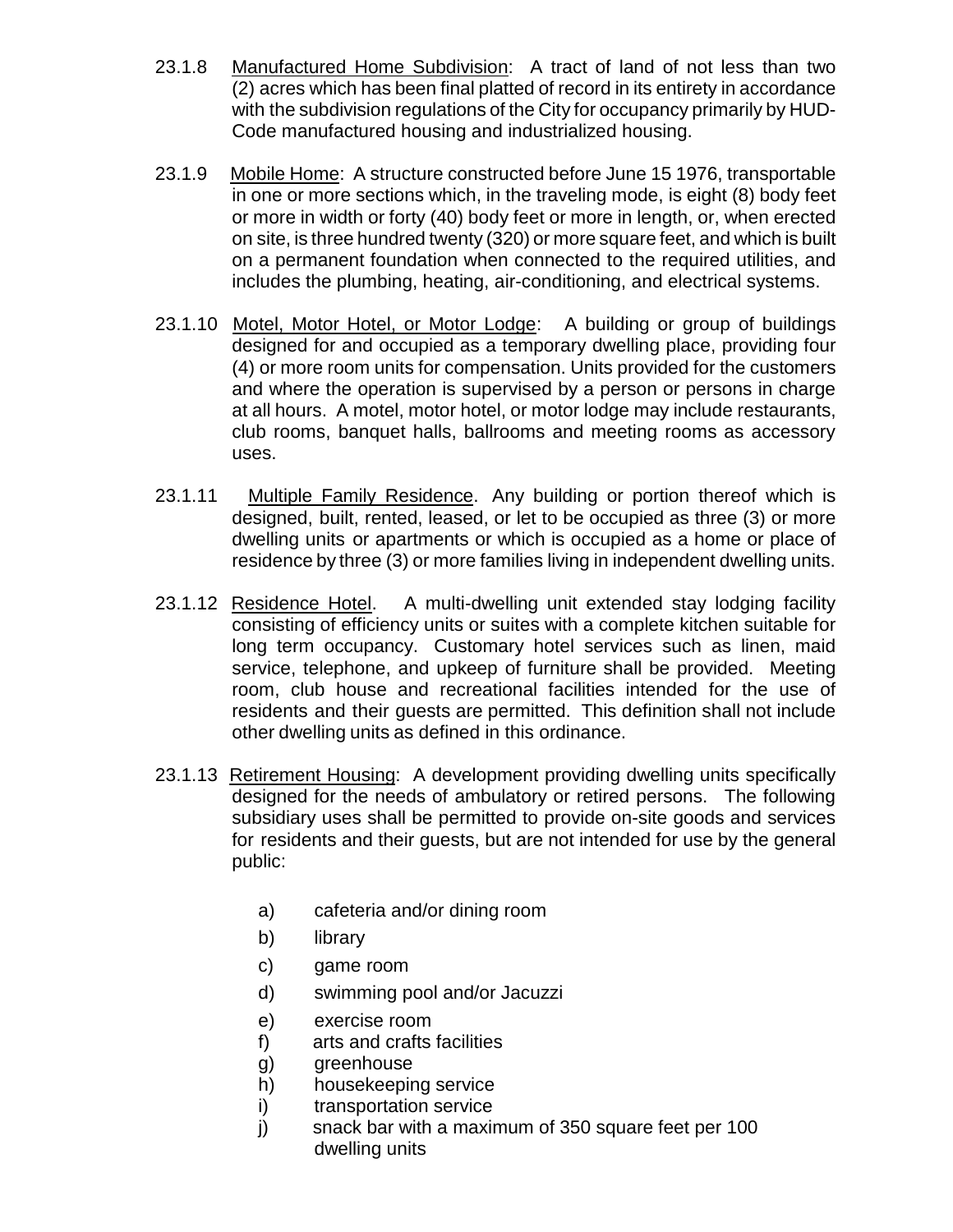23.1.8 Manufactured Home Subdivision: A tract of land of not less than two (2) acres which has been final platted of record in its entirety in accordance with the subdivision regulations of the City for occupancy primarily by HUD-Code manufactured housing and industrialized housing.

23.1.9 Mobile Home: A structure constructed before June 15 1976, transportable in one or more sections which, in the traveling mode, is eight (8) body feet or more in width or forty (40) body feet or more in length, or, when erected on site, is three hundred twenty (320) or more square feet, and which is built on a permanent foundation when connected to the required utilities, and includes the plumbing, heating, air-conditioning, and electrical systems.

23.1.10 Motel, Motor Hotel, or Motor Lodge: A building or group of buildings designed for and occupied as a temporary dwelling place, providing four (4) or more room units for compensation. Units provided for the customers and where the operation is supervised by a person or persons in charge at all hours. A motel, motor hotel, or motor lodge may include restaurants, club rooms, banquet halls, ballrooms and meeting rooms as accessory uses.

23.1.11 Multiple Family Residence. Any building or portion thereof which is designed, built, rented, leased, or let to be occupied as three (3) or more dwelling units or apartments or which is occupied as a home or place of residence by three (3) or more families living in independent dwelling units.

23.1.12 Residence Hotel. A multi-dwelling unit extended stay lodging facility consisting of efficiency units or suites with a complete kitchen suitable for long term occupancy. Customary hotel services such as linen, maid service, telephone, and upkeep of furniture shall be provided. Meeting room, club house and recreational facilities intended for the use of residents and their guests are permitted. This definition shall not include other dwelling units as defined in this ordinance.

23.1.13 Retirement Housing: A development providing dwelling units specifically designed for the needs of ambulatory or retired persons. The following subsidiary uses shall be permitted to provide on-site goods and services for residents and their guests, but are not intended for use by the general public:

a) cafeteria and/or dining room
b) library
c) game room
d) swimming pool and/or Jacuzzi
e) exercise room
f) arts and crafts facilities
g) greenhouse
h) housekeeping service
i) transportation service
j) snack bar with a maximum of 350 square feet per 100 dwelling units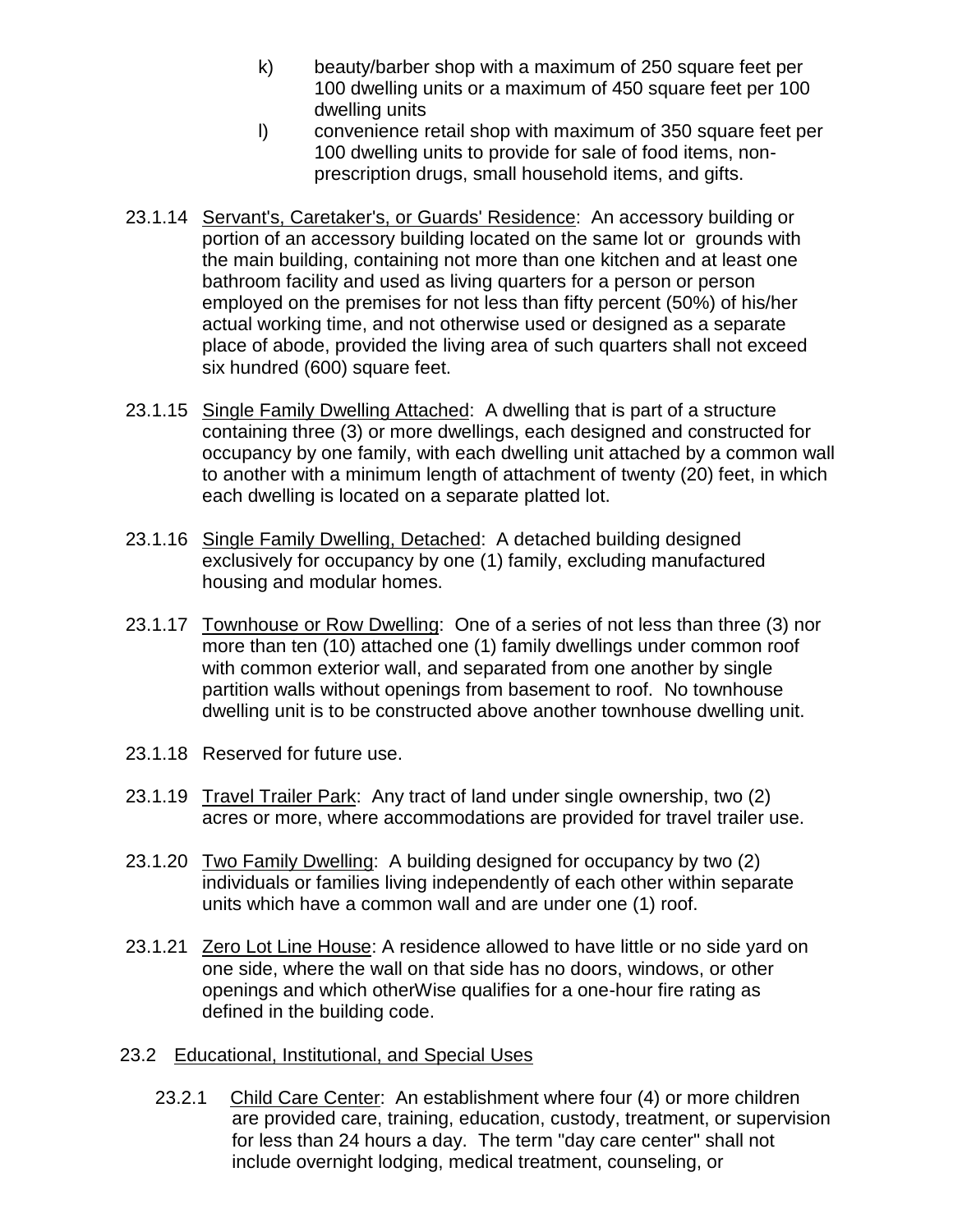k) beauty/barber shop with a maximum of 250 square feet per 100 dwelling units or a maximum of 450 square feet per 100 dwelling units

l) convenience retail shop with maximum of 350 square feet per 100 dwelling units to provide for sale of food items, non-prescription drugs, small household items, and gifts.

23.1.14 Servant's, Caretaker's, or Guards' Residence: An accessory building or portion of an accessory building located on the same lot or grounds with the main building, containing not more than one kitchen and at least one bathroom facility and used as living quarters for a person or person employed on the premises for not less than fifty percent (50%) of his/her actual working time, and not otherwise used or designed as a separate place of abode, provided the living area of such quarters shall not exceed six hundred (600) square feet.

23.1.15 Single Family Dwelling Attached: A dwelling that is part of a structure containing three (3) or more dwellings, each designed and constructed for occupancy by one family, with each dwelling unit attached by a common wall to another with a minimum length of attachment of twenty (20) feet, in which each dwelling is located on a separate platted lot.

23.1.16 Single Family Dwelling, Detached: A detached building designed exclusively for occupancy by one (1) family, excluding manufactured housing and modular homes.

23.1.17 Townhouse or Row Dwelling: One of a series of not less than three (3) nor more than ten (10) attached one (1) family dwellings under common roof with common exterior wall, and separated from one another by single partition walls without openings from basement to roof. No townhouse dwelling unit is to be constructed above another townhouse dwelling unit.

23.1.18 Reserved for future use.

23.1.19 Travel Trailer Park: Any tract of land under single ownership, two (2) acres or more, where accommodations are provided for travel trailer use.

23.1.20 Two Family Dwelling: A building designed for occupancy by two (2) individuals or families living independently of each other within separate units which have a common wall and are under one (1) roof.

23.1.21 Zero Lot Line House: A residence allowed to have little or no side yard on one side, where the wall on that side has no doors, windows, or other openings and which otherWise qualifies for a one-hour fire rating as defined in the building code.

23.2 Educational, Institutional, and Special Uses

23.2.1 Child Care Center: An establishment where four (4) or more children are provided care, training, education, custody, treatment, or supervision for less than 24 hours a day. The term "day care center" shall not include overnight lodging, medical treatment, counseling, or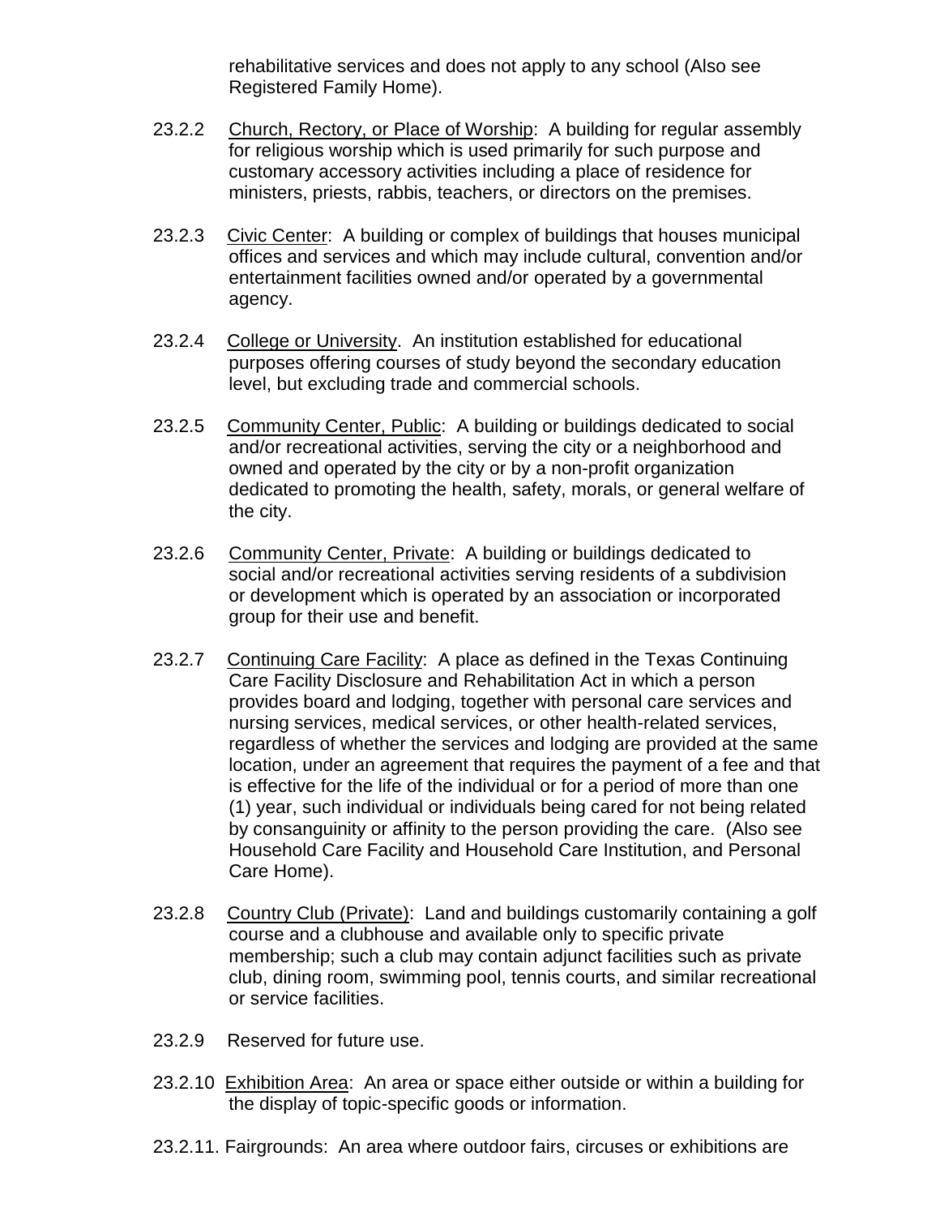rehabilitative services and does not apply to any school (Also see Registered Family Home).

23.2.2 Church, Rectory, or Place of Worship: A building for regular assembly for religious worship which is used primarily for such purpose and customary accessory activities including a place of residence for ministers, priests, rabbis, teachers, or directors on the premises.

23.2.3 Civic Center: A building or complex of buildings that houses municipal offices and services and which may include cultural, convention and/or entertainment facilities owned and/or operated by a governmental agency.

23.2.4 College or University. An institution established for educational purposes offering courses of study beyond the secondary education level, but excluding trade and commercial schools.

23.2.5 Community Center, Public: A building or buildings dedicated to social and/or recreational activities, serving the city or a neighborhood and owned and operated by the city or by a non-profit organization dedicated to promoting the health, safety, morals, or general welfare of the city.

23.2.6 Community Center, Private: A building or buildings dedicated to social and/or recreational activities serving residents of a subdivision or development which is operated by an association or incorporated group for their use and benefit.

23.2.7 Continuing Care Facility: A place as defined in the Texas Continuing Care Facility Disclosure and Rehabilitation Act in which a person provides board and lodging, together with personal care services and nursing services, medical services, or other health-related services, regardless of whether the services and lodging are provided at the same location, under an agreement that requires the payment of a fee and that is effective for the life of the individual or for a period of more than one (1) year, such individual or individuals being cared for not being related by consanguinity or affinity to the person providing the care. (Also see Household Care Facility and Household Care Institution, and Personal Care Home).

23.2.8 Country Club (Private): Land and buildings customarily containing a golf course and a clubhouse and available only to specific private membership; such a club may contain adjunct facilities such as private club, dining room, swimming pool, tennis courts, and similar recreational or service facilities.

23.2.9 Reserved for future use.

23.2.10 Exhibition Area: An area or space either outside or within a building for the display of topic-specific goods or information.

23.2.11. Fairgrounds: An area where outdoor fairs, circuses or exhibitions are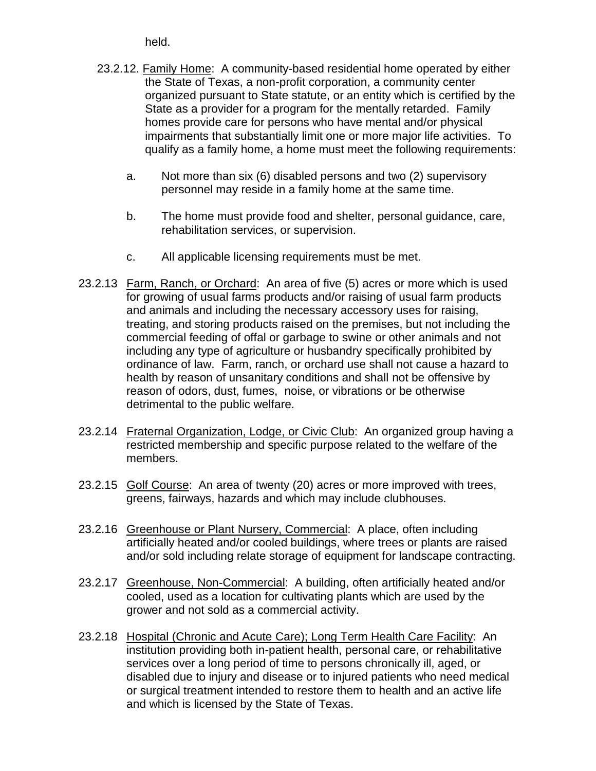held.

23.2.12. <u>Family Home</u>: A community-based residential home operated by either the State of Texas, a non-profit corporation, a community center organized pursuant to State statute, or an entity which is certified by the State as a provider for a program for the mentally retarded. Family homes provide care for persons who have mental and/or physical impairments that substantially limit one or more major life activities. To qualify as a family home, a home must meet the following requirements:

a. Not more than six (6) disabled persons and two (2) supervisory personnel may reside in a family home at the same time.

b. The home must provide food and shelter, personal guidance, care, rehabilitation services, or supervision.

c. All applicable licensing requirements must be met.

23.2.13 <u>Farm, Ranch, or Orchard</u>: An area of five (5) acres or more which is used for growing of usual farms products and/or raising of usual farm products and animals and including the necessary accessory uses for raising, treating, and storing products raised on the premises, but not including the commercial feeding of offal or garbage to swine or other animals and not including any type of agriculture or husbandry specifically prohibited by ordinance of law. Farm, ranch, or orchard use shall not cause a hazard to health by reason of unsanitary conditions and shall not be offensive by reason of odors, dust, fumes, noise, or vibrations or be otherwise detrimental to the public welfare.

23.2.14 <u>Fraternal Organization, Lodge, or Civic Club</u>: An organized group having a restricted membership and specific purpose related to the welfare of the members.

23.2.15 <u>Golf Course</u>: An area of twenty (20) acres or more improved with trees, greens, fairways, hazards and which may include clubhouses.

23.2.16 <u>Greenhouse or Plant Nursery, Commercial</u>: A place, often including artificially heated and/or cooled buildings, where trees or plants are raised and/or sold including relate storage of equipment for landscape contracting.

23.2.17 <u>Greenhouse, Non-Commercial</u>: A building, often artificially heated and/or cooled, used as a location for cultivating plants which are used by the grower and not sold as a commercial activity.

23.2.18 <u>Hospital (Chronic and Acute Care); Long Term Health Care Facility</u>: An institution providing both in-patient health, personal care, or rehabilitative services over a long period of time to persons chronically ill, aged, or disabled due to injury and disease or to injured patients who need medical or surgical treatment intended to restore them to health and an active life and which is licensed by the State of Texas.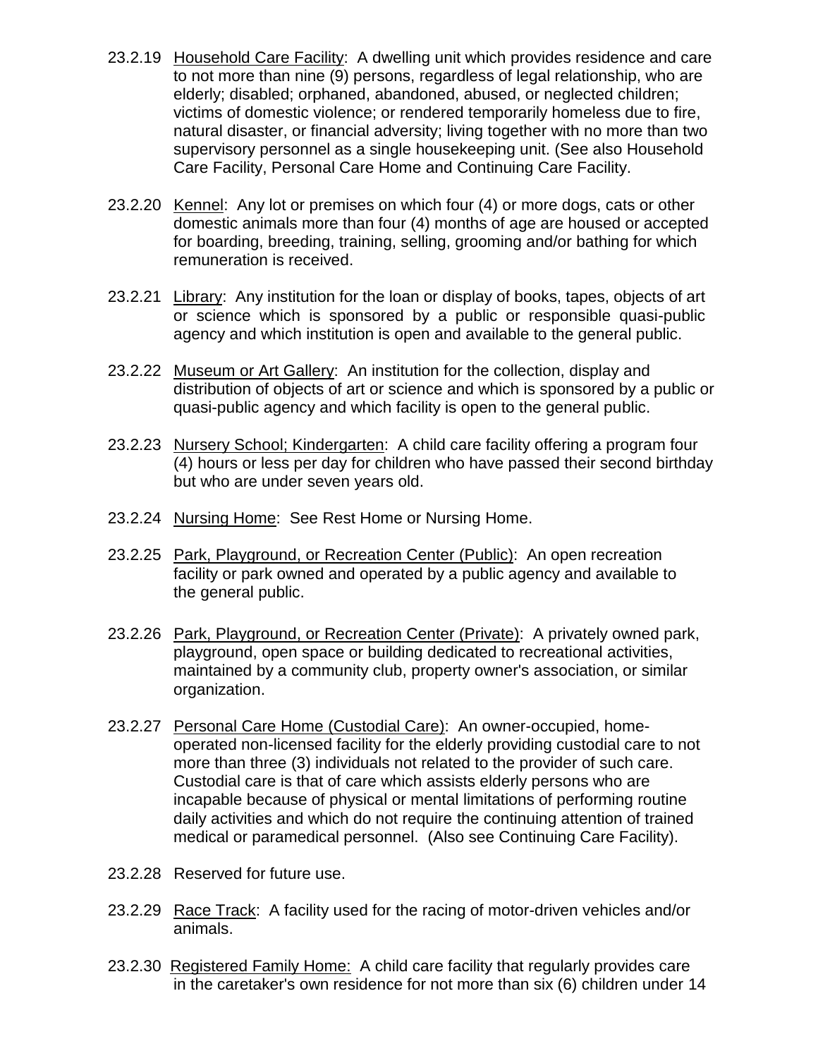23.2.19 Household Care Facility: A dwelling unit which provides residence and care to not more than nine (9) persons, regardless of legal relationship, who are elderly; disabled; orphaned, abandoned, abused, or neglected children; victims of domestic violence; or rendered temporarily homeless due to fire, natural disaster, or financial adversity; living together with no more than two supervisory personnel as a single housekeeping unit. (See also Household Care Facility, Personal Care Home and Continuing Care Facility.

23.2.20 Kennel: Any lot or premises on which four (4) or more dogs, cats or other domestic animals more than four (4) months of age are housed or accepted for boarding, breeding, training, selling, grooming and/or bathing for which remuneration is received.

23.2.21 Library: Any institution for the loan or display of books, tapes, objects of art or science which is sponsored by a public or responsible quasi-public agency and which institution is open and available to the general public.

23.2.22 Museum or Art Gallery: An institution for the collection, display and distribution of objects of art or science and which is sponsored by a public or quasi-public agency and which facility is open to the general public.

23.2.23 Nursery School; Kindergarten: A child care facility offering a program four (4) hours or less per day for children who have passed their second birthday but who are under seven years old.

23.2.24 Nursing Home: See Rest Home or Nursing Home.

23.2.25 Park, Playground, or Recreation Center (Public): An open recreation facility or park owned and operated by a public agency and available to the general public.

23.2.26 Park, Playground, or Recreation Center (Private): A privately owned park, playground, open space or building dedicated to recreational activities, maintained by a community club, property owner's association, or similar organization.

23.2.27 Personal Care Home (Custodial Care): An owner-occupied, home-operated non-licensed facility for the elderly providing custodial care to not more than three (3) individuals not related to the provider of such care. Custodial care is that of care which assists elderly persons who are incapable because of physical or mental limitations of performing routine daily activities and which do not require the continuing attention of trained medical or paramedical personnel. (Also see Continuing Care Facility).

23.2.28 Reserved for future use.

23.2.29 Race Track: A facility used for the racing of motor-driven vehicles and/or animals.

23.2.30 Registered Family Home: A child care facility that regularly provides care in the caretaker's own residence for not more than six (6) children under 14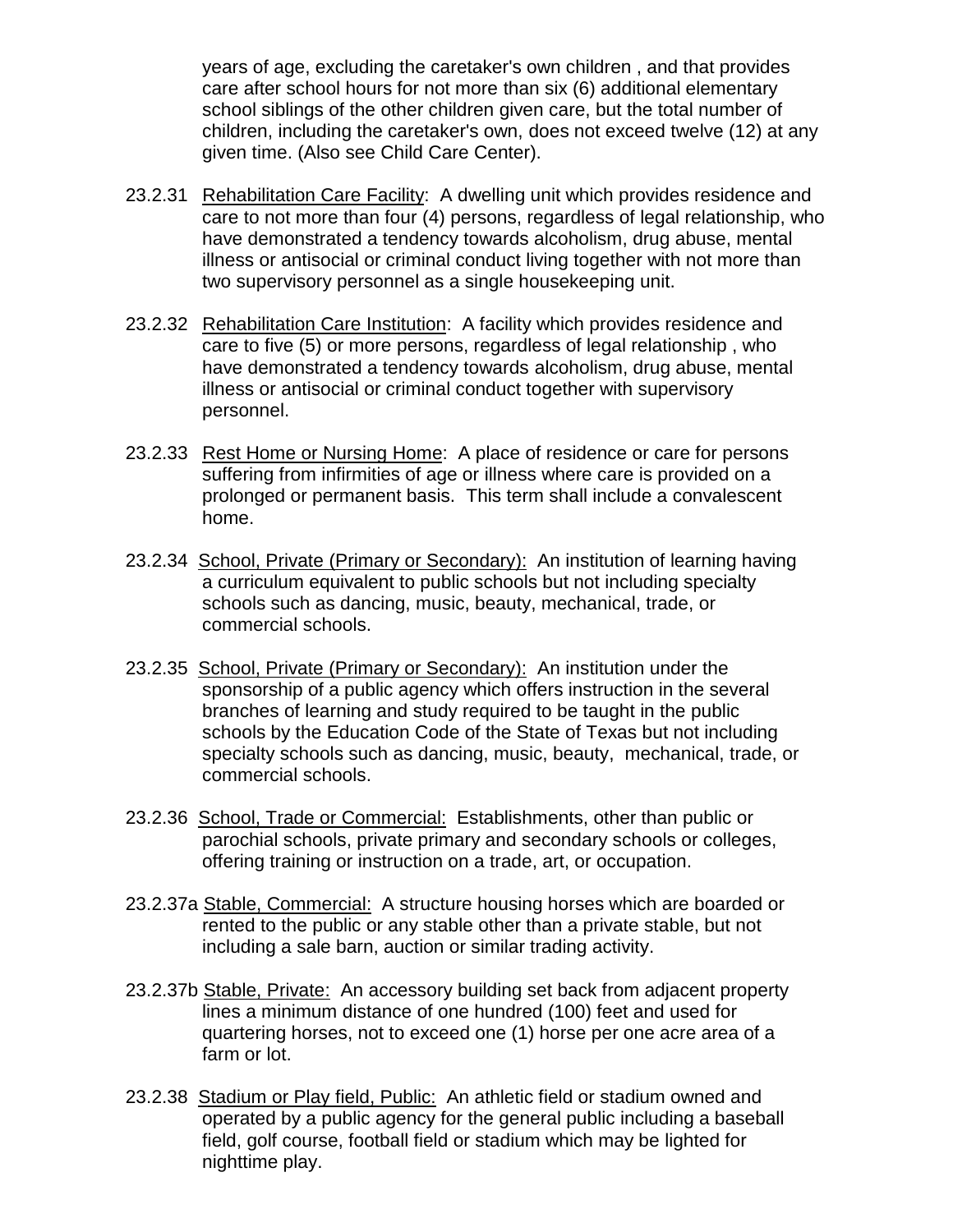years of age, excluding the caretaker's own children , and that provides care after school hours for not more than six (6) additional elementary school siblings of the other children given care, but the total number of children, including the caretaker's own, does not exceed twelve (12) at any given time. (Also see Child Care Center).

23.2.31 Rehabilitation Care Facility: A dwelling unit which provides residence and care to not more than four (4) persons, regardless of legal relationship, who have demonstrated a tendency towards alcoholism, drug abuse, mental illness or antisocial or criminal conduct living together with not more than two supervisory personnel as a single housekeeping unit.

23.2.32 Rehabilitation Care Institution: A facility which provides residence and care to five (5) or more persons, regardless of legal relationship , who have demonstrated a tendency towards alcoholism, drug abuse, mental illness or antisocial or criminal conduct together with supervisory personnel.

23.2.33 Rest Home or Nursing Home: A place of residence or care for persons suffering from infirmities of age or illness where care is provided on a prolonged or permanent basis. This term shall include a convalescent home.

23.2.34 School, Private (Primary or Secondary): An institution of learning having a curriculum equivalent to public schools but not including specialty schools such as dancing, music, beauty, mechanical, trade, or commercial schools.

23.2.35 School, Private (Primary or Secondary): An institution under the sponsorship of a public agency which offers instruction in the several branches of learning and study required to be taught in the public schools by the Education Code of the State of Texas but not including specialty schools such as dancing, music, beauty, mechanical, trade, or commercial schools.

23.2.36 School, Trade or Commercial: Establishments, other than public or parochial schools, private primary and secondary schools or colleges, offering training or instruction on a trade, art, or occupation.

23.2.37a Stable, Commercial: A structure housing horses which are boarded or rented to the public or any stable other than a private stable, but not including a sale barn, auction or similar trading activity.

23.2.37b Stable, Private: An accessory building set back from adjacent property lines a minimum distance of one hundred (100) feet and used for quartering horses, not to exceed one (1) horse per one acre area of a farm or lot.

23.2.38 Stadium or Play field, Public: An athletic field or stadium owned and operated by a public agency for the general public including a baseball field, golf course, football field or stadium which may be lighted for nighttime play.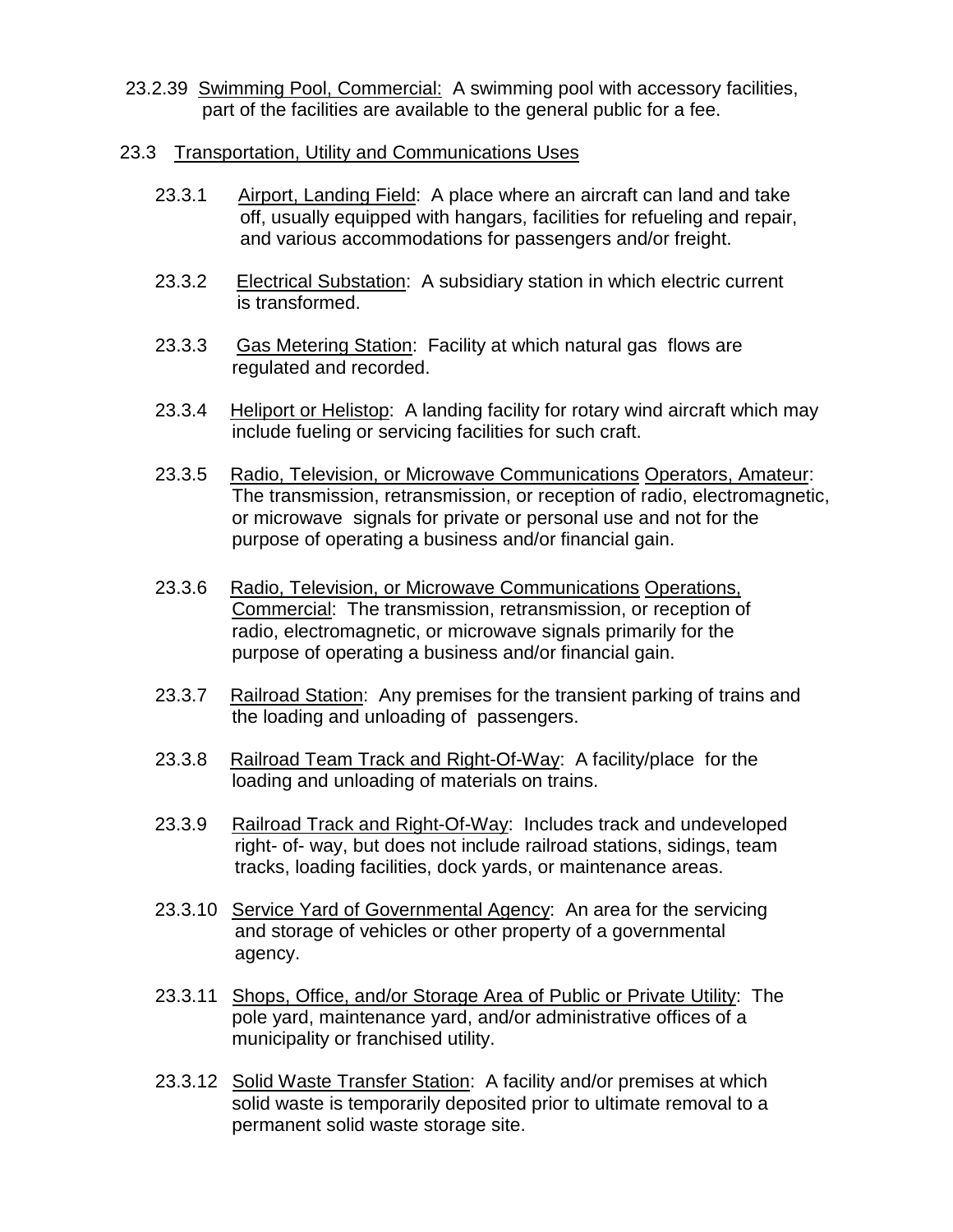23.2.39 Swimming Pool, Commercial: A swimming pool with accessory facilities, part of the facilities are available to the general public for a fee.

## 23.3 Transportation, Utility and Communications Uses

23.3.1 Airport, Landing Field: A place where an aircraft can land and take off, usually equipped with hangars, facilities for refueling and repair, and various accommodations for passengers and/or freight.

23.3.2 Electrical Substation: A subsidiary station in which electric current is transformed.

23.3.3 Gas Metering Station: Facility at which natural gas flows are regulated and recorded.

23.3.4 Heliport or Helistop: A landing facility for rotary wind aircraft which may include fueling or servicing facilities for such craft.

23.3.5 Radio, Television, or Microwave Communications Operators, Amateur: The transmission, retransmission, or reception of radio, electromagnetic, or microwave signals for private or personal use and not for the purpose of operating a business and/or financial gain.

23.3.6 Radio, Television, or Microwave Communications Operations, Commercial: The transmission, retransmission, or reception of radio, electromagnetic, or microwave signals primarily for the purpose of operating a business and/or financial gain.

23.3.7 Railroad Station: Any premises for the transient parking of trains and the loading and unloading of passengers.

23.3.8 Railroad Team Track and Right-Of-Way: A facility/place for the loading and unloading of materials on trains.

23.3.9 Railroad Track and Right-Of-Way: Includes track and undeveloped right- of- way, but does not include railroad stations, sidings, team tracks, loading facilities, dock yards, or maintenance areas.

23.3.10 Service Yard of Governmental Agency: An area for the servicing and storage of vehicles or other property of a governmental agency.

23.3.11 Shops, Office, and/or Storage Area of Public or Private Utility: The pole yard, maintenance yard, and/or administrative offices of a municipality or franchised utility.

23.3.12 Solid Waste Transfer Station: A facility and/or premises at which solid waste is temporarily deposited prior to ultimate removal to a permanent solid waste storage site.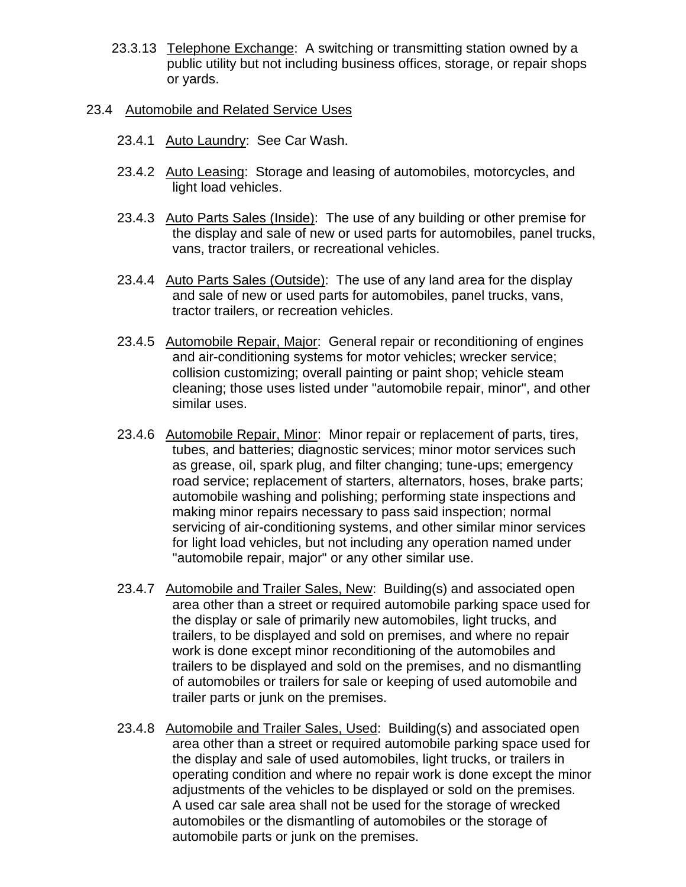23.3.13 Telephone Exchange: A switching or transmitting station owned by a public utility but not including business offices, storage, or repair shops or yards.

## 23.4 Automobile and Related Service Uses

23.4.1 Auto Laundry: See Car Wash.

23.4.2 Auto Leasing: Storage and leasing of automobiles, motorcycles, and light load vehicles.

23.4.3 Auto Parts Sales (Inside): The use of any building or other premise for the display and sale of new or used parts for automobiles, panel trucks, vans, tractor trailers, or recreational vehicles.

23.4.4 Auto Parts Sales (Outside): The use of any land area for the display and sale of new or used parts for automobiles, panel trucks, vans, tractor trailers, or recreation vehicles.

23.4.5 Automobile Repair, Major: General repair or reconditioning of engines and air-conditioning systems for motor vehicles; wrecker service; collision customizing; overall painting or paint shop; vehicle steam cleaning; those uses listed under "automobile repair, minor", and other similar uses.

23.4.6 Automobile Repair, Minor: Minor repair or replacement of parts, tires, tubes, and batteries; diagnostic services; minor motor services such as grease, oil, spark plug, and filter changing; tune-ups; emergency road service; replacement of starters, alternators, hoses, brake parts; automobile washing and polishing; performing state inspections and making minor repairs necessary to pass said inspection; normal servicing of air-conditioning systems, and other similar minor services for light load vehicles, but not including any operation named under "automobile repair, major" or any other similar use.

23.4.7 Automobile and Trailer Sales, New: Building(s) and associated open area other than a street or required automobile parking space used for the display or sale of primarily new automobiles, light trucks, and trailers, to be displayed and sold on premises, and where no repair work is done except minor reconditioning of the automobiles and trailers to be displayed and sold on the premises, and no dismantling of automobiles or trailers for sale or keeping of used automobile and trailer parts or junk on the premises.

23.4.8 Automobile and Trailer Sales, Used: Building(s) and associated open area other than a street or required automobile parking space used for the display and sale of used automobiles, light trucks, or trailers in operating condition and where no repair work is done except the minor adjustments of the vehicles to be displayed or sold on the premises. A used car sale area shall not be used for the storage of wrecked automobiles or the dismantling of automobiles or the storage of automobile parts or junk on the premises.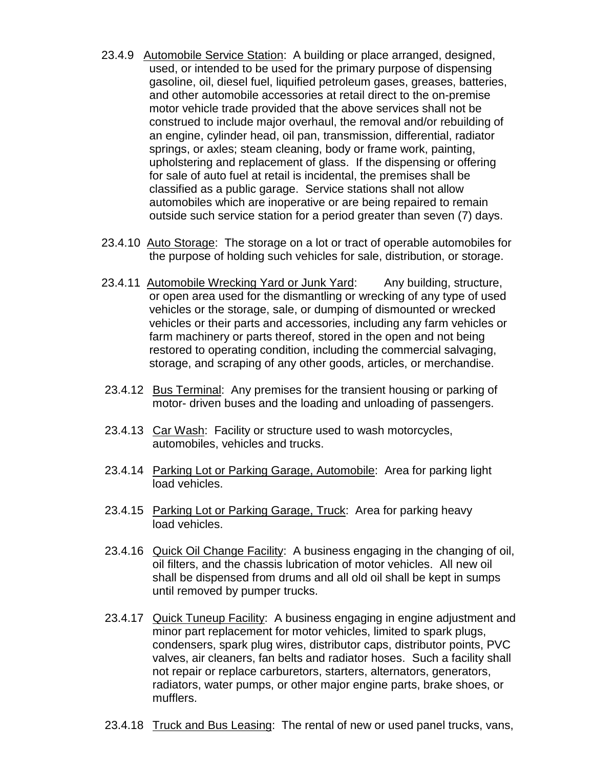23.4.9 Automobile Service Station: A building or place arranged, designed, used, or intended to be used for the primary purpose of dispensing gasoline, oil, diesel fuel, liquified petroleum gases, greases, batteries, and other automobile accessories at retail direct to the on-premise motor vehicle trade provided that the above services shall not be construed to include major overhaul, the removal and/or rebuilding of an engine, cylinder head, oil pan, transmission, differential, radiator springs, or axles; steam cleaning, body or frame work, painting, upholstering and replacement of glass. If the dispensing or offering for sale of auto fuel at retail is incidental, the premises shall be classified as a public garage. Service stations shall not allow automobiles which are inoperative or are being repaired to remain outside such service station for a period greater than seven (7) days.

23.4.10 Auto Storage: The storage on a lot or tract of operable automobiles for the purpose of holding such vehicles for sale, distribution, or storage.

23.4.11 Automobile Wrecking Yard or Junk Yard: Any building, structure, or open area used for the dismantling or wrecking of any type of used vehicles or the storage, sale, or dumping of dismounted or wrecked vehicles or their parts and accessories, including any farm vehicles or farm machinery or parts thereof, stored in the open and not being restored to operating condition, including the commercial salvaging, storage, and scraping of any other goods, articles, or merchandise.

23.4.12 Bus Terminal: Any premises for the transient housing or parking of motor- driven buses and the loading and unloading of passengers.

23.4.13 Car Wash: Facility or structure used to wash motorcycles, automobiles, vehicles and trucks.

23.4.14 Parking Lot or Parking Garage, Automobile: Area for parking light load vehicles.

23.4.15 Parking Lot or Parking Garage, Truck: Area for parking heavy load vehicles.

23.4.16 Quick Oil Change Facility: A business engaging in the changing of oil, oil filters, and the chassis lubrication of motor vehicles. All new oil shall be dispensed from drums and all old oil shall be kept in sumps until removed by pumper trucks.

23.4.17 Quick Tuneup Facility: A business engaging in engine adjustment and minor part replacement for motor vehicles, limited to spark plugs, condensers, spark plug wires, distributor caps, distributor points, PVC valves, air cleaners, fan belts and radiator hoses. Such a facility shall not repair or replace carburetors, starters, alternators, generators, radiators, water pumps, or other major engine parts, brake shoes, or mufflers.

23.4.18 Truck and Bus Leasing: The rental of new or used panel trucks, vans,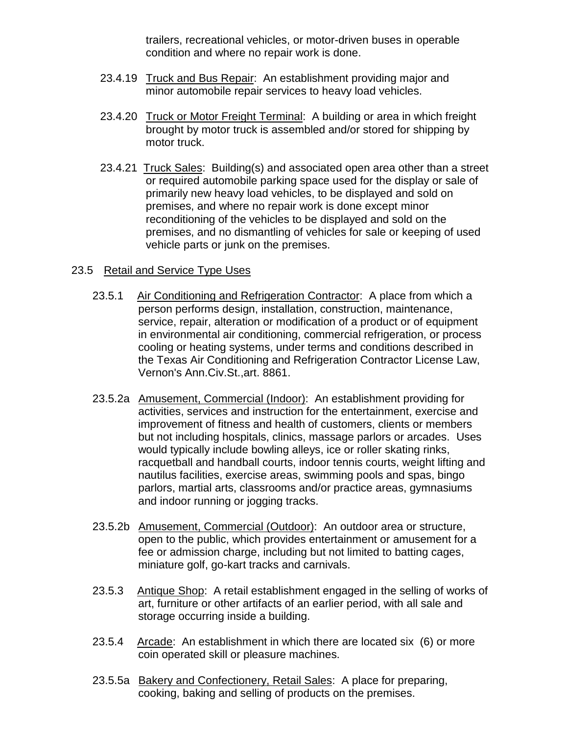trailers, recreational vehicles, or motor-driven buses in operable condition and where no repair work is done.

23.4.19 Truck and Bus Repair: An establishment providing major and minor automobile repair services to heavy load vehicles.

23.4.20 Truck or Motor Freight Terminal: A building or area in which freight brought by motor truck is assembled and/or stored for shipping by motor truck.

23.4.21 Truck Sales: Building(s) and associated open area other than a street or required automobile parking space used for the display or sale of primarily new heavy load vehicles, to be displayed and sold on premises, and where no repair work is done except minor reconditioning of the vehicles to be displayed and sold on the premises, and no dismantling of vehicles for sale or keeping of used vehicle parts or junk on the premises.

23.5 Retail and Service Type Uses

23.5.1 Air Conditioning and Refrigeration Contractor: A place from which a person performs design, installation, construction, maintenance, service, repair, alteration or modification of a product or of equipment in environmental air conditioning, commercial refrigeration, or process cooling or heating systems, under terms and conditions described in the Texas Air Conditioning and Refrigeration Contractor License Law, Vernon's Ann.Civ.St.,art. 8861.

23.5.2a Amusement, Commercial (Indoor): An establishment providing for activities, services and instruction for the entertainment, exercise and improvement of fitness and health of customers, clients or members but not including hospitals, clinics, massage parlors or arcades. Uses would typically include bowling alleys, ice or roller skating rinks, racquetball and handball courts, indoor tennis courts, weight lifting and nautilus facilities, exercise areas, swimming pools and spas, bingo parlors, martial arts, classrooms and/or practice areas, gymnasiums and indoor running or jogging tracks.

23.5.2b Amusement, Commercial (Outdoor): An outdoor area or structure, open to the public, which provides entertainment or amusement for a fee or admission charge, including but not limited to batting cages, miniature golf, go-kart tracks and carnivals.

23.5.3 Antique Shop: A retail establishment engaged in the selling of works of art, furniture or other artifacts of an earlier period, with all sale and storage occurring inside a building.

23.5.4 Arcade: An establishment in which there are located six (6) or more coin operated skill or pleasure machines.

23.5.5a Bakery and Confectionery, Retail Sales: A place for preparing, cooking, baking and selling of products on the premises.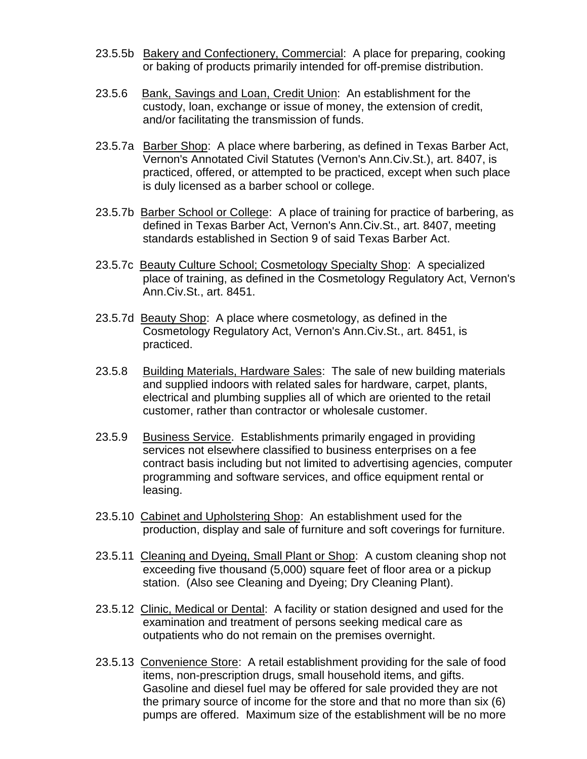23.5.5b Bakery and Confectionery, Commercial: A place for preparing, cooking or baking of products primarily intended for off-premise distribution.

23.5.6 Bank, Savings and Loan, Credit Union: An establishment for the custody, loan, exchange or issue of money, the extension of credit, and/or facilitating the transmission of funds.

23.5.7a Barber Shop: A place where barbering, as defined in Texas Barber Act, Vernon's Annotated Civil Statutes (Vernon's Ann.Civ.St.), art. 8407, is practiced, offered, or attempted to be practiced, except when such place is duly licensed as a barber school or college.

23.5.7b Barber School or College: A place of training for practice of barbering, as defined in Texas Barber Act, Vernon's Ann.Civ.St., art. 8407, meeting standards established in Section 9 of said Texas Barber Act.

23.5.7c Beauty Culture School; Cosmetology Specialty Shop: A specialized place of training, as defined in the Cosmetology Regulatory Act, Vernon's Ann.Civ.St., art. 8451.

23.5.7d Beauty Shop: A place where cosmetology, as defined in the Cosmetology Regulatory Act, Vernon's Ann.Civ.St., art. 8451, is practiced.

23.5.8 Building Materials, Hardware Sales: The sale of new building materials and supplied indoors with related sales for hardware, carpet, plants, electrical and plumbing supplies all of which are oriented to the retail customer, rather than contractor or wholesale customer.

23.5.9 Business Service. Establishments primarily engaged in providing services not elsewhere classified to business enterprises on a fee contract basis including but not limited to advertising agencies, computer programming and software services, and office equipment rental or leasing.

23.5.10 Cabinet and Upholstering Shop: An establishment used for the production, display and sale of furniture and soft coverings for furniture.

23.5.11 Cleaning and Dyeing, Small Plant or Shop: A custom cleaning shop not exceeding five thousand (5,000) square feet of floor area or a pickup station. (Also see Cleaning and Dyeing; Dry Cleaning Plant).

23.5.12 Clinic, Medical or Dental: A facility or station designed and used for the examination and treatment of persons seeking medical care as outpatients who do not remain on the premises overnight.

23.5.13 Convenience Store: A retail establishment providing for the sale of food items, non-prescription drugs, small household items, and gifts. Gasoline and diesel fuel may be offered for sale provided they are not the primary source of income for the store and that no more than six (6) pumps are offered. Maximum size of the establishment will be no more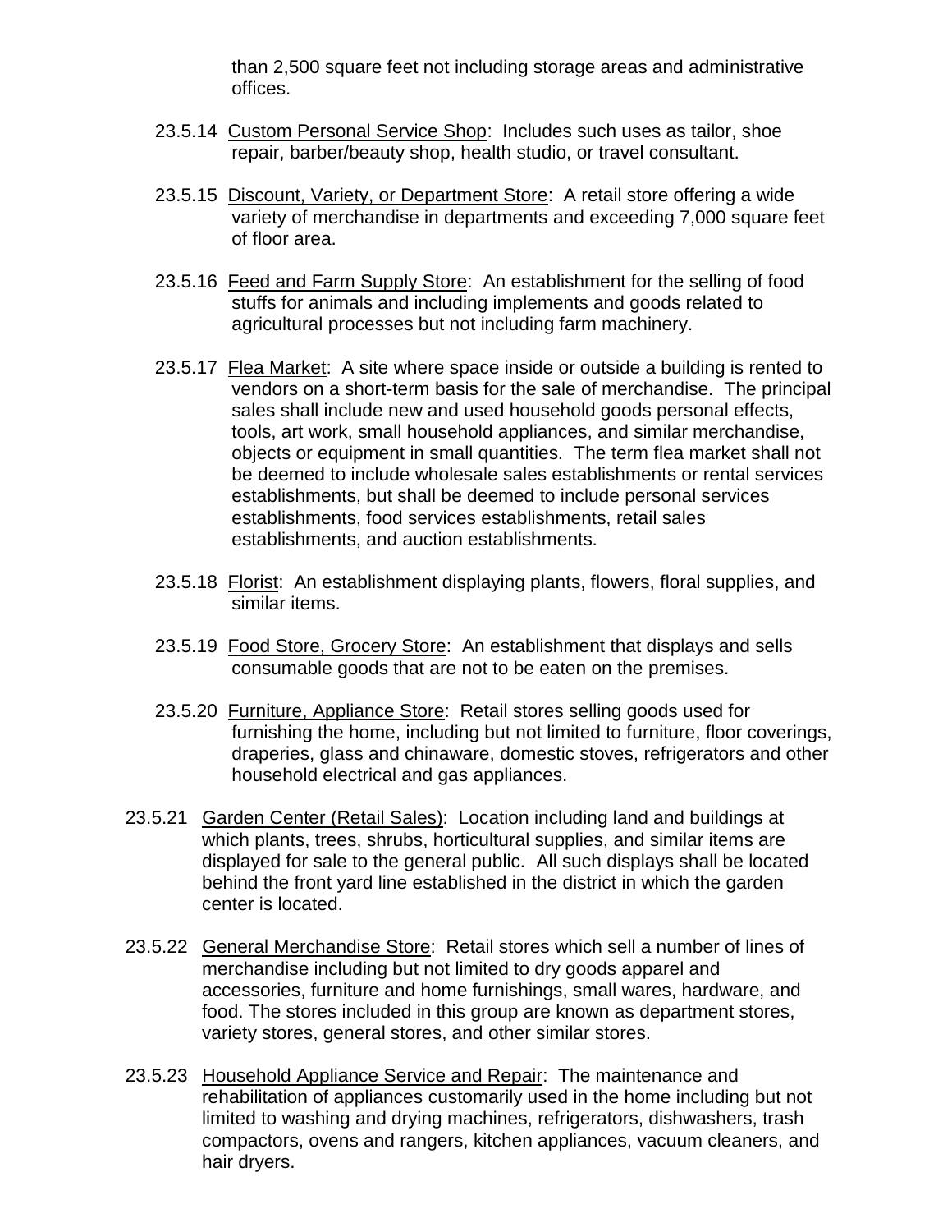than 2,500 square feet not including storage areas and administrative offices.

23.5.14 Custom Personal Service Shop: Includes such uses as tailor, shoe repair, barber/beauty shop, health studio, or travel consultant.

23.5.15 Discount, Variety, or Department Store: A retail store offering a wide variety of merchandise in departments and exceeding 7,000 square feet of floor area.

23.5.16 Feed and Farm Supply Store: An establishment for the selling of food stuffs for animals and including implements and goods related to agricultural processes but not including farm machinery.

23.5.17 Flea Market: A site where space inside or outside a building is rented to vendors on a short-term basis for the sale of merchandise. The principal sales shall include new and used household goods personal effects, tools, art work, small household appliances, and similar merchandise, objects or equipment in small quantities. The term flea market shall not be deemed to include wholesale sales establishments or rental services establishments, but shall be deemed to include personal services establishments, food services establishments, retail sales establishments, and auction establishments.

23.5.18 Florist: An establishment displaying plants, flowers, floral supplies, and similar items.

23.5.19 Food Store, Grocery Store: An establishment that displays and sells consumable goods that are not to be eaten on the premises.

23.5.20 Furniture, Appliance Store: Retail stores selling goods used for furnishing the home, including but not limited to furniture, floor coverings, draperies, glass and chinaware, domestic stoves, refrigerators and other household electrical and gas appliances.

23.5.21 Garden Center (Retail Sales): Location including land and buildings at which plants, trees, shrubs, horticultural supplies, and similar items are displayed for sale to the general public. All such displays shall be located behind the front yard line established in the district in which the garden center is located.

23.5.22 General Merchandise Store: Retail stores which sell a number of lines of merchandise including but not limited to dry goods apparel and accessories, furniture and home furnishings, small wares, hardware, and food. The stores included in this group are known as department stores, variety stores, general stores, and other similar stores.

23.5.23 Household Appliance Service and Repair: The maintenance and rehabilitation of appliances customarily used in the home including but not limited to washing and drying machines, refrigerators, dishwashers, trash compactors, ovens and rangers, kitchen appliances, vacuum cleaners, and hair dryers.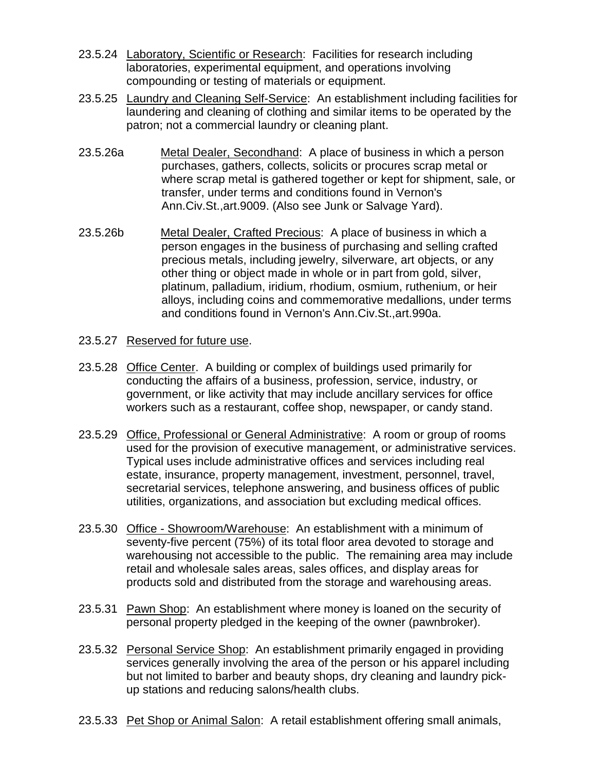23.5.24 Laboratory, Scientific or Research: Facilities for research including laboratories, experimental equipment, and operations involving compounding or testing of materials or equipment.

23.5.25 Laundry and Cleaning Self-Service: An establishment including facilities for laundering and cleaning of clothing and similar items to be operated by the patron; not a commercial laundry or cleaning plant.

23.5.26a Metal Dealer, Secondhand: A place of business in which a person purchases, gathers, collects, solicits or procures scrap metal or where scrap metal is gathered together or kept for shipment, sale, or transfer, under terms and conditions found in Vernon's Ann.Civ.St.,art.9009. (Also see Junk or Salvage Yard).

23.5.26b Metal Dealer, Crafted Precious: A place of business in which a person engages in the business of purchasing and selling crafted precious metals, including jewelry, silverware, art objects, or any other thing or object made in whole or in part from gold, silver, platinum, palladium, iridium, rhodium, osmium, ruthenium, or heir alloys, including coins and commemorative medallions, under terms and conditions found in Vernon's Ann.Civ.St.,art.990a.

23.5.27 Reserved for future use.

23.5.28 Office Center. A building or complex of buildings used primarily for conducting the affairs of a business, profession, service, industry, or government, or like activity that may include ancillary services for office workers such as a restaurant, coffee shop, newspaper, or candy stand.

23.5.29 Office, Professional or General Administrative: A room or group of rooms used for the provision of executive management, or administrative services. Typical uses include administrative offices and services including real estate, insurance, property management, investment, personnel, travel, secretarial services, telephone answering, and business offices of public utilities, organizations, and association but excluding medical offices.

23.5.30 Office - Showroom/Warehouse: An establishment with a minimum of seventy-five percent (75%) of its total floor area devoted to storage and warehousing not accessible to the public. The remaining area may include retail and wholesale sales areas, sales offices, and display areas for products sold and distributed from the storage and warehousing areas.

23.5.31 Pawn Shop: An establishment where money is loaned on the security of personal property pledged in the keeping of the owner (pawnbroker).

23.5.32 Personal Service Shop: An establishment primarily engaged in providing services generally involving the area of the person or his apparel including but not limited to barber and beauty shops, dry cleaning and laundry pick-up stations and reducing salons/health clubs.

23.5.33 Pet Shop or Animal Salon: A retail establishment offering small animals,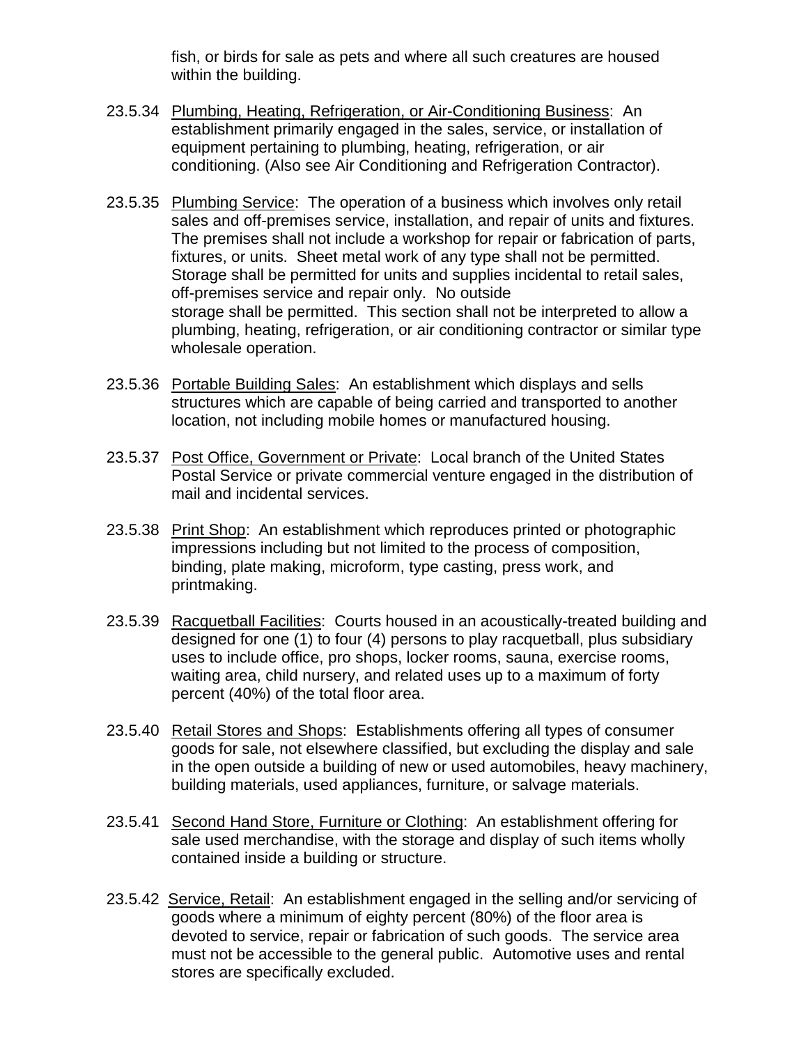fish, or birds for sale as pets and where all such creatures are housed within the building.

23.5.34 Plumbing, Heating, Refrigeration, or Air-Conditioning Business: An establishment primarily engaged in the sales, service, or installation of equipment pertaining to plumbing, heating, refrigeration, or air conditioning. (Also see Air Conditioning and Refrigeration Contractor).

23.5.35 Plumbing Service: The operation of a business which involves only retail sales and off-premises service, installation, and repair of units and fixtures. The premises shall not include a workshop for repair or fabrication of parts, fixtures, or units. Sheet metal work of any type shall not be permitted. Storage shall be permitted for units and supplies incidental to retail sales, off-premises service and repair only. No outside storage shall be permitted. This section shall not be interpreted to allow a plumbing, heating, refrigeration, or air conditioning contractor or similar type wholesale operation.

23.5.36 Portable Building Sales: An establishment which displays and sells structures which are capable of being carried and transported to another location, not including mobile homes or manufactured housing.

23.5.37 Post Office, Government or Private: Local branch of the United States Postal Service or private commercial venture engaged in the distribution of mail and incidental services.

23.5.38 Print Shop: An establishment which reproduces printed or photographic impressions including but not limited to the process of composition, binding, plate making, microform, type casting, press work, and printmaking.

23.5.39 Racquetball Facilities: Courts housed in an acoustically-treated building and designed for one (1) to four (4) persons to play racquetball, plus subsidiary uses to include office, pro shops, locker rooms, sauna, exercise rooms, waiting area, child nursery, and related uses up to a maximum of forty percent (40%) of the total floor area.

23.5.40 Retail Stores and Shops: Establishments offering all types of consumer goods for sale, not elsewhere classified, but excluding the display and sale in the open outside a building of new or used automobiles, heavy machinery, building materials, used appliances, furniture, or salvage materials.

23.5.41 Second Hand Store, Furniture or Clothing: An establishment offering for sale used merchandise, with the storage and display of such items wholly contained inside a building or structure.

23.5.42 Service, Retail: An establishment engaged in the selling and/or servicing of goods where a minimum of eighty percent (80%) of the floor area is devoted to service, repair or fabrication of such goods. The service area must not be accessible to the general public. Automotive uses and rental stores are specifically excluded.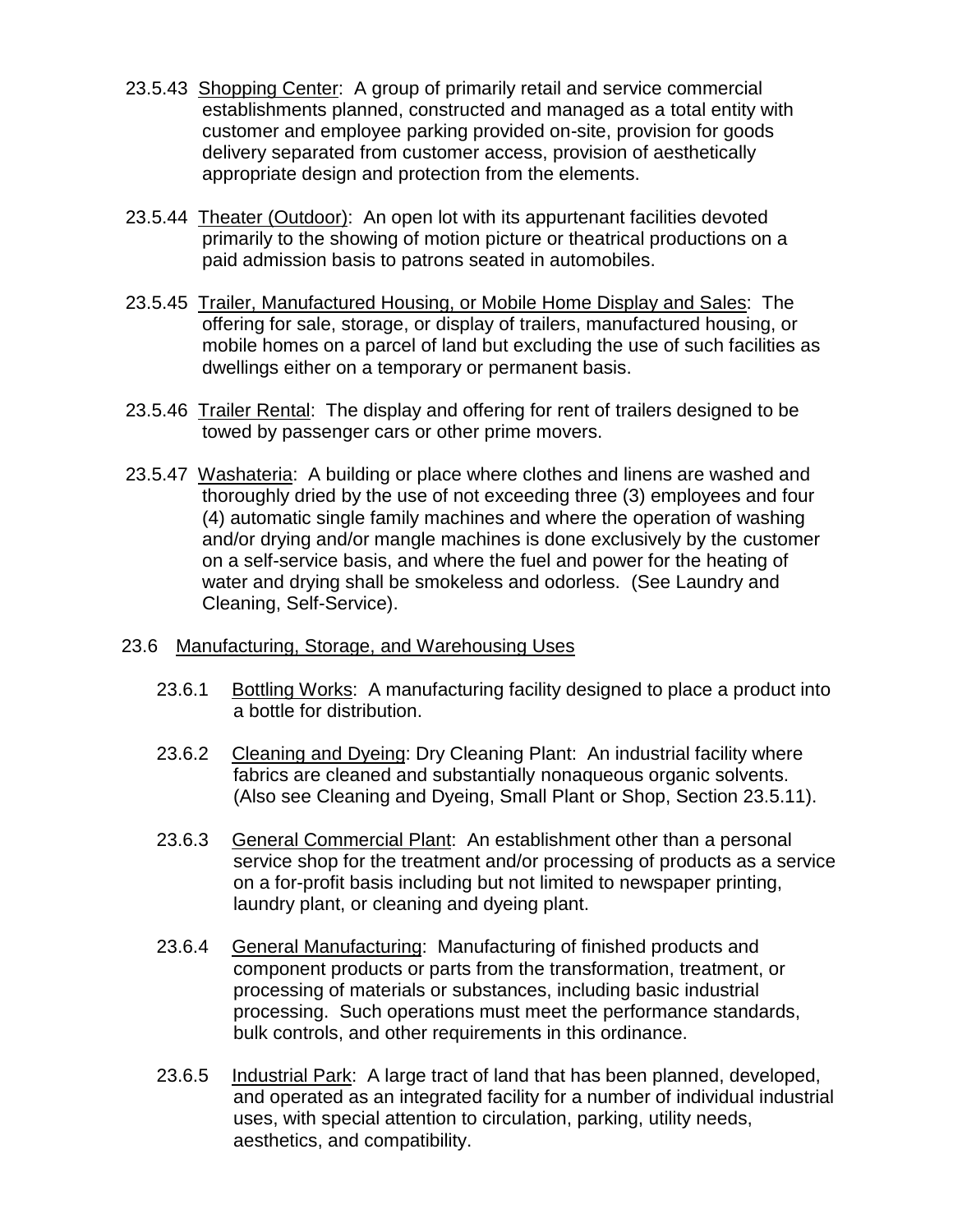23.5.43 Shopping Center: A group of primarily retail and service commercial establishments planned, constructed and managed as a total entity with customer and employee parking provided on-site, provision for goods delivery separated from customer access, provision of aesthetically appropriate design and protection from the elements.

23.5.44 Theater (Outdoor): An open lot with its appurtenant facilities devoted primarily to the showing of motion picture or theatrical productions on a paid admission basis to patrons seated in automobiles.

23.5.45 Trailer, Manufactured Housing, or Mobile Home Display and Sales: The offering for sale, storage, or display of trailers, manufactured housing, or mobile homes on a parcel of land but excluding the use of such facilities as dwellings either on a temporary or permanent basis.

23.5.46 Trailer Rental: The display and offering for rent of trailers designed to be towed by passenger cars or other prime movers.

23.5.47 Washateria: A building or place where clothes and linens are washed and thoroughly dried by the use of not exceeding three (3) employees and four (4) automatic single family machines and where the operation of washing and/or drying and/or mangle machines is done exclusively by the customer on a self-service basis, and where the fuel and power for the heating of water and drying shall be smokeless and odorless. (See Laundry and Cleaning, Self-Service).

23.6 Manufacturing, Storage, and Warehousing Uses

23.6.1 Bottling Works: A manufacturing facility designed to place a product into a bottle for distribution.

23.6.2 Cleaning and Dyeing: Dry Cleaning Plant: An industrial facility where fabrics are cleaned and substantially nonaqueous organic solvents. (Also see Cleaning and Dyeing, Small Plant or Shop, Section 23.5.11).

23.6.3 General Commercial Plant: An establishment other than a personal service shop for the treatment and/or processing of products as a service on a for-profit basis including but not limited to newspaper printing, laundry plant, or cleaning and dyeing plant.

23.6.4 General Manufacturing: Manufacturing of finished products and component products or parts from the transformation, treatment, or processing of materials or substances, including basic industrial processing. Such operations must meet the performance standards, bulk controls, and other requirements in this ordinance.

23.6.5 Industrial Park: A large tract of land that has been planned, developed, and operated as an integrated facility for a number of individual industrial uses, with special attention to circulation, parking, utility needs, aesthetics, and compatibility.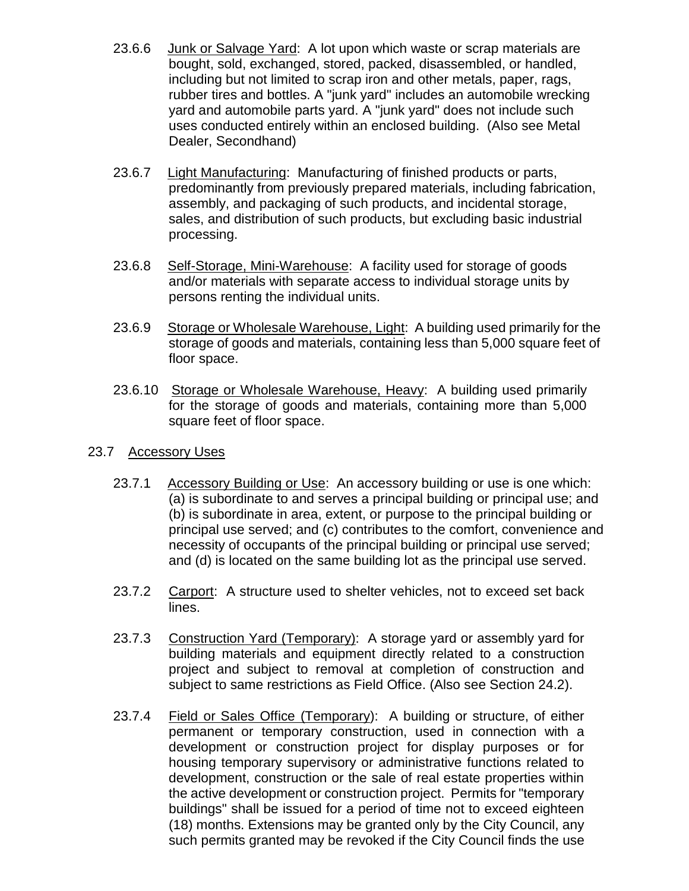23.6.6 Junk or Salvage Yard: A lot upon which waste or scrap materials are bought, sold, exchanged, stored, packed, disassembled, or handled, including but not limited to scrap iron and other metals, paper, rags, rubber tires and bottles. A "junk yard" includes an automobile wrecking yard and automobile parts yard. A "junk yard" does not include such uses conducted entirely within an enclosed building. (Also see Metal Dealer, Secondhand)

23.6.7 Light Manufacturing: Manufacturing of finished products or parts, predominantly from previously prepared materials, including fabrication, assembly, and packaging of such products, and incidental storage, sales, and distribution of such products, but excluding basic industrial processing.

23.6.8 Self-Storage, Mini-Warehouse: A facility used for storage of goods and/or materials with separate access to individual storage units by persons renting the individual units.

23.6.9 Storage or Wholesale Warehouse, Light: A building used primarily for the storage of goods and materials, containing less than 5,000 square feet of floor space.

23.6.10 Storage or Wholesale Warehouse, Heavy: A building used primarily for the storage of goods and materials, containing more than 5,000 square feet of floor space.

## 23.7 Accessory Uses

23.7.1 Accessory Building or Use: An accessory building or use is one which: (a) is subordinate to and serves a principal building or principal use; and (b) is subordinate in area, extent, or purpose to the principal building or principal use served; and (c) contributes to the comfort, convenience and necessity of occupants of the principal building or principal use served; and (d) is located on the same building lot as the principal use served.

23.7.2 Carport: A structure used to shelter vehicles, not to exceed set back lines.

23.7.3 Construction Yard (Temporary): A storage yard or assembly yard for building materials and equipment directly related to a construction project and subject to removal at completion of construction and subject to same restrictions as Field Office. (Also see Section 24.2).

23.7.4 Field or Sales Office (Temporary): A building or structure, of either permanent or temporary construction, used in connection with a development or construction project for display purposes or for housing temporary supervisory or administrative functions related to development, construction or the sale of real estate properties within the active development or construction project. Permits for "temporary buildings" shall be issued for a period of time not to exceed eighteen (18) months. Extensions may be granted only by the City Council, any such permits granted may be revoked if the City Council finds the use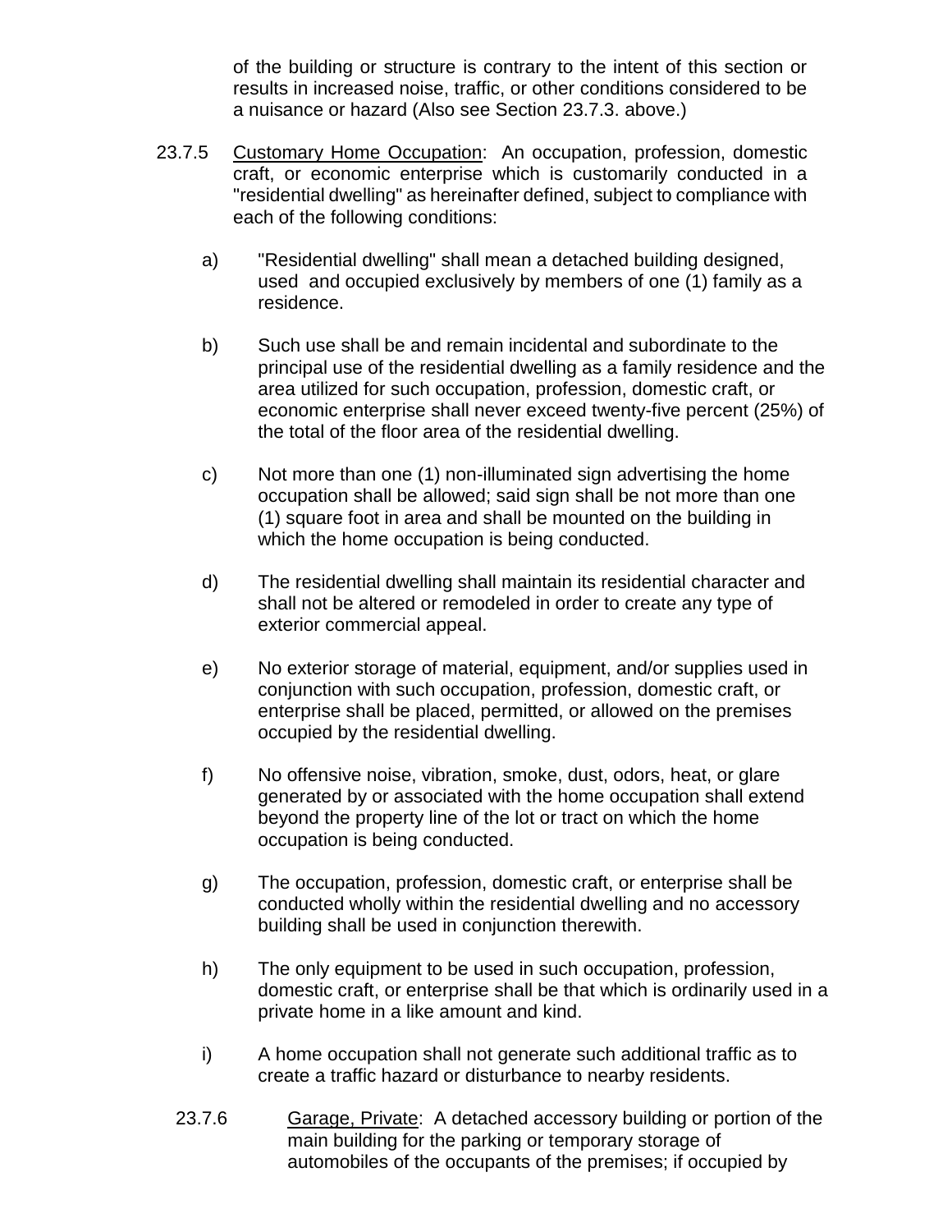of the building or structure is contrary to the intent of this section or results in increased noise, traffic, or other conditions considered to be a nuisance or hazard (Also see Section 23.7.3. above.)

23.7.5 Customary Home Occupation: An occupation, profession, domestic craft, or economic enterprise which is customarily conducted in a "residential dwelling" as hereinafter defined, subject to compliance with each of the following conditions:

a) "Residential dwelling" shall mean a detached building designed, used and occupied exclusively by members of one (1) family as a residence.

b) Such use shall be and remain incidental and subordinate to the principal use of the residential dwelling as a family residence and the area utilized for such occupation, profession, domestic craft, or economic enterprise shall never exceed twenty-five percent (25%) of the total of the floor area of the residential dwelling.

c) Not more than one (1) non-illuminated sign advertising the home occupation shall be allowed; said sign shall be not more than one (1) square foot in area and shall be mounted on the building in which the home occupation is being conducted.

d) The residential dwelling shall maintain its residential character and shall not be altered or remodeled in order to create any type of exterior commercial appeal.

e) No exterior storage of material, equipment, and/or supplies used in conjunction with such occupation, profession, domestic craft, or enterprise shall be placed, permitted, or allowed on the premises occupied by the residential dwelling.

f) No offensive noise, vibration, smoke, dust, odors, heat, or glare generated by or associated with the home occupation shall extend beyond the property line of the lot or tract on which the home occupation is being conducted.

g) The occupation, profession, domestic craft, or enterprise shall be conducted wholly within the residential dwelling and no accessory building shall be used in conjunction therewith.

h) The only equipment to be used in such occupation, profession, domestic craft, or enterprise shall be that which is ordinarily used in a private home in a like amount and kind.

i) A home occupation shall not generate such additional traffic as to create a traffic hazard or disturbance to nearby residents.

23.7.6 Garage, Private: A detached accessory building or portion of the main building for the parking or temporary storage of automobiles of the occupants of the premises; if occupied by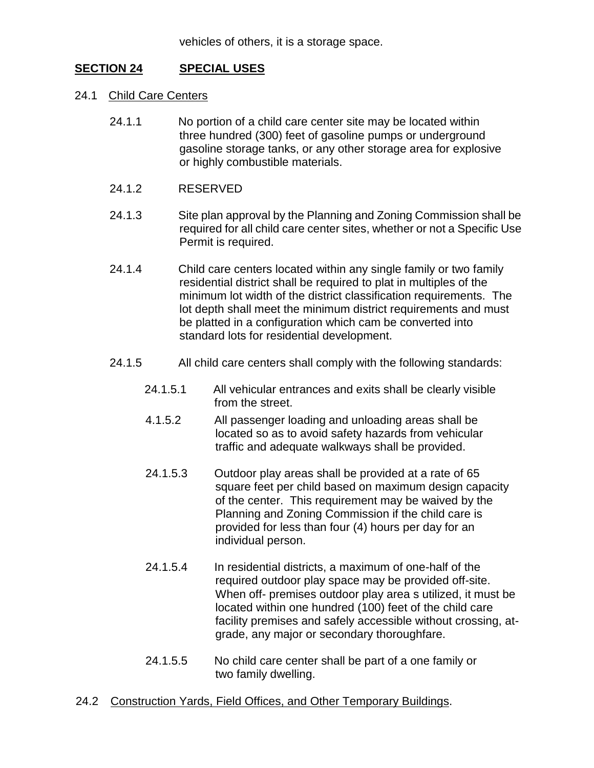vehicles of others, it is a storage space.

## SECTION 24 SPECIAL USES

24.1 Child Care Centers

24.1.1 No portion of a child care center site may be located within three hundred (300) feet of gasoline pumps or underground gasoline storage tanks, or any other storage area for explosive or highly combustible materials.

24.1.2 RESERVED

24.1.3 Site plan approval by the Planning and Zoning Commission shall be required for all child care center sites, whether or not a Specific Use Permit is required.

24.1.4 Child care centers located within any single family or two family residential district shall be required to plat in multiples of the minimum lot width of the district classification requirements. The lot depth shall meet the minimum district requirements and must be platted in a configuration which cam be converted into standard lots for residential development.

24.1.5 All child care centers shall comply with the following standards:

24.1.5.1 All vehicular entrances and exits shall be clearly visible from the street.

4.1.5.2 All passenger loading and unloading areas shall be located so as to avoid safety hazards from vehicular traffic and adequate walkways shall be provided.

24.1.5.3 Outdoor play areas shall be provided at a rate of 65 square feet per child based on maximum design capacity of the center. This requirement may be waived by the Planning and Zoning Commission if the child care is provided for less than four (4) hours per day for an individual person.

24.1.5.4 In residential districts, a maximum of one-half of the required outdoor play space may be provided off-site. When off- premises outdoor play area s utilized, it must be located within one hundred (100) feet of the child care facility premises and safely accessible without crossing, at-grade, any major or secondary thoroughfare.

24.1.5.5 No child care center shall be part of a one family or two family dwelling.

24.2 Construction Yards, Field Offices, and Other Temporary Buildings.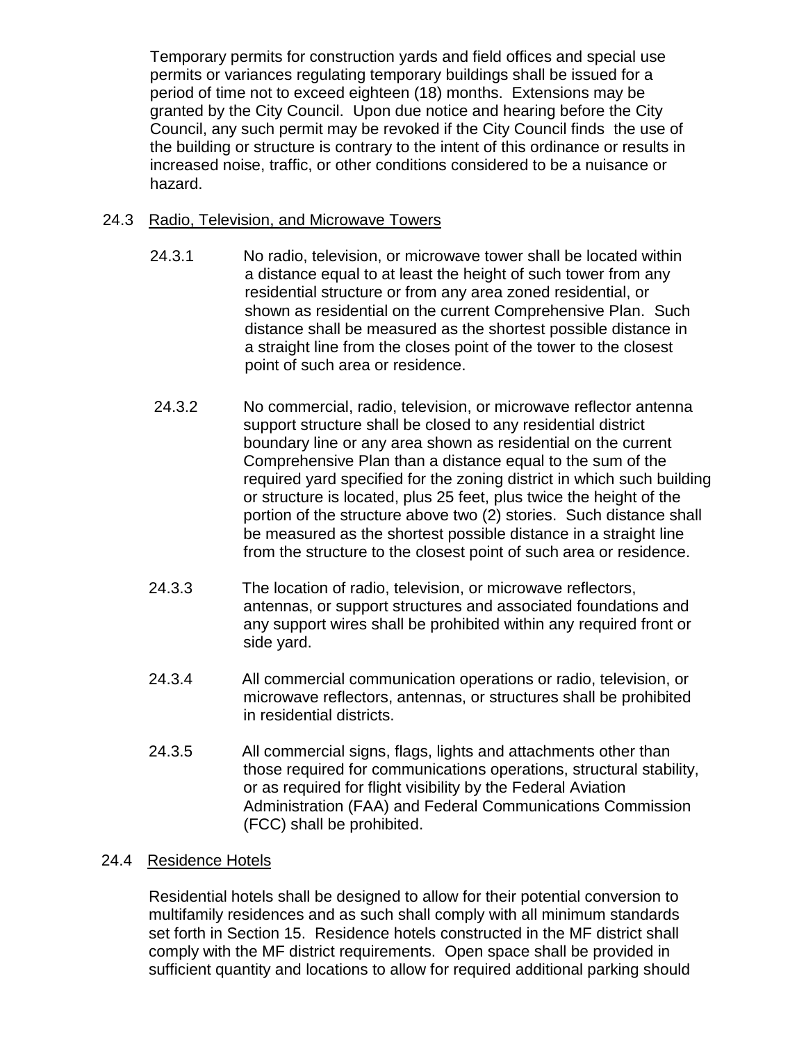Temporary permits for construction yards and field offices and special use permits or variances regulating temporary buildings shall be issued for a period of time not to exceed eighteen (18) months. Extensions may be granted by the City Council. Upon due notice and hearing before the City Council, any such permit may be revoked if the City Council finds the use of the building or structure is contrary to the intent of this ordinance or results in increased noise, traffic, or other conditions considered to be a nuisance or hazard.

24.3 Radio, Television, and Microwave Towers

24.3.1 No radio, television, or microwave tower shall be located within a distance equal to at least the height of such tower from any residential structure or from any area zoned residential, or shown as residential on the current Comprehensive Plan. Such distance shall be measured as the shortest possible distance in a straight line from the closes point of the tower to the closest point of such area or residence.

24.3.2 No commercial, radio, television, or microwave reflector antenna support structure shall be closed to any residential district boundary line or any area shown as residential on the current Comprehensive Plan than a distance equal to the sum of the required yard specified for the zoning district in which such building or structure is located, plus 25 feet, plus twice the height of the portion of the structure above two (2) stories. Such distance shall be measured as the shortest possible distance in a straight line from the structure to the closest point of such area or residence.

24.3.3 The location of radio, television, or microwave reflectors, antennas, or support structures and associated foundations and any support wires shall be prohibited within any required front or side yard.

24.3.4 All commercial communication operations or radio, television, or microwave reflectors, antennas, or structures shall be prohibited in residential districts.

24.3.5 All commercial signs, flags, lights and attachments other than those required for communications operations, structural stability, or as required for flight visibility by the Federal Aviation Administration (FAA) and Federal Communications Commission (FCC) shall be prohibited.

24.4 Residence Hotels

Residential hotels shall be designed to allow for their potential conversion to multifamily residences and as such shall comply with all minimum standards set forth in Section 15. Residence hotels constructed in the MF district shall comply with the MF district requirements. Open space shall be provided in sufficient quantity and locations to allow for required additional parking should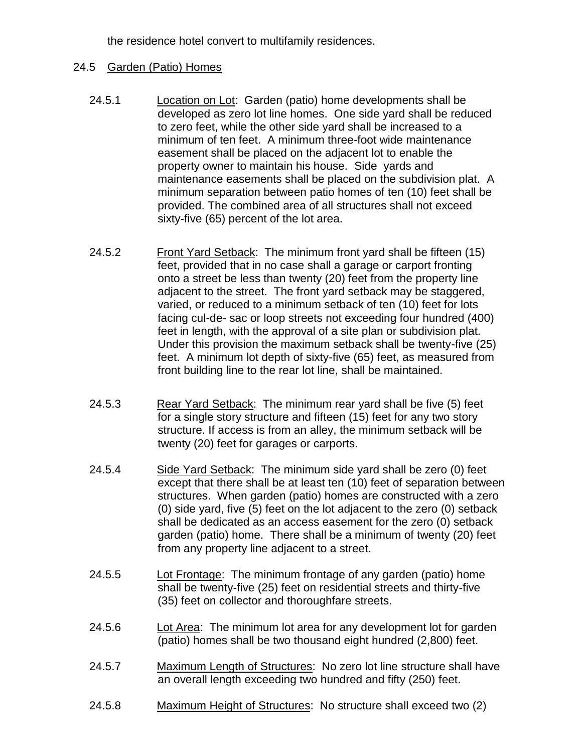the residence hotel convert to multifamily residences.

## 24.5 Garden (Patio) Homes

24.5.1 Location on Lot: Garden (patio) home developments shall be developed as zero lot line homes. One side yard shall be reduced to zero feet, while the other side yard shall be increased to a minimum of ten feet. A minimum three-foot wide maintenance easement shall be placed on the adjacent lot to enable the property owner to maintain his house. Side yards and maintenance easements shall be placed on the subdivision plat. A minimum separation between patio homes of ten (10) feet shall be provided. The combined area of all structures shall not exceed sixty-five (65) percent of the lot area.

24.5.2 Front Yard Setback: The minimum front yard shall be fifteen (15) feet, provided that in no case shall a garage or carport fronting onto a street be less than twenty (20) feet from the property line adjacent to the street. The front yard setback may be staggered, varied, or reduced to a minimum setback of ten (10) feet for lots facing cul-de- sac or loop streets not exceeding four hundred (400) feet in length, with the approval of a site plan or subdivision plat. Under this provision the maximum setback shall be twenty-five (25) feet. A minimum lot depth of sixty-five (65) feet, as measured from front building line to the rear lot line, shall be maintained.

24.5.3 Rear Yard Setback: The minimum rear yard shall be five (5) feet for a single story structure and fifteen (15) feet for any two story structure. If access is from an alley, the minimum setback will be twenty (20) feet for garages or carports.

24.5.4 Side Yard Setback: The minimum side yard shall be zero (0) feet except that there shall be at least ten (10) feet of separation between structures. When garden (patio) homes are constructed with a zero (0) side yard, five (5) feet on the lot adjacent to the zero (0) setback shall be dedicated as an access easement for the zero (0) setback garden (patio) home. There shall be a minimum of twenty (20) feet from any property line adjacent to a street.

24.5.5 Lot Frontage: The minimum frontage of any garden (patio) home shall be twenty-five (25) feet on residential streets and thirty-five (35) feet on collector and thoroughfare streets.

24.5.6 Lot Area: The minimum lot area for any development lot for garden (patio) homes shall be two thousand eight hundred (2,800) feet.

24.5.7 Maximum Length of Structures: No zero lot line structure shall have an overall length exceeding two hundred and fifty (250) feet.

24.5.8 Maximum Height of Structures: No structure shall exceed two (2)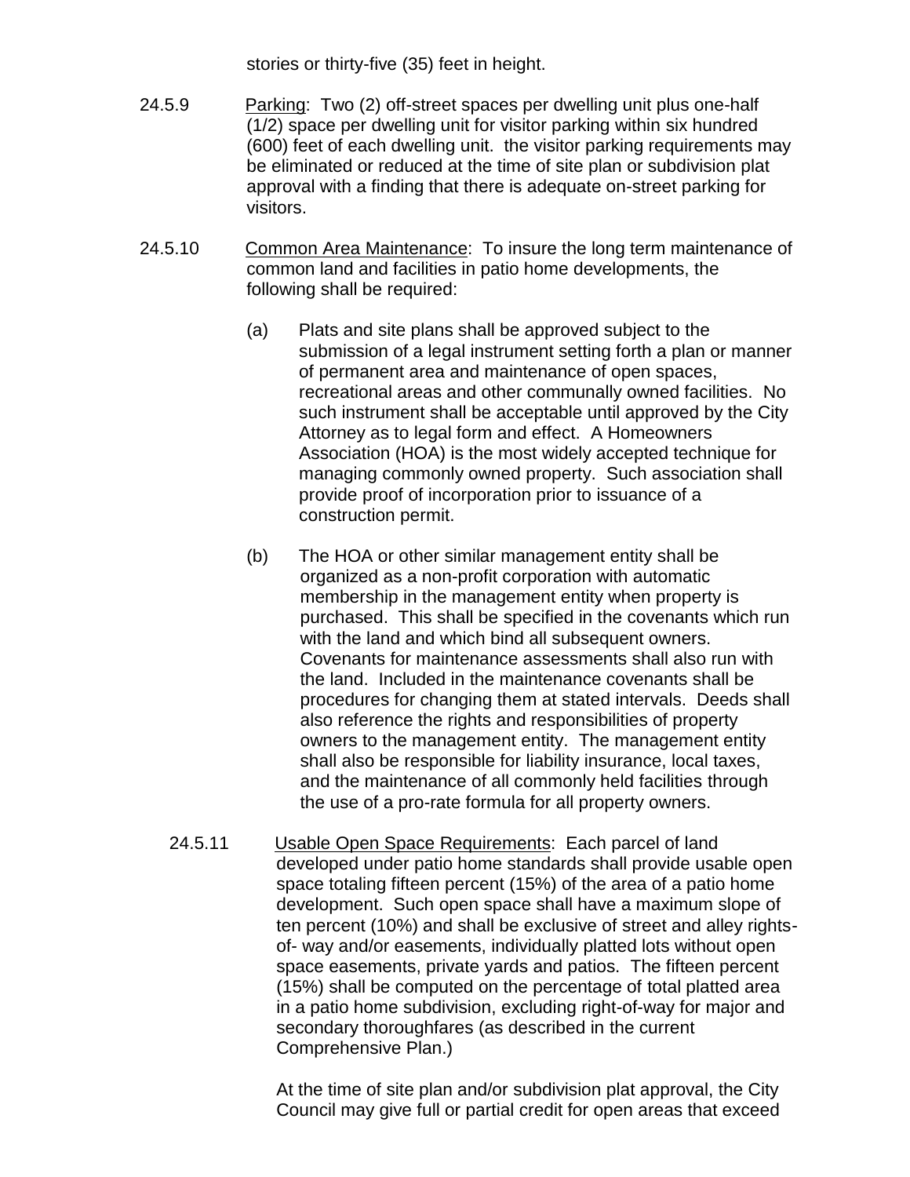stories or thirty-five (35) feet in height.

24.5.9 Parking: Two (2) off-street spaces per dwelling unit plus one-half (1/2) space per dwelling unit for visitor parking within six hundred (600) feet of each dwelling unit. the visitor parking requirements may be eliminated or reduced at the time of site plan or subdivision plat approval with a finding that there is adequate on-street parking for visitors.

24.5.10 Common Area Maintenance: To insure the long term maintenance of common land and facilities in patio home developments, the following shall be required:

(a) Plats and site plans shall be approved subject to the submission of a legal instrument setting forth a plan or manner of permanent area and maintenance of open spaces, recreational areas and other communally owned facilities. No such instrument shall be acceptable until approved by the City Attorney as to legal form and effect. A Homeowners Association (HOA) is the most widely accepted technique for managing commonly owned property. Such association shall provide proof of incorporation prior to issuance of a construction permit.

(b) The HOA or other similar management entity shall be organized as a non-profit corporation with automatic membership in the management entity when property is purchased. This shall be specified in the covenants which run with the land and which bind all subsequent owners. Covenants for maintenance assessments shall also run with the land. Included in the maintenance covenants shall be procedures for changing them at stated intervals. Deeds shall also reference the rights and responsibilities of property owners to the management entity. The management entity shall also be responsible for liability insurance, local taxes, and the maintenance of all commonly held facilities through the use of a pro-rate formula for all property owners.

24.5.11 Usable Open Space Requirements: Each parcel of land developed under patio home standards shall provide usable open space totaling fifteen percent (15%) of the area of a patio home development. Such open space shall have a maximum slope of ten percent (10%) and shall be exclusive of street and alley rights-of- way and/or easements, individually platted lots without open space easements, private yards and patios. The fifteen percent (15%) shall be computed on the percentage of total platted area in a patio home subdivision, excluding right-of-way for major and secondary thoroughfares (as described in the current Comprehensive Plan.)

At the time of site plan and/or subdivision plat approval, the City Council may give full or partial credit for open areas that exceed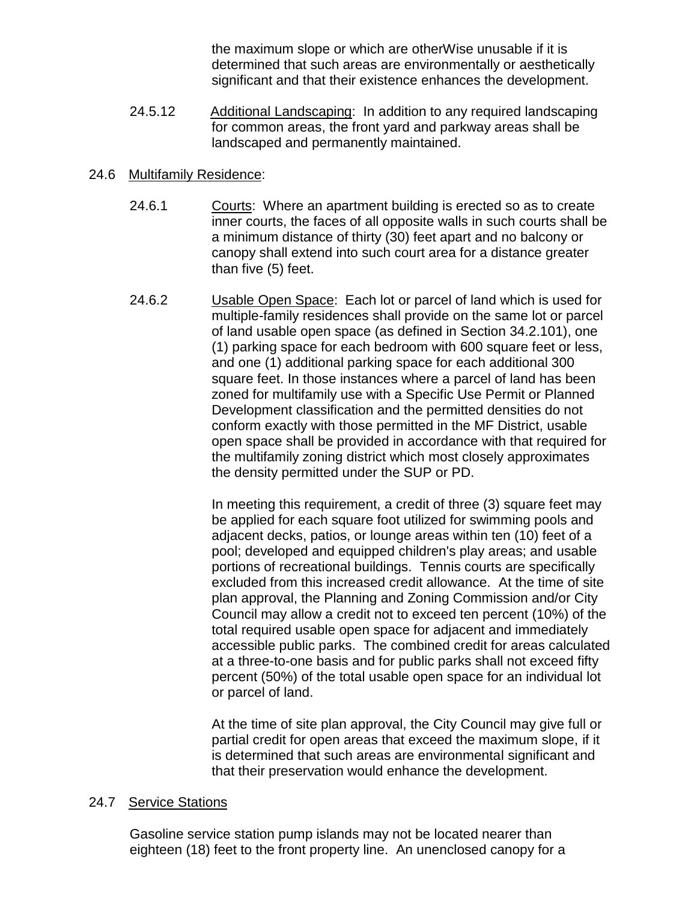the maximum slope or which are otherWise unusable if it is determined that such areas are environmentally or aesthetically significant and that their existence enhances the development.

24.5.12 Additional Landscaping: In addition to any required landscaping for common areas, the front yard and parkway areas shall be landscaped and permanently maintained.

## 24.6 Multifamily Residence:

24.6.1 Courts: Where an apartment building is erected so as to create inner courts, the faces of all opposite walls in such courts shall be a minimum distance of thirty (30) feet apart and no balcony or canopy shall extend into such court area for a distance greater than five (5) feet.

24.6.2 Usable Open Space: Each lot or parcel of land which is used for multiple-family residences shall provide on the same lot or parcel of land usable open space (as defined in Section 34.2.101), one (1) parking space for each bedroom with 600 square feet or less, and one (1) additional parking space for each additional 300 square feet. In those instances where a parcel of land has been zoned for multifamily use with a Specific Use Permit or Planned Development classification and the permitted densities do not conform exactly with those permitted in the MF District, usable open space shall be provided in accordance with that required for the multifamily zoning district which most closely approximates the density permitted under the SUP or PD.

In meeting this requirement, a credit of three (3) square feet may be applied for each square foot utilized for swimming pools and adjacent decks, patios, or lounge areas within ten (10) feet of a pool; developed and equipped children's play areas; and usable portions of recreational buildings. Tennis courts are specifically excluded from this increased credit allowance. At the time of site plan approval, the Planning and Zoning Commission and/or City Council may allow a credit not to exceed ten percent (10%) of the total required usable open space for adjacent and immediately accessible public parks. The combined credit for areas calculated at a three-to-one basis and for public parks shall not exceed fifty percent (50%) of the total usable open space for an individual lot or parcel of land.

At the time of site plan approval, the City Council may give full or partial credit for open areas that exceed the maximum slope, if it is determined that such areas are environmental significant and that their preservation would enhance the development.

## 24.7 Service Stations

Gasoline service station pump islands may not be located nearer than eighteen (18) feet to the front property line. An unenclosed canopy for a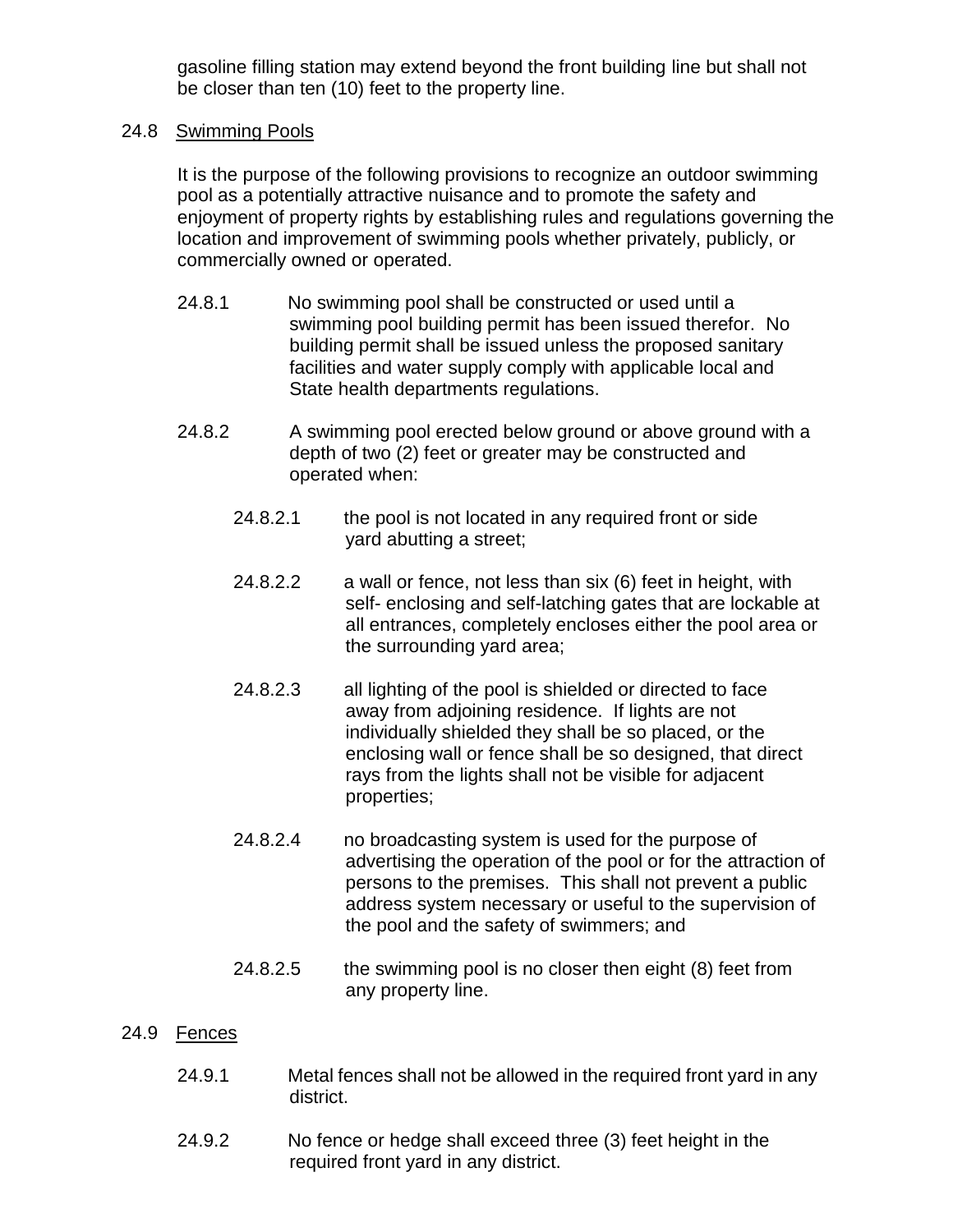gasoline filling station may extend beyond the front building line but shall not be closer than ten (10) feet to the property line.

## 24.8 Swimming Pools

It is the purpose of the following provisions to recognize an outdoor swimming pool as a potentially attractive nuisance and to promote the safety and enjoyment of property rights by establishing rules and regulations governing the location and improvement of swimming pools whether privately, publicly, or commercially owned or operated.

24.8.1 No swimming pool shall be constructed or used until a swimming pool building permit has been issued therefor. No building permit shall be issued unless the proposed sanitary facilities and water supply comply with applicable local and State health departments regulations.

24.8.2 A swimming pool erected below ground or above ground with a depth of two (2) feet or greater may be constructed and operated when:

24.8.2.1 the pool is not located in any required front or side yard abutting a street;

24.8.2.2 a wall or fence, not less than six (6) feet in height, with self- enclosing and self-latching gates that are lockable at all entrances, completely encloses either the pool area or the surrounding yard area;

24.8.2.3 all lighting of the pool is shielded or directed to face away from adjoining residence. If lights are not individually shielded they shall be so placed, or the enclosing wall or fence shall be so designed, that direct rays from the lights shall not be visible for adjacent properties;

24.8.2.4 no broadcasting system is used for the purpose of advertising the operation of the pool or for the attraction of persons to the premises. This shall not prevent a public address system necessary or useful to the supervision of the pool and the safety of swimmers; and

24.8.2.5 the swimming pool is no closer then eight (8) feet from any property line.

## 24.9 Fences

24.9.1 Metal fences shall not be allowed in the required front yard in any district.

24.9.2 No fence or hedge shall exceed three (3) feet height in the required front yard in any district.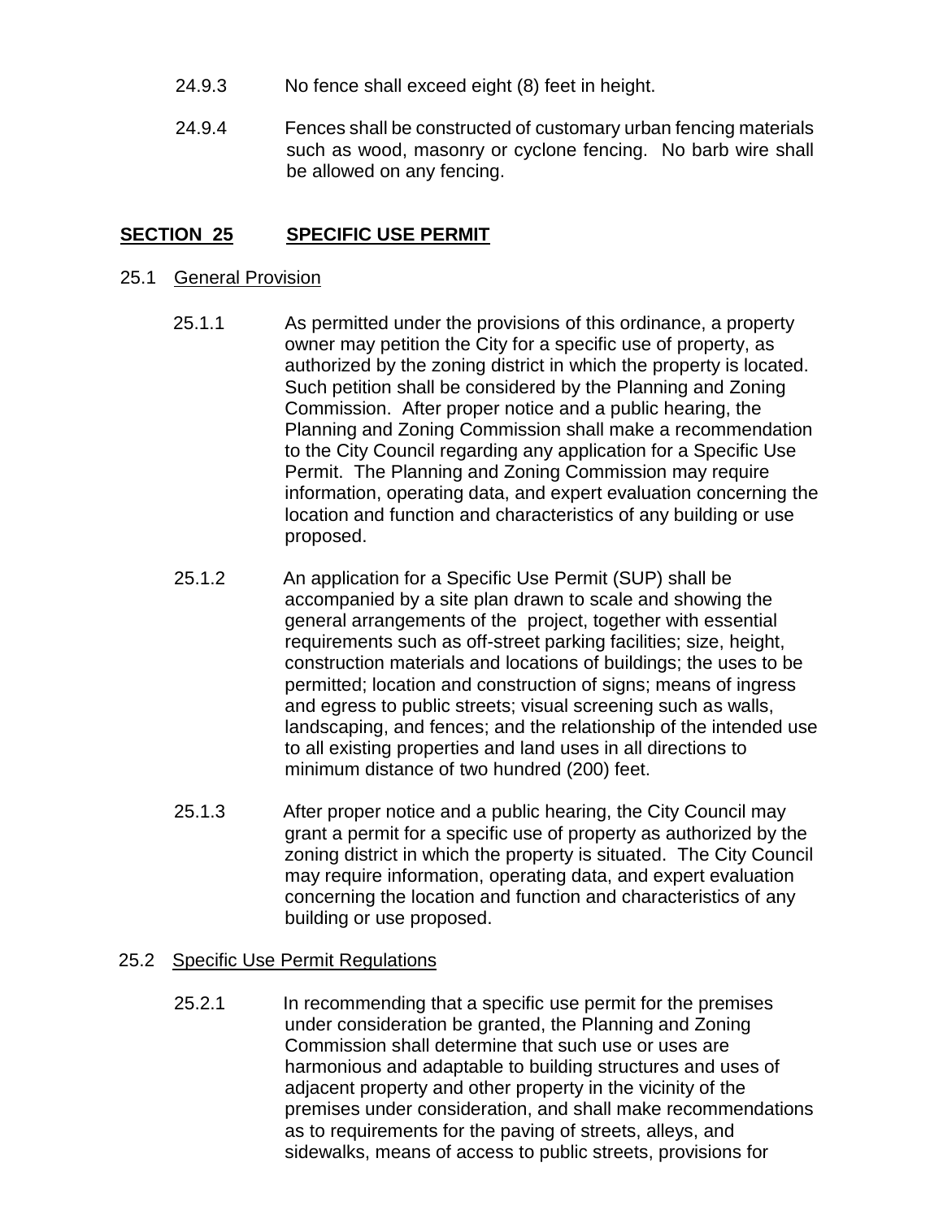24.9.3 No fence shall exceed eight (8) feet in height.

24.9.4 Fences shall be constructed of customary urban fencing materials such as wood, masonry or cyclone fencing. No barb wire shall be allowed on any fencing.

## SECTION 25 SPECIFIC USE PERMIT

### 25.1 General Provision

25.1.1 As permitted under the provisions of this ordinance, a property owner may petition the City for a specific use of property, as authorized by the zoning district in which the property is located. Such petition shall be considered by the Planning and Zoning Commission. After proper notice and a public hearing, the Planning and Zoning Commission shall make a recommendation to the City Council regarding any application for a Specific Use Permit. The Planning and Zoning Commission may require information, operating data, and expert evaluation concerning the location and function and characteristics of any building or use proposed.

25.1.2 An application for a Specific Use Permit (SUP) shall be accompanied by a site plan drawn to scale and showing the general arrangements of the project, together with essential requirements such as off-street parking facilities; size, height, construction materials and locations of buildings; the uses to be permitted; location and construction of signs; means of ingress and egress to public streets; visual screening such as walls, landscaping, and fences; and the relationship of the intended use to all existing properties and land uses in all directions to minimum distance of two hundred (200) feet.

25.1.3 After proper notice and a public hearing, the City Council may grant a permit for a specific use of property as authorized by the zoning district in which the property is situated. The City Council may require information, operating data, and expert evaluation concerning the location and function and characteristics of any building or use proposed.

### 25.2 Specific Use Permit Regulations

25.2.1 In recommending that a specific use permit for the premises under consideration be granted, the Planning and Zoning Commission shall determine that such use or uses are harmonious and adaptable to building structures and uses of adjacent property and other property in the vicinity of the premises under consideration, and shall make recommendations as to requirements for the paving of streets, alleys, and sidewalks, means of access to public streets, provisions for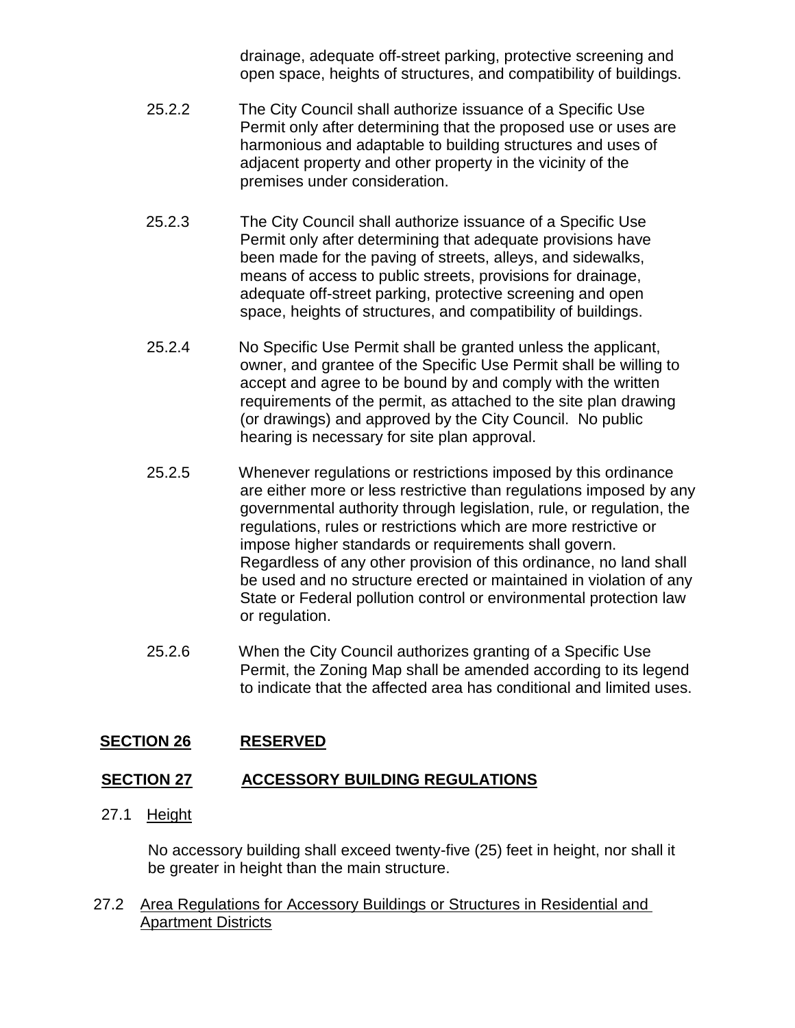drainage, adequate off-street parking, protective screening and open space, heights of structures, and compatibility of buildings.

25.2.2 The City Council shall authorize issuance of a Specific Use Permit only after determining that the proposed use or uses are harmonious and adaptable to building structures and uses of adjacent property and other property in the vicinity of the premises under consideration.

25.2.3 The City Council shall authorize issuance of a Specific Use Permit only after determining that adequate provisions have been made for the paving of streets, alleys, and sidewalks, means of access to public streets, provisions for drainage, adequate off-street parking, protective screening and open space, heights of structures, and compatibility of buildings.

25.2.4 No Specific Use Permit shall be granted unless the applicant, owner, and grantee of the Specific Use Permit shall be willing to accept and agree to be bound by and comply with the written requirements of the permit, as attached to the site plan drawing (or drawings) and approved by the City Council. No public hearing is necessary for site plan approval.

25.2.5 Whenever regulations or restrictions imposed by this ordinance are either more or less restrictive than regulations imposed by any governmental authority through legislation, rule, or regulation, the regulations, rules or restrictions which are more restrictive or impose higher standards or requirements shall govern. Regardless of any other provision of this ordinance, no land shall be used and no structure erected or maintained in violation of any State or Federal pollution control or environmental protection law or regulation.

25.2.6 When the City Council authorizes granting of a Specific Use Permit, the Zoning Map shall be amended according to its legend to indicate that the affected area has conditional and limited uses.

## SECTION 26 RESERVED

## SECTION 27 ACCESSORY BUILDING REGULATIONS

27.1 Height

No accessory building shall exceed twenty-five (25) feet in height, nor shall it be greater in height than the main structure.

27.2 Area Regulations for Accessory Buildings or Structures in Residential and Apartment Districts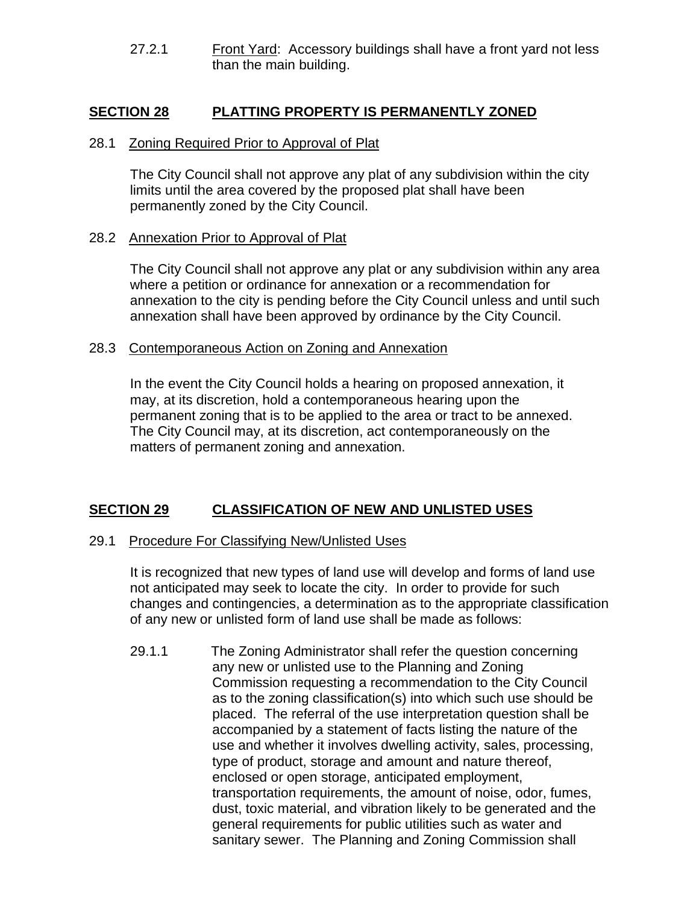27.2.1 Front Yard: Accessory buildings shall have a front yard not less than the main building.

## SECTION 28 PLATTING PROPERTY IS PERMANENTLY ZONED

### 28.1 Zoning Required Prior to Approval of Plat

The City Council shall not approve any plat of any subdivision within the city limits until the area covered by the proposed plat shall have been permanently zoned by the City Council.

### 28.2 Annexation Prior to Approval of Plat

The City Council shall not approve any plat or any subdivision within any area where a petition or ordinance for annexation or a recommendation for annexation to the city is pending before the City Council unless and until such annexation shall have been approved by ordinance by the City Council.

### 28.3 Contemporaneous Action on Zoning and Annexation

In the event the City Council holds a hearing on proposed annexation, it may, at its discretion, hold a contemporaneous hearing upon the permanent zoning that is to be applied to the area or tract to be annexed. The City Council may, at its discretion, act contemporaneously on the matters of permanent zoning and annexation.

## SECTION 29 CLASSIFICATION OF NEW AND UNLISTED USES

### 29.1 Procedure For Classifying New/Unlisted Uses

It is recognized that new types of land use will develop and forms of land use not anticipated may seek to locate the city. In order to provide for such changes and contingencies, a determination as to the appropriate classification of any new or unlisted form of land use shall be made as follows:

29.1.1 The Zoning Administrator shall refer the question concerning any new or unlisted use to the Planning and Zoning Commission requesting a recommendation to the City Council as to the zoning classification(s) into which such use should be placed. The referral of the use interpretation question shall be accompanied by a statement of facts listing the nature of the use and whether it involves dwelling activity, sales, processing, type of product, storage and amount and nature thereof, enclosed or open storage, anticipated employment, transportation requirements, the amount of noise, odor, fumes, dust, toxic material, and vibration likely to be generated and the general requirements for public utilities such as water and sanitary sewer. The Planning and Zoning Commission shall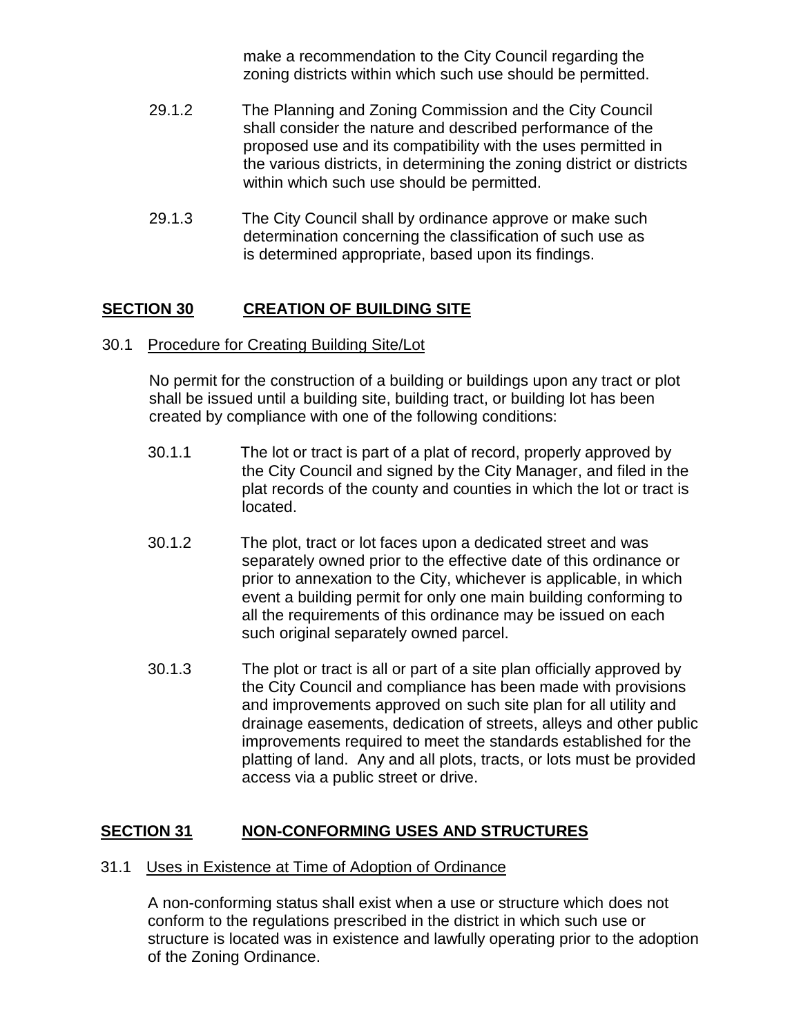make a recommendation to the City Council regarding the zoning districts within which such use should be permitted.

29.1.2 The Planning and Zoning Commission and the City Council shall consider the nature and described performance of the proposed use and its compatibility with the uses permitted in the various districts, in determining the zoning district or districts within which such use should be permitted.

29.1.3 The City Council shall by ordinance approve or make such determination concerning the classification of such use as is determined appropriate, based upon its findings.

## SECTION 30 CREATION OF BUILDING SITE

### 30.1 Procedure for Creating Building Site/Lot

No permit for the construction of a building or buildings upon any tract or plot shall be issued until a building site, building tract, or building lot has been created by compliance with one of the following conditions:

30.1.1 The lot or tract is part of a plat of record, properly approved by the City Council and signed by the City Manager, and filed in the plat records of the county and counties in which the lot or tract is located.

30.1.2 The plot, tract or lot faces upon a dedicated street and was separately owned prior to the effective date of this ordinance or prior to annexation to the City, whichever is applicable, in which event a building permit for only one main building conforming to all the requirements of this ordinance may be issued on each such original separately owned parcel.

30.1.3 The plot or tract is all or part of a site plan officially approved by the City Council and compliance has been made with provisions and improvements approved on such site plan for all utility and drainage easements, dedication of streets, alleys and other public improvements required to meet the standards established for the platting of land. Any and all plots, tracts, or lots must be provided access via a public street or drive.

## SECTION 31 NON-CONFORMING USES AND STRUCTURES

### 31.1 Uses in Existence at Time of Adoption of Ordinance

A non-conforming status shall exist when a use or structure which does not conform to the regulations prescribed in the district in which such use or structure is located was in existence and lawfully operating prior to the adoption of the Zoning Ordinance.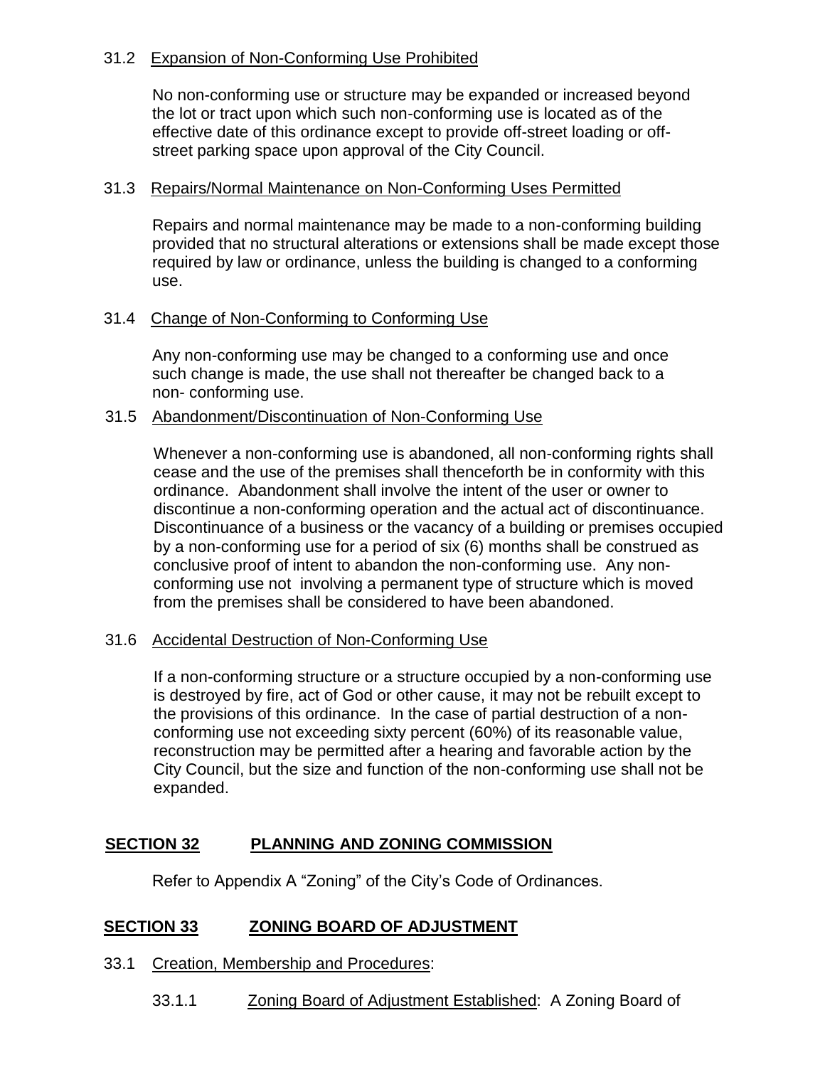31.2 Expansion of Non-Conforming Use Prohibited

No non-conforming use or structure may be expanded or increased beyond the lot or tract upon which such non-conforming use is located as of the effective date of this ordinance except to provide off-street loading or off-street parking space upon approval of the City Council.

31.3 Repairs/Normal Maintenance on Non-Conforming Uses Permitted

Repairs and normal maintenance may be made to a non-conforming building provided that no structural alterations or extensions shall be made except those required by law or ordinance, unless the building is changed to a conforming use.

31.4 Change of Non-Conforming to Conforming Use

Any non-conforming use may be changed to a conforming use and once such change is made, the use shall not thereafter be changed back to a non- conforming use.

31.5 Abandonment/Discontinuation of Non-Conforming Use

Whenever a non-conforming use is abandoned, all non-conforming rights shall cease and the use of the premises shall thenceforth be in conformity with this ordinance. Abandonment shall involve the intent of the user or owner to discontinue a non-conforming operation and the actual act of discontinuance. Discontinuance of a business or the vacancy of a building or premises occupied by a non-conforming use for a period of six (6) months shall be construed as conclusive proof of intent to abandon the non-conforming use. Any non-conforming use not involving a permanent type of structure which is moved from the premises shall be considered to have been abandoned.

31.6 Accidental Destruction of Non-Conforming Use

If a non-conforming structure or a structure occupied by a non-conforming use is destroyed by fire, act of God or other cause, it may not be rebuilt except to the provisions of this ordinance. In the case of partial destruction of a non-conforming use not exceeding sixty percent (60%) of its reasonable value, reconstruction may be permitted after a hearing and favorable action by the City Council, but the size and function of the non-conforming use shall not be expanded.

## SECTION 32 PLANNING AND ZONING COMMISSION

Refer to Appendix A "Zoning" of the City's Code of Ordinances.

## SECTION 33 ZONING BOARD OF ADJUSTMENT

33.1 Creation, Membership and Procedures:

33.1.1 Zoning Board of Adjustment Established: A Zoning Board of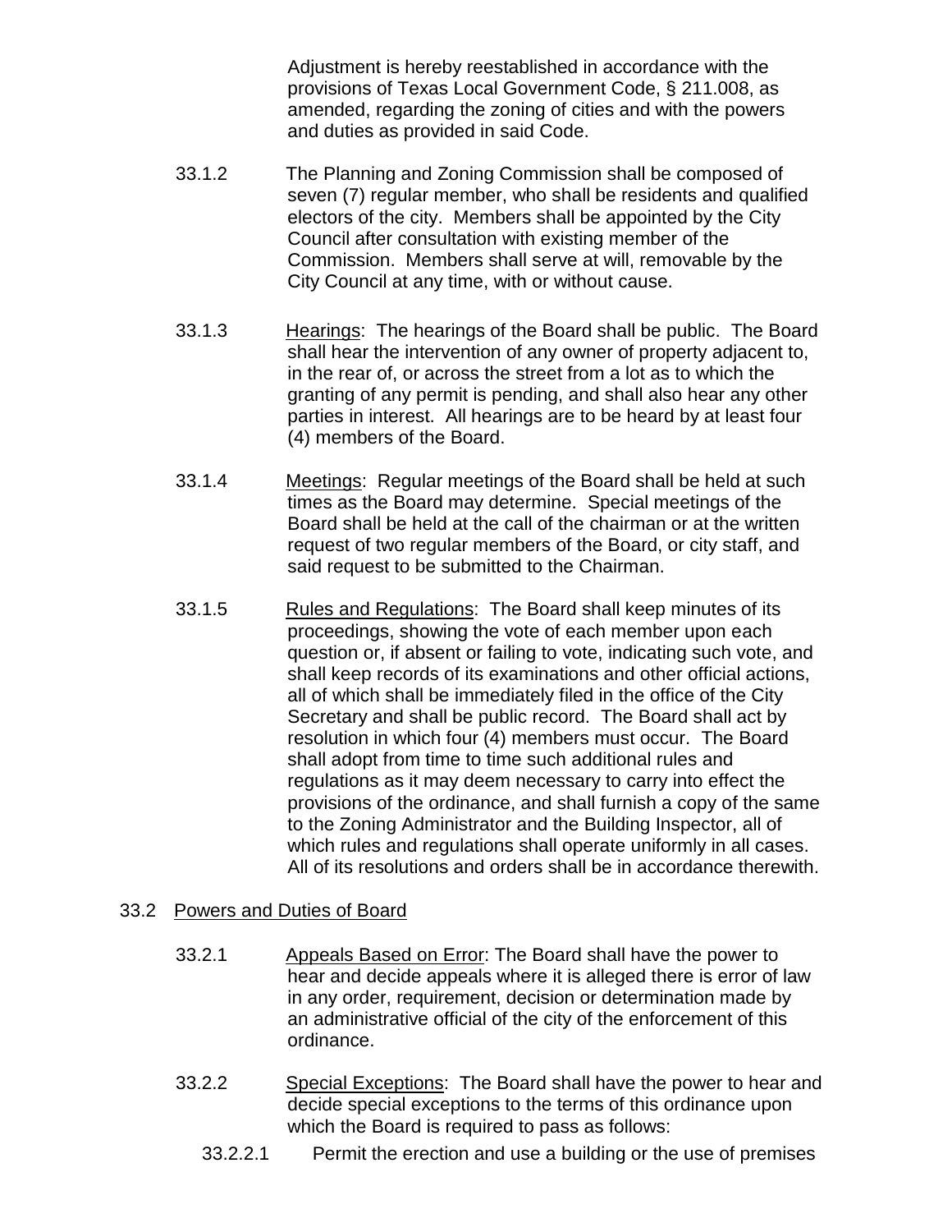Adjustment is hereby reestablished in accordance with the provisions of Texas Local Government Code, § 211.008, as amended, regarding the zoning of cities and with the powers and duties as provided in said Code.

33.1.2 The Planning and Zoning Commission shall be composed of seven (7) regular member, who shall be residents and qualified electors of the city. Members shall be appointed by the City Council after consultation with existing member of the Commission. Members shall serve at will, removable by the City Council at any time, with or without cause.

33.1.3 Hearings: The hearings of the Board shall be public. The Board shall hear the intervention of any owner of property adjacent to, in the rear of, or across the street from a lot as to which the granting of any permit is pending, and shall also hear any other parties in interest. All hearings are to be heard by at least four (4) members of the Board.

33.1.4 Meetings: Regular meetings of the Board shall be held at such times as the Board may determine. Special meetings of the Board shall be held at the call of the chairman or at the written request of two regular members of the Board, or city staff, and said request to be submitted to the Chairman.

33.1.5 Rules and Regulations: The Board shall keep minutes of its proceedings, showing the vote of each member upon each question or, if absent or failing to vote, indicating such vote, and shall keep records of its examinations and other official actions, all of which shall be immediately filed in the office of the City Secretary and shall be public record. The Board shall act by resolution in which four (4) members must occur. The Board shall adopt from time to time such additional rules and regulations as it may deem necessary to carry into effect the provisions of the ordinance, and shall furnish a copy of the same to the Zoning Administrator and the Building Inspector, all of which rules and regulations shall operate uniformly in all cases. All of its resolutions and orders shall be in accordance therewith.

## 33.2 Powers and Duties of Board

33.2.1 Appeals Based on Error: The Board shall have the power to hear and decide appeals where it is alleged there is error of law in any order, requirement, decision or determination made by an administrative official of the city of the enforcement of this ordinance.

33.2.2 Special Exceptions: The Board shall have the power to hear and decide special exceptions to the terms of this ordinance upon which the Board is required to pass as follows:

33.2.2.1 Permit the erection and use a building or the use of premises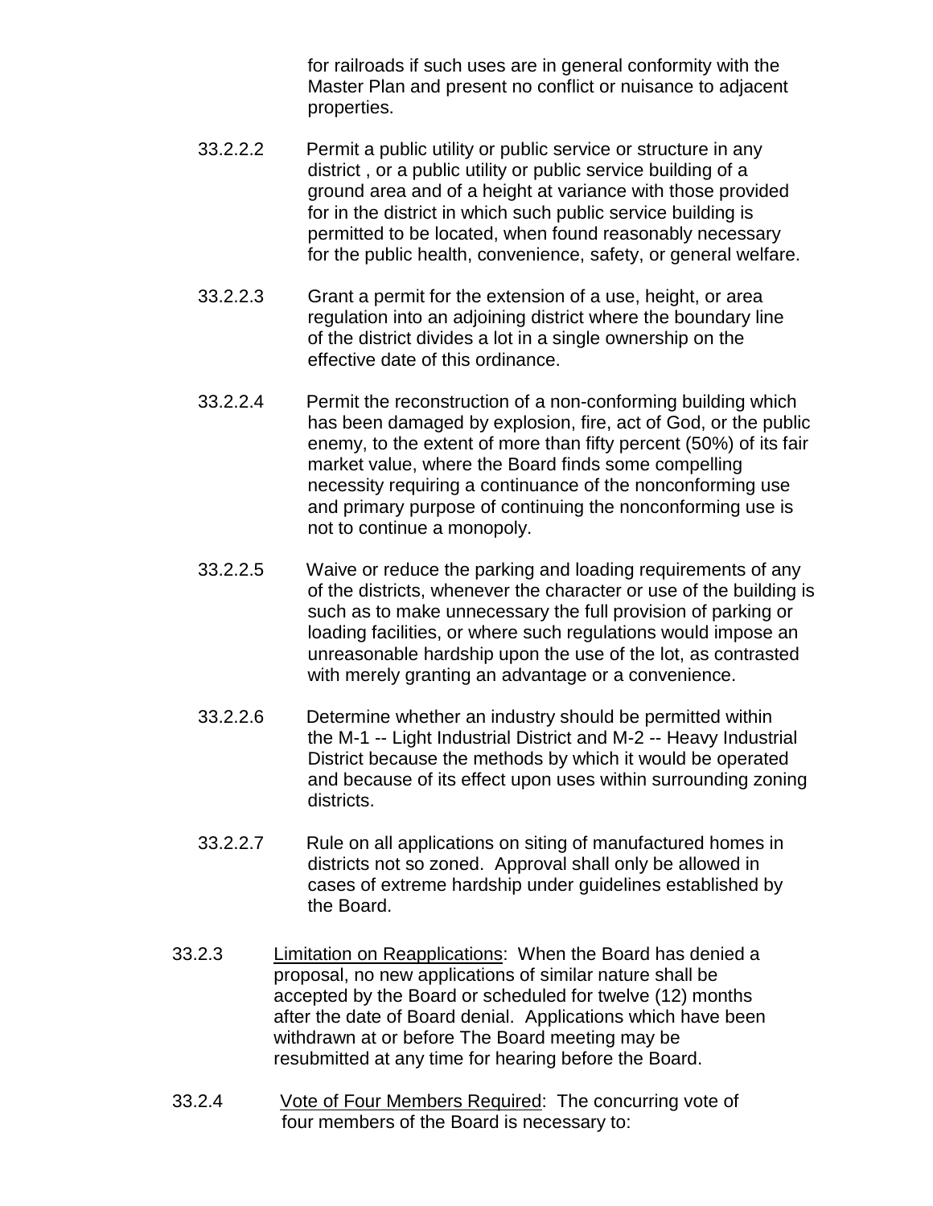for railroads if such uses are in general conformity with the Master Plan and present no conflict or nuisance to adjacent properties.

33.2.2.2 Permit a public utility or public service or structure in any district , or a public utility or public service building of a ground area and of a height at variance with those provided for in the district in which such public service building is permitted to be located, when found reasonably necessary for the public health, convenience, safety, or general welfare.

33.2.2.3 Grant a permit for the extension of a use, height, or area regulation into an adjoining district where the boundary line of the district divides a lot in a single ownership on the effective date of this ordinance.

33.2.2.4 Permit the reconstruction of a non-conforming building which has been damaged by explosion, fire, act of God, or the public enemy, to the extent of more than fifty percent (50%) of its fair market value, where the Board finds some compelling necessity requiring a continuance of the nonconforming use and primary purpose of continuing the nonconforming use is not to continue a monopoly.

33.2.2.5 Waive or reduce the parking and loading requirements of any of the districts, whenever the character or use of the building is such as to make unnecessary the full provision of parking or loading facilities, or where such regulations would impose an unreasonable hardship upon the use of the lot, as contrasted with merely granting an advantage or a convenience.

33.2.2.6 Determine whether an industry should be permitted within the M-1 -- Light Industrial District and M-2 -- Heavy Industrial District because the methods by which it would be operated and because of its effect upon uses within surrounding zoning districts.

33.2.2.7 Rule on all applications on siting of manufactured homes in districts not so zoned. Approval shall only be allowed in cases of extreme hardship under guidelines established by the Board.

33.2.3 Limitation on Reapplications: When the Board has denied a proposal, no new applications of similar nature shall be accepted by the Board or scheduled for twelve (12) months after the date of Board denial. Applications which have been withdrawn at or before The Board meeting may be resubmitted at any time for hearing before the Board.

33.2.4 Vote of Four Members Required: The concurring vote of four members of the Board is necessary to: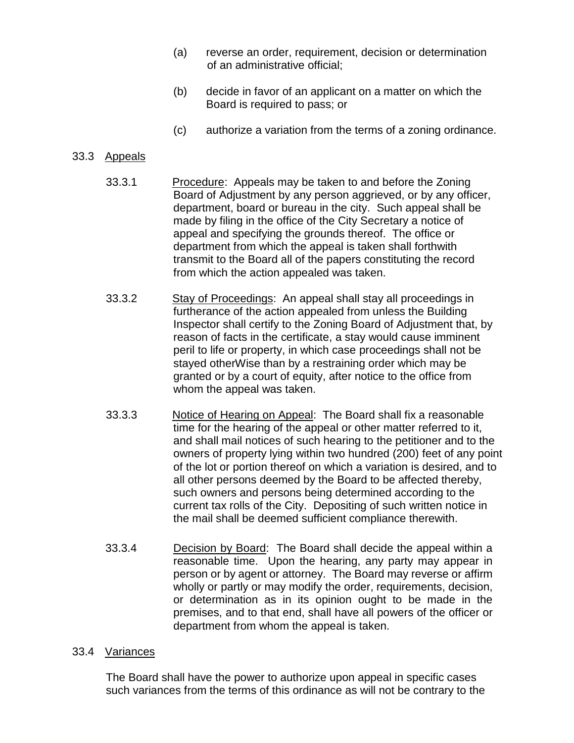(a) reverse an order, requirement, decision or determination of an administrative official;

(b) decide in favor of an applicant on a matter on which the Board is required to pass; or

(c) authorize a variation from the terms of a zoning ordinance.

33.3 Appeals

33.3.1 Procedure: Appeals may be taken to and before the Zoning Board of Adjustment by any person aggrieved, or by any officer, department, board or bureau in the city. Such appeal shall be made by filing in the office of the City Secretary a notice of appeal and specifying the grounds thereof. The office or department from which the appeal is taken shall forthwith transmit to the Board all of the papers constituting the record from which the action appealed was taken.

33.3.2 Stay of Proceedings: An appeal shall stay all proceedings in furtherance of the action appealed from unless the Building Inspector shall certify to the Zoning Board of Adjustment that, by reason of facts in the certificate, a stay would cause imminent peril to life or property, in which case proceedings shall not be stayed otherWise than by a restraining order which may be granted or by a court of equity, after notice to the office from whom the appeal was taken.

33.3.3 Notice of Hearing on Appeal: The Board shall fix a reasonable time for the hearing of the appeal or other matter referred to it, and shall mail notices of such hearing to the petitioner and to the owners of property lying within two hundred (200) feet of any point of the lot or portion thereof on which a variation is desired, and to all other persons deemed by the Board to be affected thereby, such owners and persons being determined according to the current tax rolls of the City. Depositing of such written notice in the mail shall be deemed sufficient compliance therewith.

33.3.4 Decision by Board: The Board shall decide the appeal within a reasonable time. Upon the hearing, any party may appear in person or by agent or attorney. The Board may reverse or affirm wholly or partly or may modify the order, requirements, decision, or determination as in its opinion ought to be made in the premises, and to that end, shall have all powers of the officer or department from whom the appeal is taken.

33.4 Variances

The Board shall have the power to authorize upon appeal in specific cases such variances from the terms of this ordinance as will not be contrary to the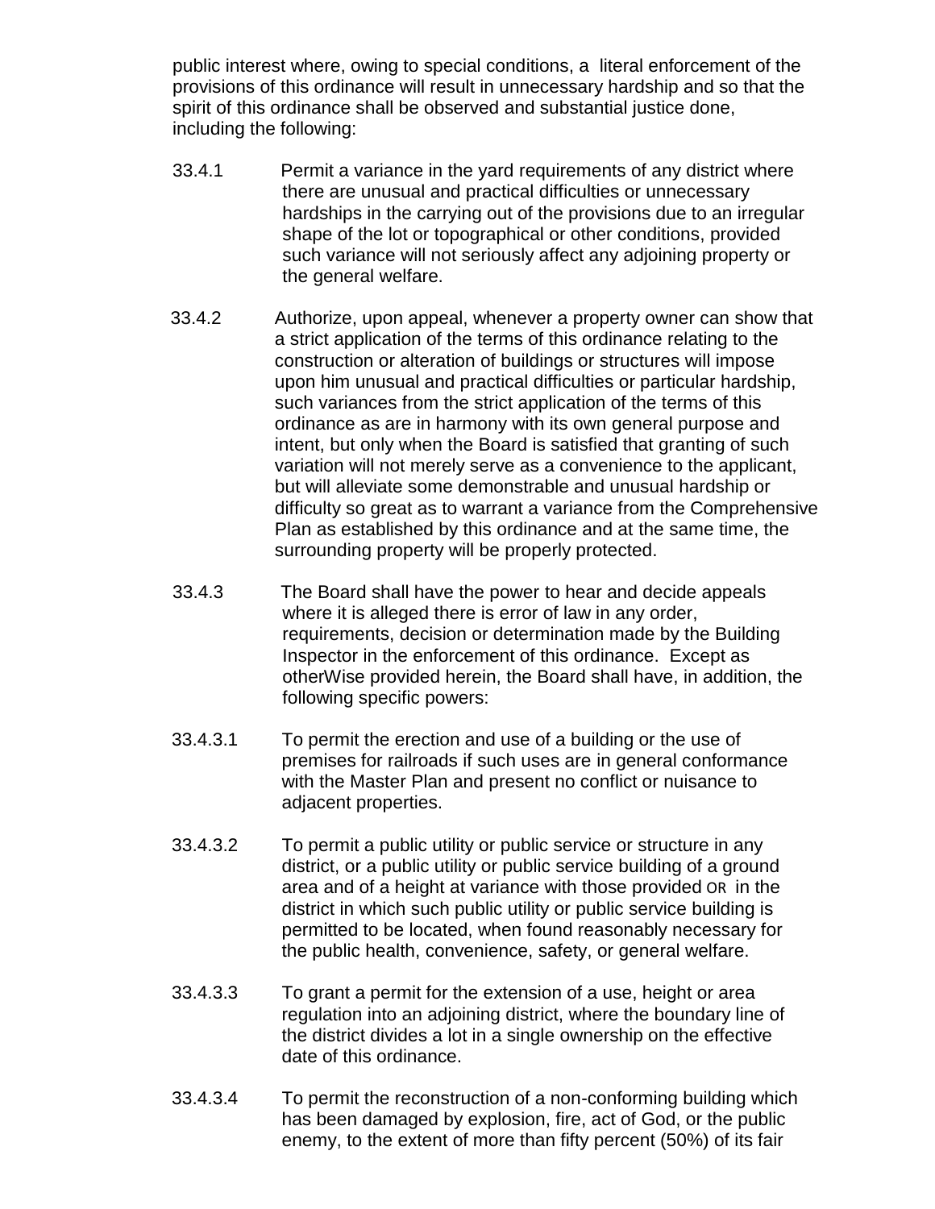public interest where, owing to special conditions, a literal enforcement of the provisions of this ordinance will result in unnecessary hardship and so that the spirit of this ordinance shall be observed and substantial justice done, including the following:

33.4.1 Permit a variance in the yard requirements of any district where there are unusual and practical difficulties or unnecessary hardships in the carrying out of the provisions due to an irregular shape of the lot or topographical or other conditions, provided such variance will not seriously affect any adjoining property or the general welfare.

33.4.2 Authorize, upon appeal, whenever a property owner can show that a strict application of the terms of this ordinance relating to the construction or alteration of buildings or structures will impose upon him unusual and practical difficulties or particular hardship, such variances from the strict application of the terms of this ordinance as are in harmony with its own general purpose and intent, but only when the Board is satisfied that granting of such variation will not merely serve as a convenience to the applicant, but will alleviate some demonstrable and unusual hardship or difficulty so great as to warrant a variance from the Comprehensive Plan as established by this ordinance and at the same time, the surrounding property will be properly protected.

33.4.3 The Board shall have the power to hear and decide appeals where it is alleged there is error of law in any order, requirements, decision or determination made by the Building Inspector in the enforcement of this ordinance. Except as otherWise provided herein, the Board shall have, in addition, the following specific powers:

33.4.3.1 To permit the erection and use of a building or the use of premises for railroads if such uses are in general conformance with the Master Plan and present no conflict or nuisance to adjacent properties.

33.4.3.2 To permit a public utility or public service or structure in any district, or a public utility or public service building of a ground area and of a height at variance with those provided OR in the district in which such public utility or public service building is permitted to be located, when found reasonably necessary for the public health, convenience, safety, or general welfare.

33.4.3.3 To grant a permit for the extension of a use, height or area regulation into an adjoining district, where the boundary line of the district divides a lot in a single ownership on the effective date of this ordinance.

33.4.3.4 To permit the reconstruction of a non-conforming building which has been damaged by explosion, fire, act of God, or the public enemy, to the extent of more than fifty percent (50%) of its fair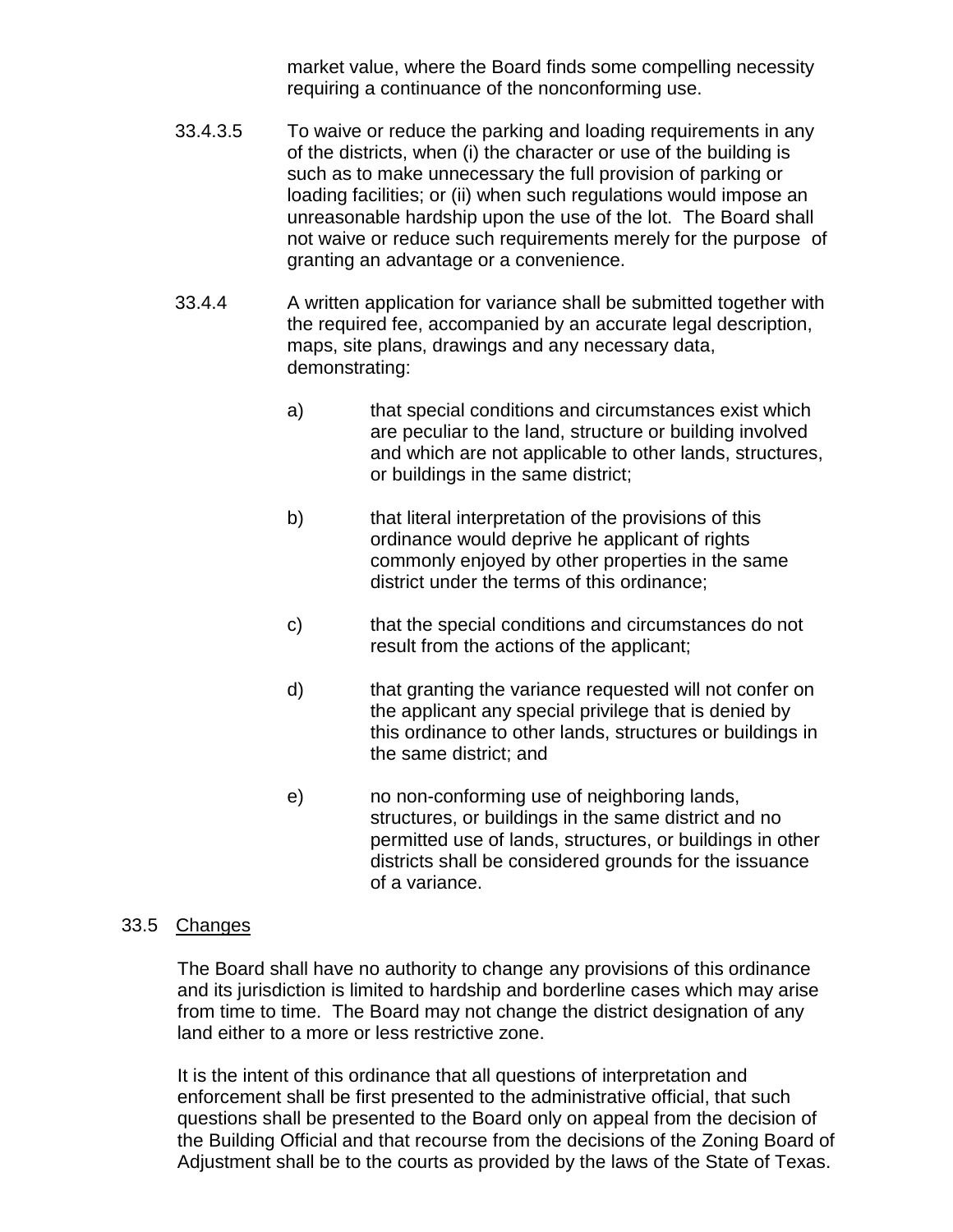market value, where the Board finds some compelling necessity requiring a continuance of the nonconforming use.

33.4.3.5 To waive or reduce the parking and loading requirements in any of the districts, when (i) the character or use of the building is such as to make unnecessary the full provision of parking or loading facilities; or (ii) when such regulations would impose an unreasonable hardship upon the use of the lot. The Board shall not waive or reduce such requirements merely for the purpose of granting an advantage or a convenience.

33.4.4 A written application for variance shall be submitted together with the required fee, accompanied by an accurate legal description, maps, site plans, drawings and any necessary data, demonstrating:

a) that special conditions and circumstances exist which are peculiar to the land, structure or building involved and which are not applicable to other lands, structures, or buildings in the same district;

b) that literal interpretation of the provisions of this ordinance would deprive he applicant of rights commonly enjoyed by other properties in the same district under the terms of this ordinance;

c) that the special conditions and circumstances do not result from the actions of the applicant;

d) that granting the variance requested will not confer on the applicant any special privilege that is denied by this ordinance to other lands, structures or buildings in the same district; and

e) no non-conforming use of neighboring lands, structures, or buildings in the same district and no permitted use of lands, structures, or buildings in other districts shall be considered grounds for the issuance of a variance.

33.5 <u>Changes</u>

The Board shall have no authority to change any provisions of this ordinance and its jurisdiction is limited to hardship and borderline cases which may arise from time to time. The Board may not change the district designation of any land either to a more or less restrictive zone.

It is the intent of this ordinance that all questions of interpretation and enforcement shall be first presented to the administrative official, that such questions shall be presented to the Board only on appeal from the decision of the Building Official and that recourse from the decisions of the Zoning Board of Adjustment shall be to the courts as provided by the laws of the State of Texas.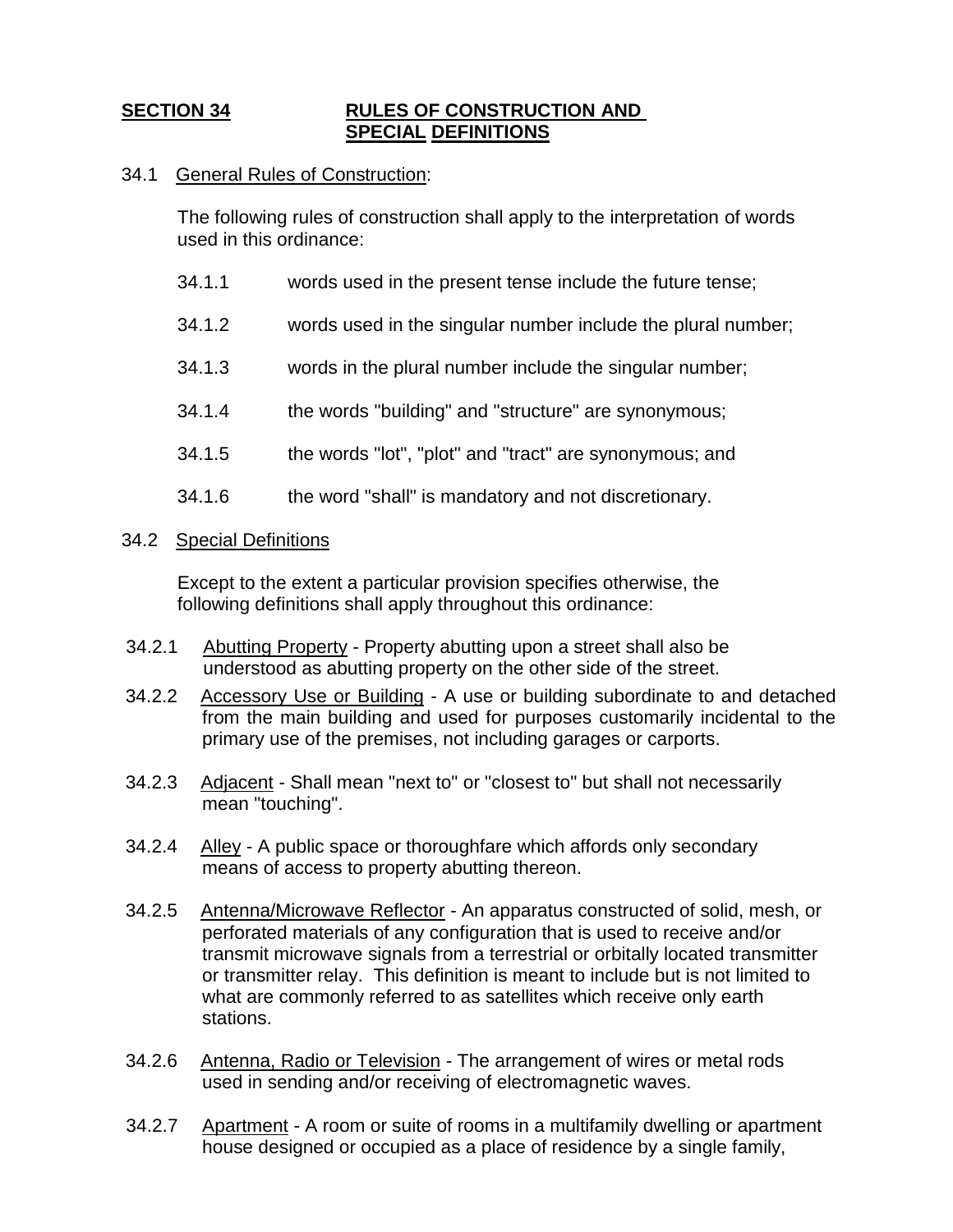## SECTION 34 RULES OF CONSTRUCTION AND SPECIAL DEFINITIONS

34.1 <u>General Rules of Construction</u>:

The following rules of construction shall apply to the interpretation of words used in this ordinance:

34.1.1 words used in the present tense include the future tense;

34.1.2 words used in the singular number include the plural number;

34.1.3 words in the plural number include the singular number;

34.1.4 the words "building" and "structure" are synonymous;

34.1.5 the words "lot", "plot" and "tract" are synonymous; and

34.1.6 the word "shall" is mandatory and not discretionary.

34.2 <u>Special Definitions</u>

Except to the extent a particular provision specifies otherwise, the following definitions shall apply throughout this ordinance:

34.2.1 <u>Abutting Property</u> - Property abutting upon a street shall also be understood as abutting property on the other side of the street.

34.2.2 <u>Accessory Use or Building</u> - A use or building subordinate to and detached from the main building and used for purposes customarily incidental to the primary use of the premises, not including garages or carports.

34.2.3 <u>Adjacent</u> - Shall mean "next to" or "closest to" but shall not necessarily mean "touching".

34.2.4 <u>Alley</u> - A public space or thoroughfare which affords only secondary means of access to property abutting thereon.

34.2.5 <u>Antenna/Microwave Reflector</u> - An apparatus constructed of solid, mesh, or perforated materials of any configuration that is used to receive and/or transmit microwave signals from a terrestrial or orbitally located transmitter or transmitter relay. This definition is meant to include but is not limited to what are commonly referred to as satellites which receive only earth stations.

34.2.6 <u>Antenna, Radio or Television</u> - The arrangement of wires or metal rods used in sending and/or receiving of electromagnetic waves.

34.2.7 <u>Apartment</u> - A room or suite of rooms in a multifamily dwelling or apartment house designed or occupied as a place of residence by a single family,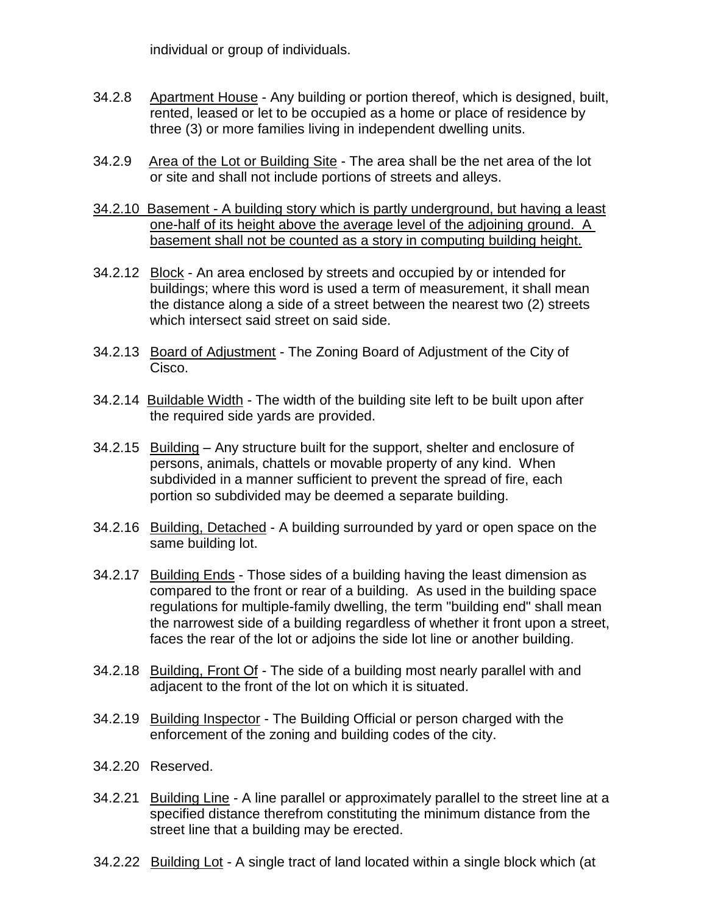individual or group of individuals.

34.2.8 Apartment House - Any building or portion thereof, which is designed, built, rented, leased or let to be occupied as a home or place of residence by three (3) or more families living in independent dwelling units.

34.2.9 Area of the Lot or Building Site - The area shall be the net area of the lot or site and shall not include portions of streets and alleys.

34.2.10 Basement - A building story which is partly underground, but having a least one-half of its height above the average level of the adjoining ground. A basement shall not be counted as a story in computing building height.

34.2.12 Block - An area enclosed by streets and occupied by or intended for buildings; where this word is used a term of measurement, it shall mean the distance along a side of a street between the nearest two (2) streets which intersect said street on said side.

34.2.13 Board of Adjustment - The Zoning Board of Adjustment of the City of Cisco.

34.2.14 Buildable Width - The width of the building site left to be built upon after the required side yards are provided.

34.2.15 Building – Any structure built for the support, shelter and enclosure of persons, animals, chattels or movable property of any kind. When subdivided in a manner sufficient to prevent the spread of fire, each portion so subdivided may be deemed a separate building.

34.2.16 Building, Detached - A building surrounded by yard or open space on the same building lot.

34.2.17 Building Ends - Those sides of a building having the least dimension as compared to the front or rear of a building. As used in the building space regulations for multiple-family dwelling, the term "building end" shall mean the narrowest side of a building regardless of whether it front upon a street, faces the rear of the lot or adjoins the side lot line or another building.

34.2.18 Building, Front Of - The side of a building most nearly parallel with and adjacent to the front of the lot on which it is situated.

34.2.19 Building Inspector - The Building Official or person charged with the enforcement of the zoning and building codes of the city.

34.2.20 Reserved.

34.2.21 Building Line - A line parallel or approximately parallel to the street line at a specified distance therefrom constituting the minimum distance from the street line that a building may be erected.

34.2.22 Building Lot - A single tract of land located within a single block which (at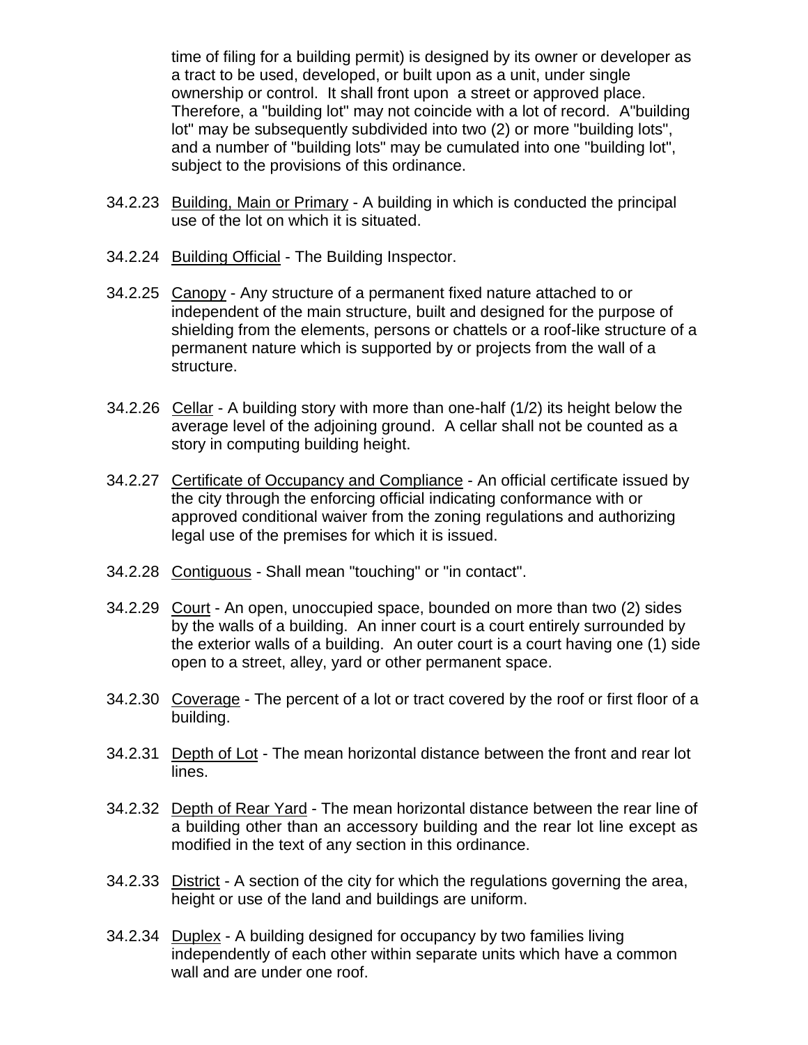time of filing for a building permit) is designed by its owner or developer as a tract to be used, developed, or built upon as a unit, under single ownership or control. It shall front upon a street or approved place. Therefore, a "building lot" may not coincide with a lot of record. A"building lot" may be subsequently subdivided into two (2) or more "building lots", and a number of "building lots" may be cumulated into one "building lot", subject to the provisions of this ordinance.

34.2.23 Building, Main or Primary - A building in which is conducted the principal use of the lot on which it is situated.

34.2.24 Building Official - The Building Inspector.

34.2.25 Canopy - Any structure of a permanent fixed nature attached to or independent of the main structure, built and designed for the purpose of shielding from the elements, persons or chattels or a roof-like structure of a permanent nature which is supported by or projects from the wall of a structure.

34.2.26 Cellar - A building story with more than one-half (1/2) its height below the average level of the adjoining ground. A cellar shall not be counted as a story in computing building height.

34.2.27 Certificate of Occupancy and Compliance - An official certificate issued by the city through the enforcing official indicating conformance with or approved conditional waiver from the zoning regulations and authorizing legal use of the premises for which it is issued.

34.2.28 Contiguous - Shall mean "touching" or "in contact".

34.2.29 Court - An open, unoccupied space, bounded on more than two (2) sides by the walls of a building. An inner court is a court entirely surrounded by the exterior walls of a building. An outer court is a court having one (1) side open to a street, alley, yard or other permanent space.

34.2.30 Coverage - The percent of a lot or tract covered by the roof or first floor of a building.

34.2.31 Depth of Lot - The mean horizontal distance between the front and rear lot lines.

34.2.32 Depth of Rear Yard - The mean horizontal distance between the rear line of a building other than an accessory building and the rear lot line except as modified in the text of any section in this ordinance.

34.2.33 District - A section of the city for which the regulations governing the area, height or use of the land and buildings are uniform.

34.2.34 Duplex - A building designed for occupancy by two families living independently of each other within separate units which have a common wall and are under one roof.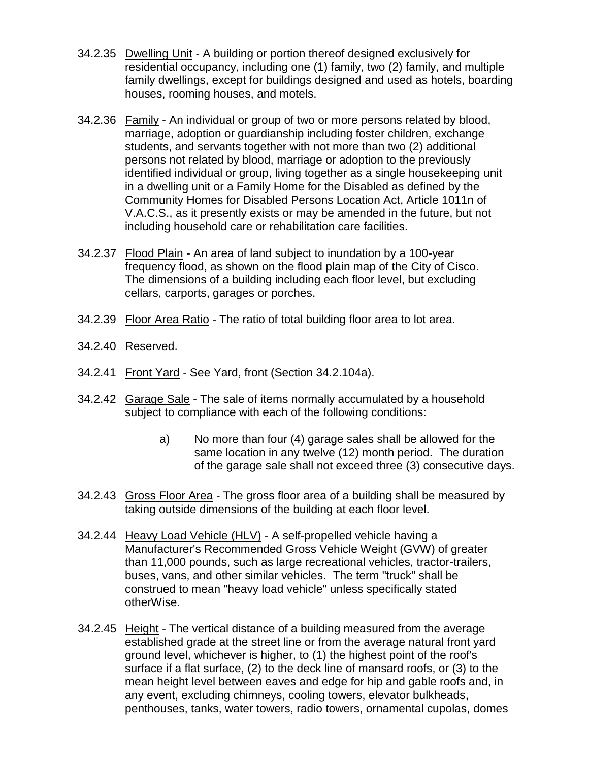34.2.35 Dwelling Unit - A building or portion thereof designed exclusively for residential occupancy, including one (1) family, two (2) family, and multiple family dwellings, except for buildings designed and used as hotels, boarding houses, rooming houses, and motels.

34.2.36 Family - An individual or group of two or more persons related by blood, marriage, adoption or guardianship including foster children, exchange students, and servants together with not more than two (2) additional persons not related by blood, marriage or adoption to the previously identified individual or group, living together as a single housekeeping unit in a dwelling unit or a Family Home for the Disabled as defined by the Community Homes for Disabled Persons Location Act, Article 1011n of V.A.C.S., as it presently exists or may be amended in the future, but not including household care or rehabilitation care facilities.

34.2.37 Flood Plain - An area of land subject to inundation by a 100-year frequency flood, as shown on the flood plain map of the City of Cisco. The dimensions of a building including each floor level, but excluding cellars, carports, garages or porches.

34.2.39 Floor Area Ratio - The ratio of total building floor area to lot area.

34.2.40 Reserved.

34.2.41 Front Yard - See Yard, front (Section 34.2.104a).

34.2.42 Garage Sale - The sale of items normally accumulated by a household subject to compliance with each of the following conditions:

a) No more than four (4) garage sales shall be allowed for the same location in any twelve (12) month period. The duration of the garage sale shall not exceed three (3) consecutive days.

34.2.43 Gross Floor Area - The gross floor area of a building shall be measured by taking outside dimensions of the building at each floor level.

34.2.44 Heavy Load Vehicle (HLV) - A self-propelled vehicle having a Manufacturer's Recommended Gross Vehicle Weight (GVW) of greater than 11,000 pounds, such as large recreational vehicles, tractor-trailers, buses, vans, and other similar vehicles. The term "truck" shall be construed to mean "heavy load vehicle" unless specifically stated otherWise.

34.2.45 Height - The vertical distance of a building measured from the average established grade at the street line or from the average natural front yard ground level, whichever is higher, to (1) the highest point of the roof's surface if a flat surface, (2) to the deck line of mansard roofs, or (3) to the mean height level between eaves and edge for hip and gable roofs and, in any event, excluding chimneys, cooling towers, elevator bulkheads, penthouses, tanks, water towers, radio towers, ornamental cupolas, domes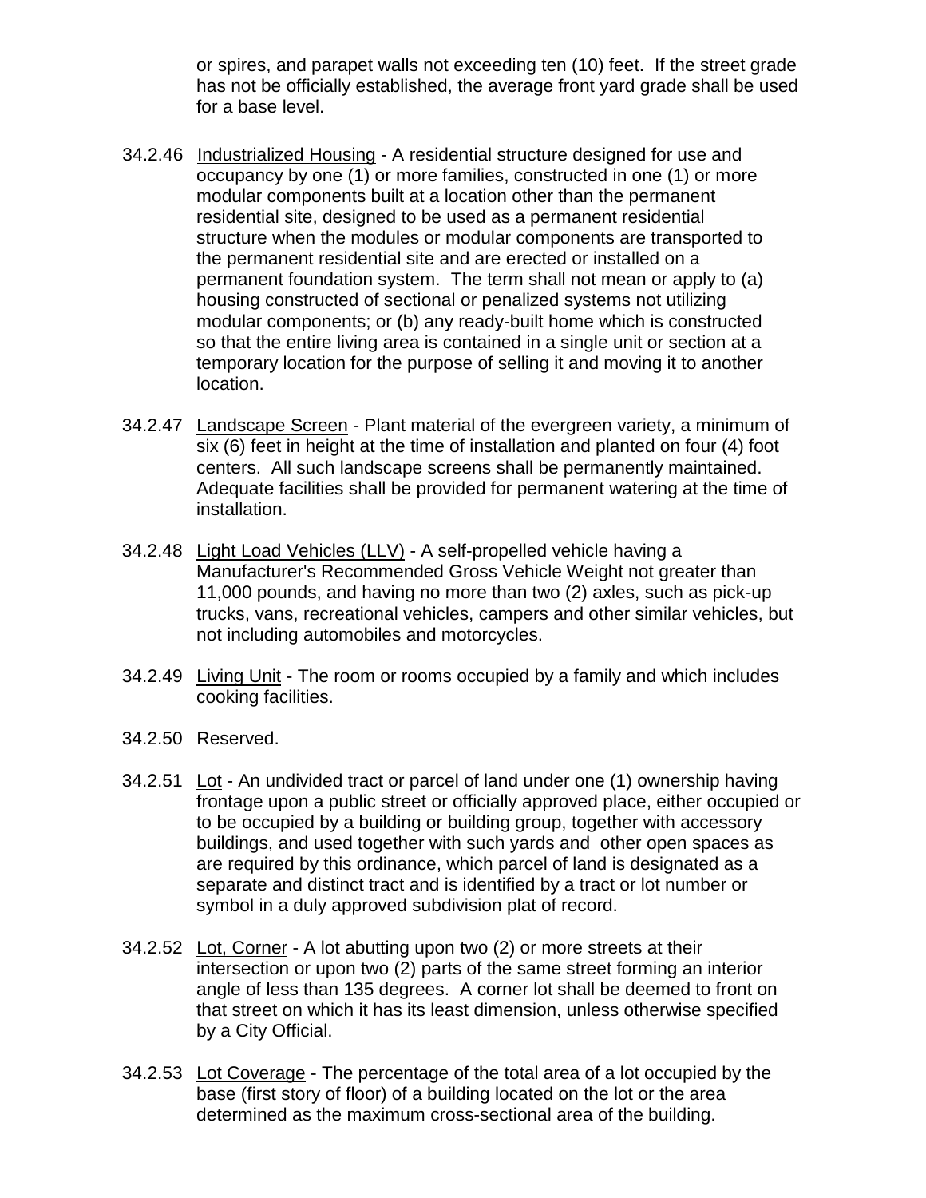or spires, and parapet walls not exceeding ten (10) feet. If the street grade has not be officially established, the average front yard grade shall be used for a base level.

34.2.46 Industrialized Housing - A residential structure designed for use and occupancy by one (1) or more families, constructed in one (1) or more modular components built at a location other than the permanent residential site, designed to be used as a permanent residential structure when the modules or modular components are transported to the permanent residential site and are erected or installed on a permanent foundation system. The term shall not mean or apply to (a) housing constructed of sectional or penalized systems not utilizing modular components; or (b) any ready-built home which is constructed so that the entire living area is contained in a single unit or section at a temporary location for the purpose of selling it and moving it to another location.

34.2.47 Landscape Screen - Plant material of the evergreen variety, a minimum of six (6) feet in height at the time of installation and planted on four (4) foot centers. All such landscape screens shall be permanently maintained. Adequate facilities shall be provided for permanent watering at the time of installation.

34.2.48 Light Load Vehicles (LLV) - A self-propelled vehicle having a Manufacturer's Recommended Gross Vehicle Weight not greater than 11,000 pounds, and having no more than two (2) axles, such as pick-up trucks, vans, recreational vehicles, campers and other similar vehicles, but not including automobiles and motorcycles.

34.2.49 Living Unit - The room or rooms occupied by a family and which includes cooking facilities.

34.2.50 Reserved.

34.2.51 Lot - An undivided tract or parcel of land under one (1) ownership having frontage upon a public street or officially approved place, either occupied or to be occupied by a building or building group, together with accessory buildings, and used together with such yards and other open spaces as are required by this ordinance, which parcel of land is designated as a separate and distinct tract and is identified by a tract or lot number or symbol in a duly approved subdivision plat of record.

34.2.52 Lot, Corner - A lot abutting upon two (2) or more streets at their intersection or upon two (2) parts of the same street forming an interior angle of less than 135 degrees. A corner lot shall be deemed to front on that street on which it has its least dimension, unless otherwise specified by a City Official.

34.2.53 Lot Coverage - The percentage of the total area of a lot occupied by the base (first story of floor) of a building located on the lot or the area determined as the maximum cross-sectional area of the building.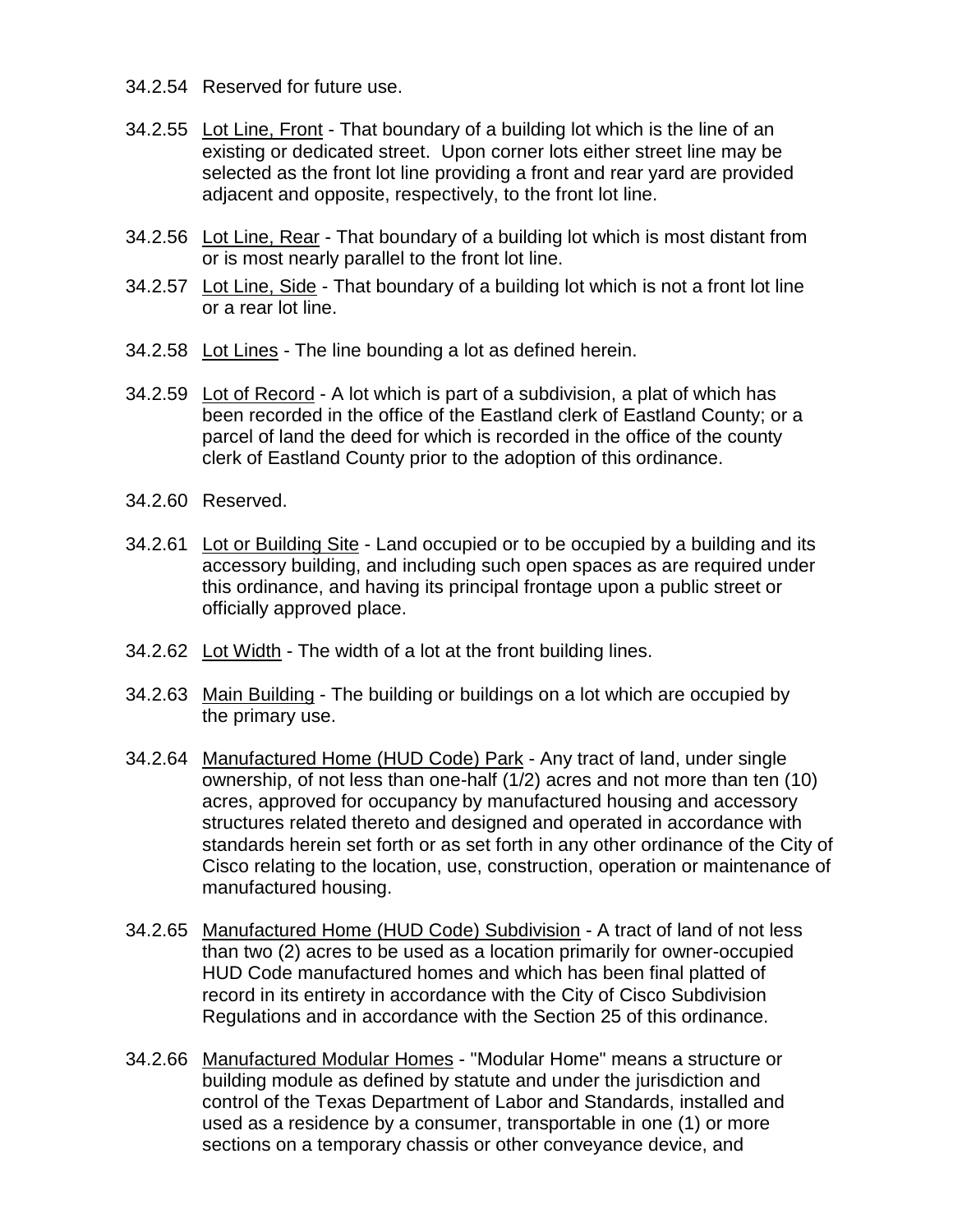34.2.54 Reserved for future use.

34.2.55 Lot Line, Front - That boundary of a building lot which is the line of an existing or dedicated street. Upon corner lots either street line may be selected as the front lot line providing a front and rear yard are provided adjacent and opposite, respectively, to the front lot line.

34.2.56 Lot Line, Rear - That boundary of a building lot which is most distant from or is most nearly parallel to the front lot line.

34.2.57 Lot Line, Side - That boundary of a building lot which is not a front lot line or a rear lot line.

34.2.58 Lot Lines - The line bounding a lot as defined herein.

34.2.59 Lot of Record - A lot which is part of a subdivision, a plat of which has been recorded in the office of the Eastland clerk of Eastland County; or a parcel of land the deed for which is recorded in the office of the county clerk of Eastland County prior to the adoption of this ordinance.

34.2.60 Reserved.

34.2.61 Lot or Building Site - Land occupied or to be occupied by a building and its accessory building, and including such open spaces as are required under this ordinance, and having its principal frontage upon a public street or officially approved place.

34.2.62 Lot Width - The width of a lot at the front building lines.

34.2.63 Main Building - The building or buildings on a lot which are occupied by the primary use.

34.2.64 Manufactured Home (HUD Code) Park - Any tract of land, under single ownership, of not less than one-half (1/2) acres and not more than ten (10) acres, approved for occupancy by manufactured housing and accessory structures related thereto and designed and operated in accordance with standards herein set forth or as set forth in any other ordinance of the City of Cisco relating to the location, use, construction, operation or maintenance of manufactured housing.

34.2.65 Manufactured Home (HUD Code) Subdivision - A tract of land of not less than two (2) acres to be used as a location primarily for owner-occupied HUD Code manufactured homes and which has been final platted of record in its entirety in accordance with the City of Cisco Subdivision Regulations and in accordance with the Section 25 of this ordinance.

34.2.66 Manufactured Modular Homes - "Modular Home" means a structure or building module as defined by statute and under the jurisdiction and control of the Texas Department of Labor and Standards, installed and used as a residence by a consumer, transportable in one (1) or more sections on a temporary chassis or other conveyance device, and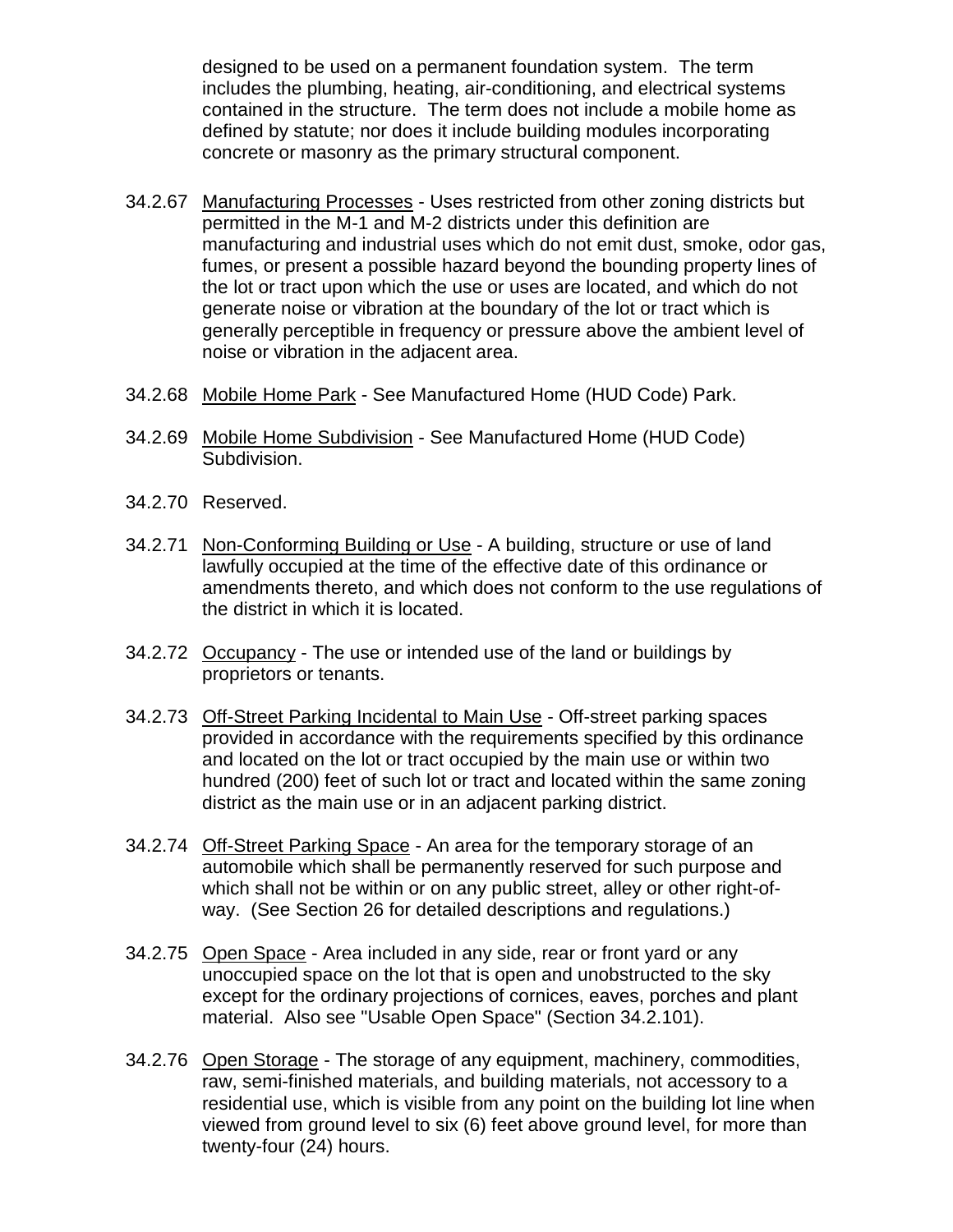designed to be used on a permanent foundation system. The term includes the plumbing, heating, air-conditioning, and electrical systems contained in the structure. The term does not include a mobile home as defined by statute; nor does it include building modules incorporating concrete or masonry as the primary structural component.

34.2.67 Manufacturing Processes - Uses restricted from other zoning districts but permitted in the M-1 and M-2 districts under this definition are manufacturing and industrial uses which do not emit dust, smoke, odor gas, fumes, or present a possible hazard beyond the bounding property lines of the lot or tract upon which the use or uses are located, and which do not generate noise or vibration at the boundary of the lot or tract which is generally perceptible in frequency or pressure above the ambient level of noise or vibration in the adjacent area.

34.2.68 Mobile Home Park - See Manufactured Home (HUD Code) Park.

34.2.69 Mobile Home Subdivision - See Manufactured Home (HUD Code) Subdivision.

34.2.70 Reserved.

34.2.71 Non-Conforming Building or Use - A building, structure or use of land lawfully occupied at the time of the effective date of this ordinance or amendments thereto, and which does not conform to the use regulations of the district in which it is located.

34.2.72 Occupancy - The use or intended use of the land or buildings by proprietors or tenants.

34.2.73 Off-Street Parking Incidental to Main Use - Off-street parking spaces provided in accordance with the requirements specified by this ordinance and located on the lot or tract occupied by the main use or within two hundred (200) feet of such lot or tract and located within the same zoning district as the main use or in an adjacent parking district.

34.2.74 Off-Street Parking Space - An area for the temporary storage of an automobile which shall be permanently reserved for such purpose and which shall not be within or on any public street, alley or other right-of-way. (See Section 26 for detailed descriptions and regulations.)

34.2.75 Open Space - Area included in any side, rear or front yard or any unoccupied space on the lot that is open and unobstructed to the sky except for the ordinary projections of cornices, eaves, porches and plant material. Also see "Usable Open Space" (Section 34.2.101).

34.2.76 Open Storage - The storage of any equipment, machinery, commodities, raw, semi-finished materials, and building materials, not accessory to a residential use, which is visible from any point on the building lot line when viewed from ground level to six (6) feet above ground level, for more than twenty-four (24) hours.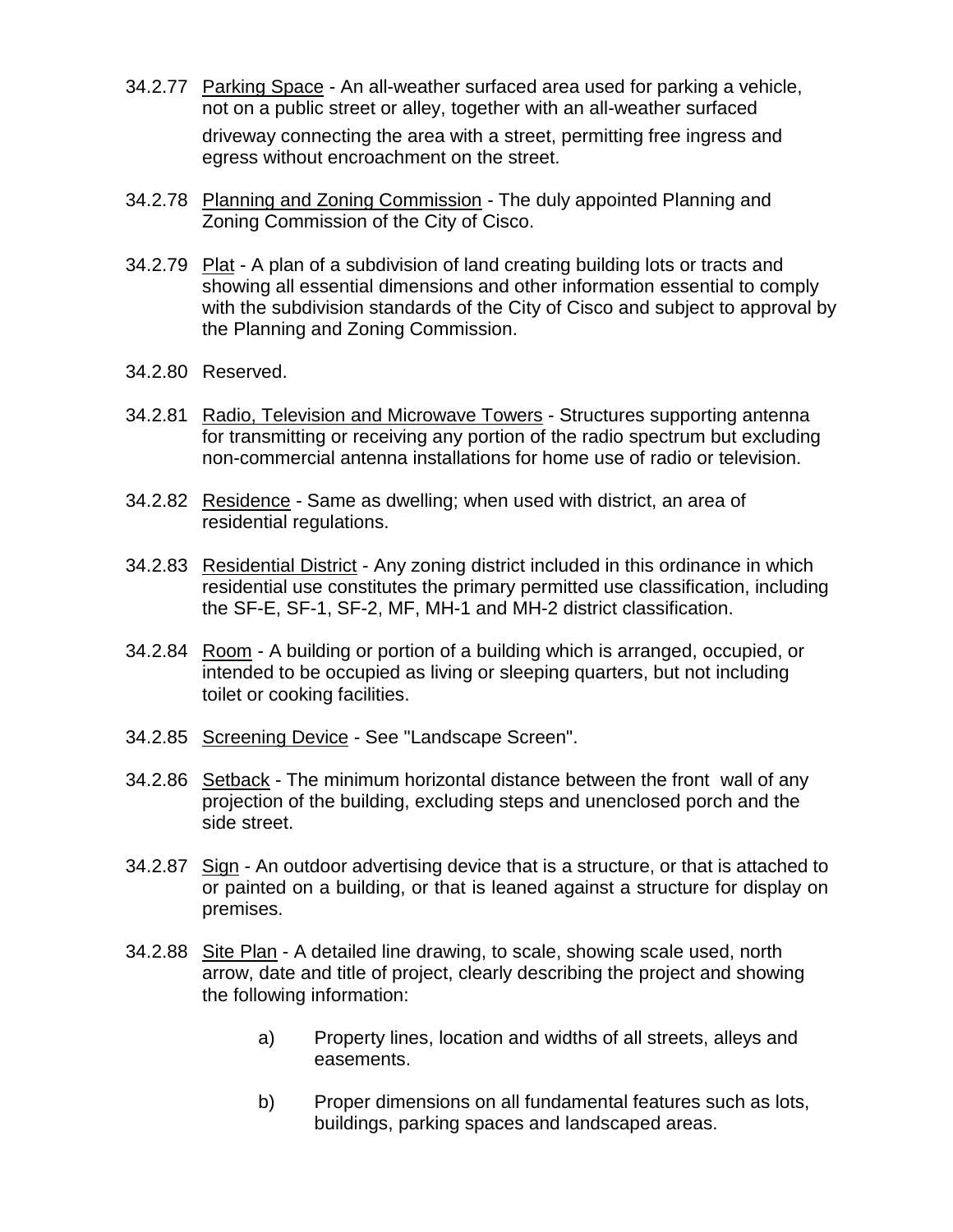34.2.77 Parking Space - An all-weather surfaced area used for parking a vehicle, not on a public street or alley, together with an all-weather surfaced driveway connecting the area with a street, permitting free ingress and egress without encroachment on the street.

34.2.78 Planning and Zoning Commission - The duly appointed Planning and Zoning Commission of the City of Cisco.

34.2.79 Plat - A plan of a subdivision of land creating building lots or tracts and showing all essential dimensions and other information essential to comply with the subdivision standards of the City of Cisco and subject to approval by the Planning and Zoning Commission.

34.2.80 Reserved.

34.2.81 Radio, Television and Microwave Towers - Structures supporting antenna for transmitting or receiving any portion of the radio spectrum but excluding non-commercial antenna installations for home use of radio or television.

34.2.82 Residence - Same as dwelling; when used with district, an area of residential regulations.

34.2.83 Residential District - Any zoning district included in this ordinance in which residential use constitutes the primary permitted use classification, including the SF-E, SF-1, SF-2, MF, MH-1 and MH-2 district classification.

34.2.84 Room - A building or portion of a building which is arranged, occupied, or intended to be occupied as living or sleeping quarters, but not including toilet or cooking facilities.

34.2.85 Screening Device - See "Landscape Screen".

34.2.86 Setback - The minimum horizontal distance between the front wall of any projection of the building, excluding steps and unenclosed porch and the side street.

34.2.87 Sign - An outdoor advertising device that is a structure, or that is attached to or painted on a building, or that is leaned against a structure for display on premises.

34.2.88 Site Plan - A detailed line drawing, to scale, showing scale used, north arrow, date and title of project, clearly describing the project and showing the following information:

a) Property lines, location and widths of all streets, alleys and easements.

b) Proper dimensions on all fundamental features such as lots, buildings, parking spaces and landscaped areas.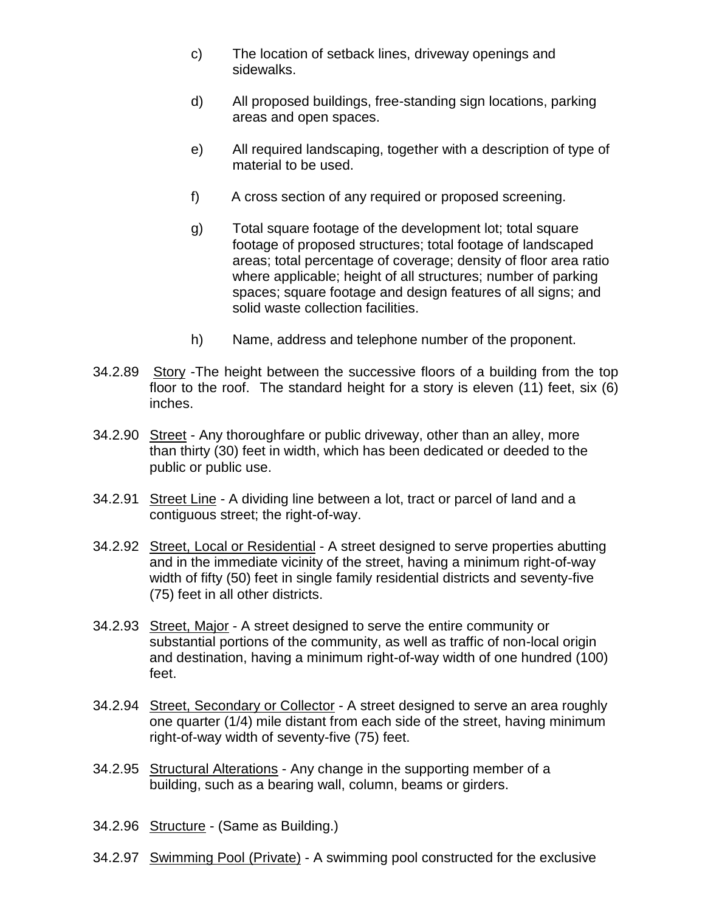c) The location of setback lines, driveway openings and sidewalks.

d) All proposed buildings, free-standing sign locations, parking areas and open spaces.

e) All required landscaping, together with a description of type of material to be used.

f) A cross section of any required or proposed screening.

g) Total square footage of the development lot; total square footage of proposed structures; total footage of landscaped areas; total percentage of coverage; density of floor area ratio where applicable; height of all structures; number of parking spaces; square footage and design features of all signs; and solid waste collection facilities.

h) Name, address and telephone number of the proponent.

34.2.89 Story -The height between the successive floors of a building from the top floor to the roof. The standard height for a story is eleven (11) feet, six (6) inches.

34.2.90 Street - Any thoroughfare or public driveway, other than an alley, more than thirty (30) feet in width, which has been dedicated or deeded to the public or public use.

34.2.91 Street Line - A dividing line between a lot, tract or parcel of land and a contiguous street; the right-of-way.

34.2.92 Street, Local or Residential - A street designed to serve properties abutting and in the immediate vicinity of the street, having a minimum right-of-way width of fifty (50) feet in single family residential districts and seventy-five (75) feet in all other districts.

34.2.93 Street, Major - A street designed to serve the entire community or substantial portions of the community, as well as traffic of non-local origin and destination, having a minimum right-of-way width of one hundred (100) feet.

34.2.94 Street, Secondary or Collector - A street designed to serve an area roughly one quarter (1/4) mile distant from each side of the street, having minimum right-of-way width of seventy-five (75) feet.

34.2.95 Structural Alterations - Any change in the supporting member of a building, such as a bearing wall, column, beams or girders.

34.2.96 Structure - (Same as Building.)

34.2.97 Swimming Pool (Private) - A swimming pool constructed for the exclusive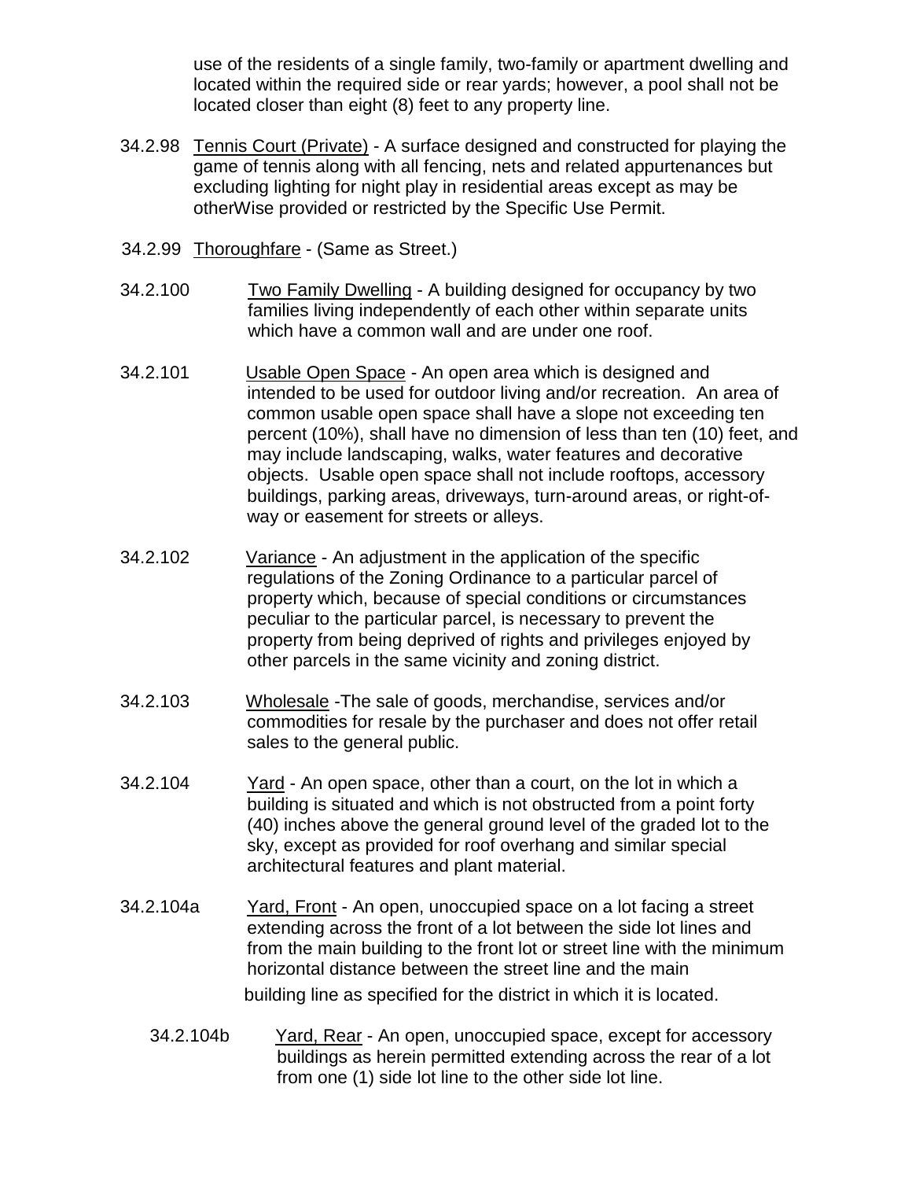use of the residents of a single family, two-family or apartment dwelling and located within the required side or rear yards; however, a pool shall not be located closer than eight (8) feet to any property line.

34.2.98 Tennis Court (Private) - A surface designed and constructed for playing the game of tennis along with all fencing, nets and related appurtenances but excluding lighting for night play in residential areas except as may be otherWise provided or restricted by the Specific Use Permit.

34.2.99 Thoroughfare - (Same as Street.)

34.2.100 Two Family Dwelling - A building designed for occupancy by two families living independently of each other within separate units which have a common wall and are under one roof.

34.2.101 Usable Open Space - An open area which is designed and intended to be used for outdoor living and/or recreation. An area of common usable open space shall have a slope not exceeding ten percent (10%), shall have no dimension of less than ten (10) feet, and may include landscaping, walks, water features and decorative objects. Usable open space shall not include rooftops, accessory buildings, parking areas, driveways, turn-around areas, or right-of-way or easement for streets or alleys.

34.2.102 Variance - An adjustment in the application of the specific regulations of the Zoning Ordinance to a particular parcel of property which, because of special conditions or circumstances peculiar to the particular parcel, is necessary to prevent the property from being deprived of rights and privileges enjoyed by other parcels in the same vicinity and zoning district.

34.2.103 Wholesale -The sale of goods, merchandise, services and/or commodities for resale by the purchaser and does not offer retail sales to the general public.

34.2.104 Yard - An open space, other than a court, on the lot in which a building is situated and which is not obstructed from a point forty (40) inches above the general ground level of the graded lot to the sky, except as provided for roof overhang and similar special architectural features and plant material.

34.2.104a Yard, Front - An open, unoccupied space on a lot facing a street extending across the front of a lot between the side lot lines and from the main building to the front lot or street line with the minimum horizontal distance between the street line and the main building line as specified for the district in which it is located.

34.2.104b Yard, Rear - An open, unoccupied space, except for accessory buildings as herein permitted extending across the rear of a lot from one (1) side lot line to the other side lot line.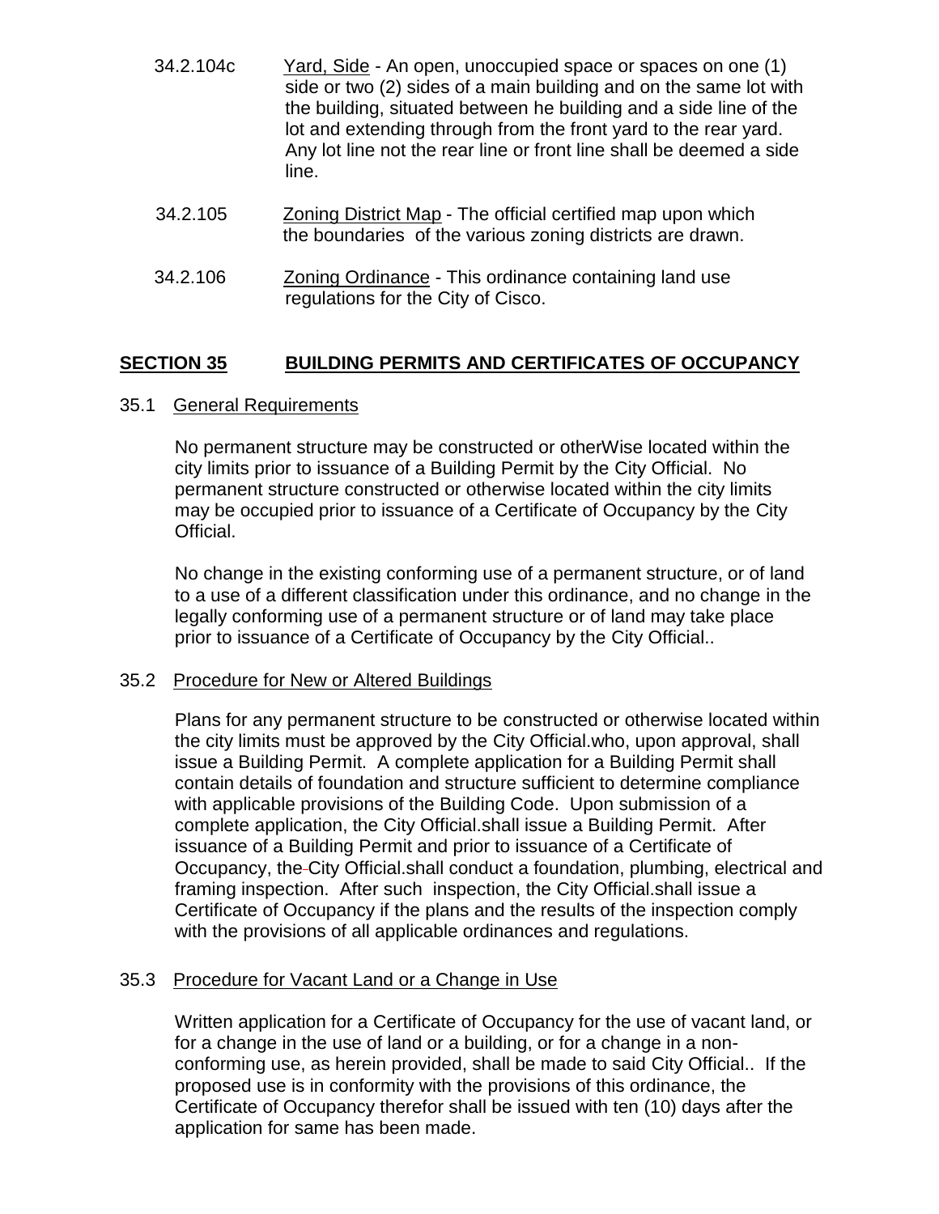34.2.104c Yard, Side - An open, unoccupied space or spaces on one (1) side or two (2) sides of a main building and on the same lot with the building, situated between he building and a side line of the lot and extending through from the front yard to the rear yard. Any lot line not the rear line or front line shall be deemed a side line.

34.2.105 Zoning District Map - The official certified map upon which the boundaries of the various zoning districts are drawn.

34.2.106 Zoning Ordinance - This ordinance containing land use regulations for the City of Cisco.

## SECTION 35 BUILDING PERMITS AND CERTIFICATES OF OCCUPANCY

35.1 General Requirements

No permanent structure may be constructed or otherWise located within the city limits prior to issuance of a Building Permit by the City Official. No permanent structure constructed or otherwise located within the city limits may be occupied prior to issuance of a Certificate of Occupancy by the City Official.

No change in the existing conforming use of a permanent structure, or of land to a use of a different classification under this ordinance, and no change in the legally conforming use of a permanent structure or of land may take place prior to issuance of a Certificate of Occupancy by the City Official..

35.2 Procedure for New or Altered Buildings

Plans for any permanent structure to be constructed or otherwise located within the city limits must be approved by the City Official.who, upon approval, shall issue a Building Permit. A complete application for a Building Permit shall contain details of foundation and structure sufficient to determine compliance with applicable provisions of the Building Code. Upon submission of a complete application, the City Official.shall issue a Building Permit. After issuance of a Building Permit and prior to issuance of a Certificate of Occupancy, the City Official.shall conduct a foundation, plumbing, electrical and framing inspection. After such inspection, the City Official.shall issue a Certificate of Occupancy if the plans and the results of the inspection comply with the provisions of all applicable ordinances and regulations.

35.3 Procedure for Vacant Land or a Change in Use

Written application for a Certificate of Occupancy for the use of vacant land, or for a change in the use of land or a building, or for a change in a non-conforming use, as herein provided, shall be made to said City Official.. If the proposed use is in conformity with the provisions of this ordinance, the Certificate of Occupancy therefor shall be issued with ten (10) days after the application for same has been made.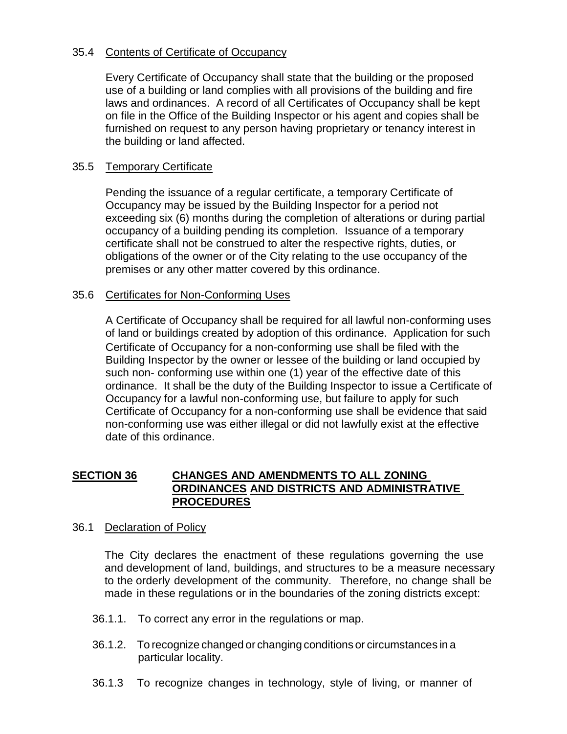35.4 Contents of Certificate of Occupancy

Every Certificate of Occupancy shall state that the building or the proposed use of a building or land complies with all provisions of the building and fire laws and ordinances. A record of all Certificates of Occupancy shall be kept on file in the Office of the Building Inspector or his agent and copies shall be furnished on request to any person having proprietary or tenancy interest in the building or land affected.

35.5 Temporary Certificate

Pending the issuance of a regular certificate, a temporary Certificate of Occupancy may be issued by the Building Inspector for a period not exceeding six (6) months during the completion of alterations or during partial occupancy of a building pending its completion. Issuance of a temporary certificate shall not be construed to alter the respective rights, duties, or obligations of the owner or of the City relating to the use occupancy of the premises or any other matter covered by this ordinance.

35.6 Certificates for Non-Conforming Uses

A Certificate of Occupancy shall be required for all lawful non-conforming uses of land or buildings created by adoption of this ordinance. Application for such Certificate of Occupancy for a non-conforming use shall be filed with the Building Inspector by the owner or lessee of the building or land occupied by such non- conforming use within one (1) year of the effective date of this ordinance. It shall be the duty of the Building Inspector to issue a Certificate of Occupancy for a lawful non-conforming use, but failure to apply for such Certificate of Occupancy for a non-conforming use shall be evidence that said non-conforming use was either illegal or did not lawfully exist at the effective date of this ordinance.

## SECTION 36 CHANGES AND AMENDMENTS TO ALL ZONING ORDINANCES AND DISTRICTS AND ADMINISTRATIVE PROCEDURES

36.1 Declaration of Policy

The City declares the enactment of these regulations governing the use and development of land, buildings, and structures to be a measure necessary to the orderly development of the community. Therefore, no change shall be made in these regulations or in the boundaries of the zoning districts except:

36.1.1. To correct any error in the regulations or map.

36.1.2. To recognize changed or changing conditions or circumstances in a particular locality.

36.1.3 To recognize changes in technology, style of living, or manner of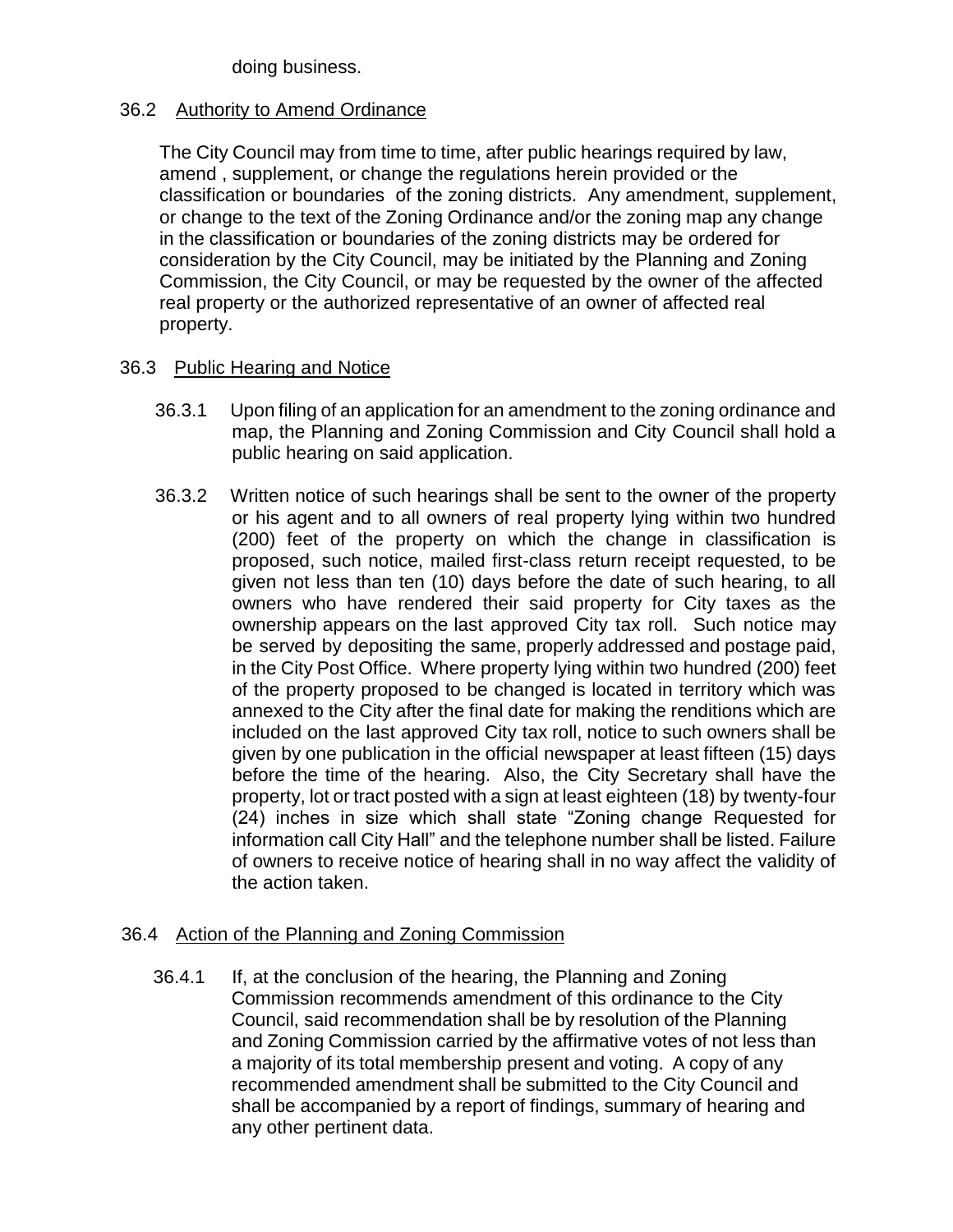doing business.

## 36.2 Authority to Amend Ordinance

The City Council may from time to time, after public hearings required by law, amend , supplement, or change the regulations herein provided or the classification or boundaries of the zoning districts. Any amendment, supplement, or change to the text of the Zoning Ordinance and/or the zoning map any change in the classification or boundaries of the zoning districts may be ordered for consideration by the City Council, may be initiated by the Planning and Zoning Commission, the City Council, or may be requested by the owner of the affected real property or the authorized representative of an owner of affected real property.

## 36.3 Public Hearing and Notice

36.3.1 Upon filing of an application for an amendment to the zoning ordinance and map, the Planning and Zoning Commission and City Council shall hold a public hearing on said application.

36.3.2 Written notice of such hearings shall be sent to the owner of the property or his agent and to all owners of real property lying within two hundred (200) feet of the property on which the change in classification is proposed, such notice, mailed first-class return receipt requested, to be given not less than ten (10) days before the date of such hearing, to all owners who have rendered their said property for City taxes as the ownership appears on the last approved City tax roll. Such notice may be served by depositing the same, properly addressed and postage paid, in the City Post Office. Where property lying within two hundred (200) feet of the property proposed to be changed is located in territory which was annexed to the City after the final date for making the renditions which are included on the last approved City tax roll, notice to such owners shall be given by one publication in the official newspaper at least fifteen (15) days before the time of the hearing. Also, the City Secretary shall have the property, lot or tract posted with a sign at least eighteen (18) by twenty-four (24) inches in size which shall state "Zoning change Requested for information call City Hall" and the telephone number shall be listed. Failure of owners to receive notice of hearing shall in no way affect the validity of the action taken.

## 36.4 Action of the Planning and Zoning Commission

36.4.1 If, at the conclusion of the hearing, the Planning and Zoning Commission recommends amendment of this ordinance to the City Council, said recommendation shall be by resolution of the Planning and Zoning Commission carried by the affirmative votes of not less than a majority of its total membership present and voting. A copy of any recommended amendment shall be submitted to the City Council and shall be accompanied by a report of findings, summary of hearing and any other pertinent data.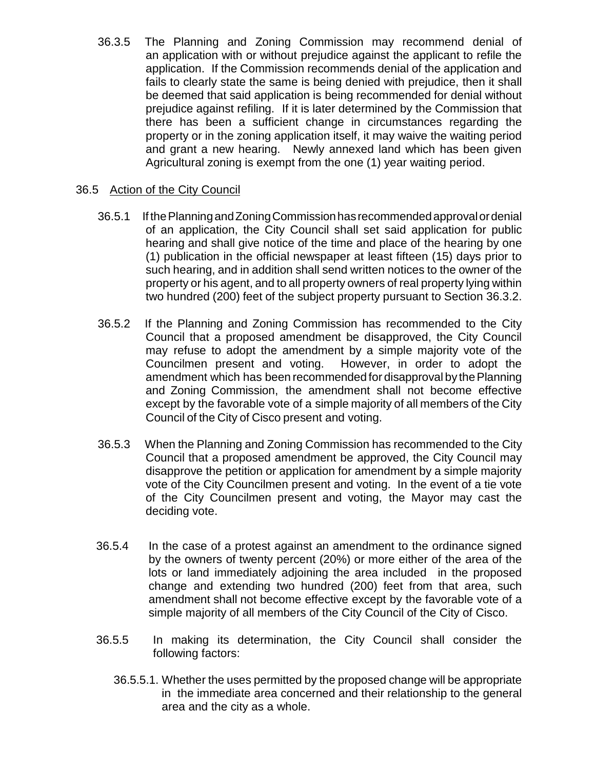36.3.5 The Planning and Zoning Commission may recommend denial of an application with or without prejudice against the applicant to refile the application. If the Commission recommends denial of the application and fails to clearly state the same is being denied with prejudice, then it shall be deemed that said application is being recommended for denial without prejudice against refiling. If it is later determined by the Commission that there has been a sufficient change in circumstances regarding the property or in the zoning application itself, it may waive the waiting period and grant a new hearing. Newly annexed land which has been given Agricultural zoning is exempt from the one (1) year waiting period.

36.5 <u>Action of the City Council</u>

36.5.1 If the Planning and Zoning Commission has recommended approval or denial of an application, the City Council shall set said application for public hearing and shall give notice of the time and place of the hearing by one (1) publication in the official newspaper at least fifteen (15) days prior to such hearing, and in addition shall send written notices to the owner of the property or his agent, and to all property owners of real property lying within two hundred (200) feet of the subject property pursuant to Section 36.3.2.

36.5.2 If the Planning and Zoning Commission has recommended to the City Council that a proposed amendment be disapproved, the City Council may refuse to adopt the amendment by a simple majority vote of the Councilmen present and voting. However, in order to adopt the amendment which has been recommended for disapproval by the Planning and Zoning Commission, the amendment shall not become effective except by the favorable vote of a simple majority of all members of the City Council of the City of Cisco present and voting.

36.5.3 When the Planning and Zoning Commission has recommended to the City Council that a proposed amendment be approved, the City Council may disapprove the petition or application for amendment by a simple majority vote of the City Councilmen present and voting. In the event of a tie vote of the City Councilmen present and voting, the Mayor may cast the deciding vote.

36.5.4 In the case of a protest against an amendment to the ordinance signed by the owners of twenty percent (20%) or more either of the area of the lots or land immediately adjoining the area included in the proposed change and extending two hundred (200) feet from that area, such amendment shall not become effective except by the favorable vote of a simple majority of all members of the City Council of the City of Cisco.

36.5.5 In making its determination, the City Council shall consider the following factors:

36.5.5.1. Whether the uses permitted by the proposed change will be appropriate in the immediate area concerned and their relationship to the general area and the city as a whole.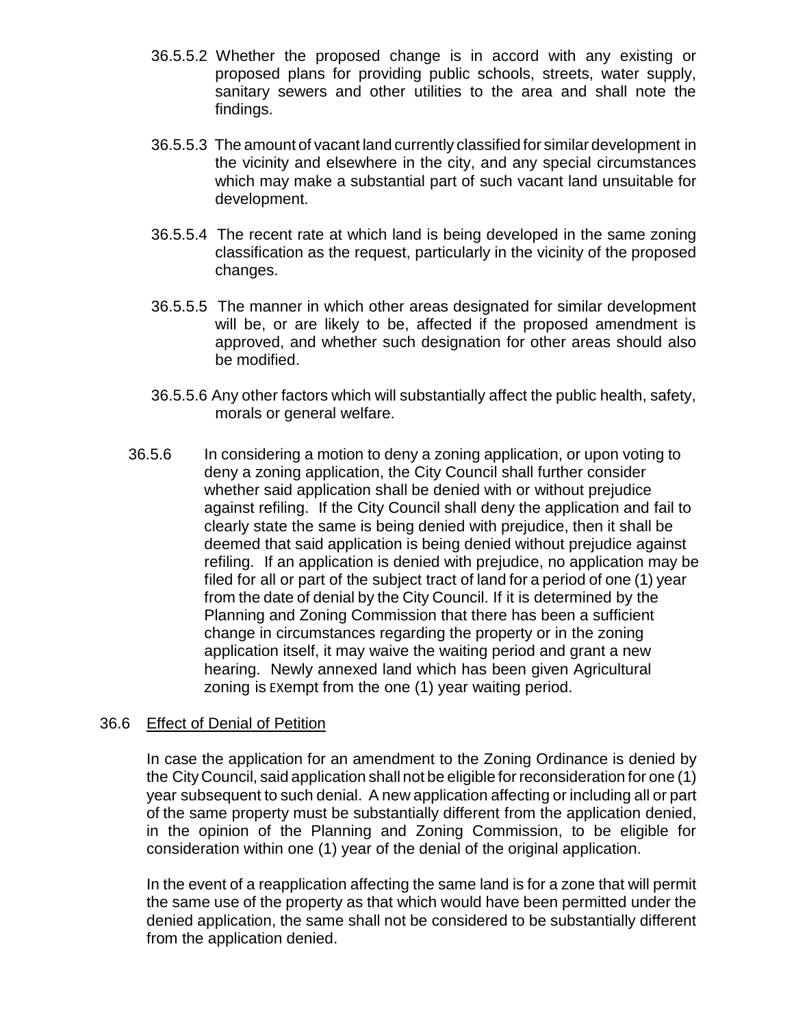36.5.5.2 Whether the proposed change is in accord with any existing or proposed plans for providing public schools, streets, water supply, sanitary sewers and other utilities to the area and shall note the findings.

36.5.5.3 The amount of vacant land currently classified for similar development in the vicinity and elsewhere in the city, and any special circumstances which may make a substantial part of such vacant land unsuitable for development.

36.5.5.4 The recent rate at which land is being developed in the same zoning classification as the request, particularly in the vicinity of the proposed changes.

36.5.5.5 The manner in which other areas designated for similar development will be, or are likely to be, affected if the proposed amendment is approved, and whether such designation for other areas should also be modified.

36.5.5.6 Any other factors which will substantially affect the public health, safety, morals or general welfare.

36.5.6 In considering a motion to deny a zoning application, or upon voting to deny a zoning application, the City Council shall further consider whether said application shall be denied with or without prejudice against refiling. If the City Council shall deny the application and fail to clearly state the same is being denied with prejudice, then it shall be deemed that said application is being denied without prejudice against refiling. If an application is denied with prejudice, no application may be filed for all or part of the subject tract of land for a period of one (1) year from the date of denial by the City Council. If it is determined by the Planning and Zoning Commission that there has been a sufficient change in circumstances regarding the property or in the zoning application itself, it may waive the waiting period and grant a new hearing. Newly annexed land which has been given Agricultural zoning is exempt from the one (1) year waiting period.

36.6 Effect of Denial of Petition

In case the application for an amendment to the Zoning Ordinance is denied by the City Council, said application shall not be eligible for reconsideration for one (1) year subsequent to such denial. A new application affecting or including all or part of the same property must be substantially different from the application denied, in the opinion of the Planning and Zoning Commission, to be eligible for consideration within one (1) year of the denial of the original application.

In the event of a reapplication affecting the same land is for a zone that will permit the same use of the property as that which would have been permitted under the denied application, the same shall not be considered to be substantially different from the application denied.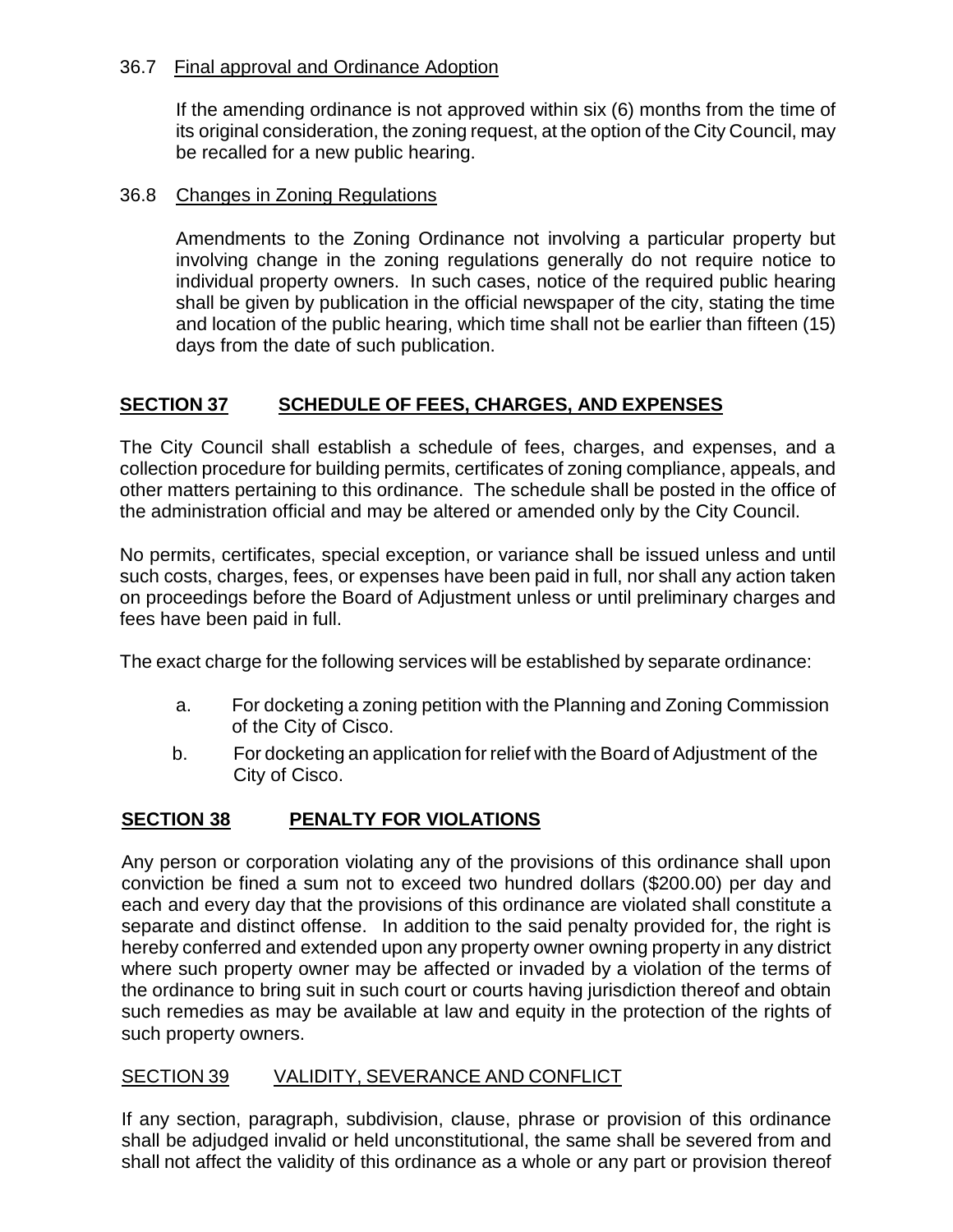36.7 Final approval and Ordinance Adoption

If the amending ordinance is not approved within six (6) months from the time of its original consideration, the zoning request, at the option of the City Council, may be recalled for a new public hearing.

36.8 Changes in Zoning Regulations

Amendments to the Zoning Ordinance not involving a particular property but involving change in the zoning regulations generally do not require notice to individual property owners. In such cases, notice of the required public hearing shall be given by publication in the official newspaper of the city, stating the time and location of the public hearing, which time shall not be earlier than fifteen (15) days from the date of such publication.

## SECTION 37 SCHEDULE OF FEES, CHARGES, AND EXPENSES

The City Council shall establish a schedule of fees, charges, and expenses, and a collection procedure for building permits, certificates of zoning compliance, appeals, and other matters pertaining to this ordinance. The schedule shall be posted in the office of the administration official and may be altered or amended only by the City Council.

No permits, certificates, special exception, or variance shall be issued unless and until such costs, charges, fees, or expenses have been paid in full, nor shall any action taken on proceedings before the Board of Adjustment unless or until preliminary charges and fees have been paid in full.

The exact charge for the following services will be established by separate ordinance:

a. For docketing a zoning petition with the Planning and Zoning Commission of the City of Cisco.

b. For docketing an application for relief with the Board of Adjustment of the City of Cisco.

## SECTION 38 PENALTY FOR VIOLATIONS

Any person or corporation violating any of the provisions of this ordinance shall upon conviction be fined a sum not to exceed two hundred dollars ($200.00) per day and each and every day that the provisions of this ordinance are violated shall constitute a separate and distinct offense. In addition to the said penalty provided for, the right is hereby conferred and extended upon any property owner owning property in any district where such property owner may be affected or invaded by a violation of the terms of the ordinance to bring suit in such court or courts having jurisdiction thereof and obtain such remedies as may be available at law and equity in the protection of the rights of such property owners.

## SECTION 39 VALIDITY, SEVERANCE AND CONFLICT

If any section, paragraph, subdivision, clause, phrase or provision of this ordinance shall be adjudged invalid or held unconstitutional, the same shall be severed from and shall not affect the validity of this ordinance as a whole or any part or provision thereof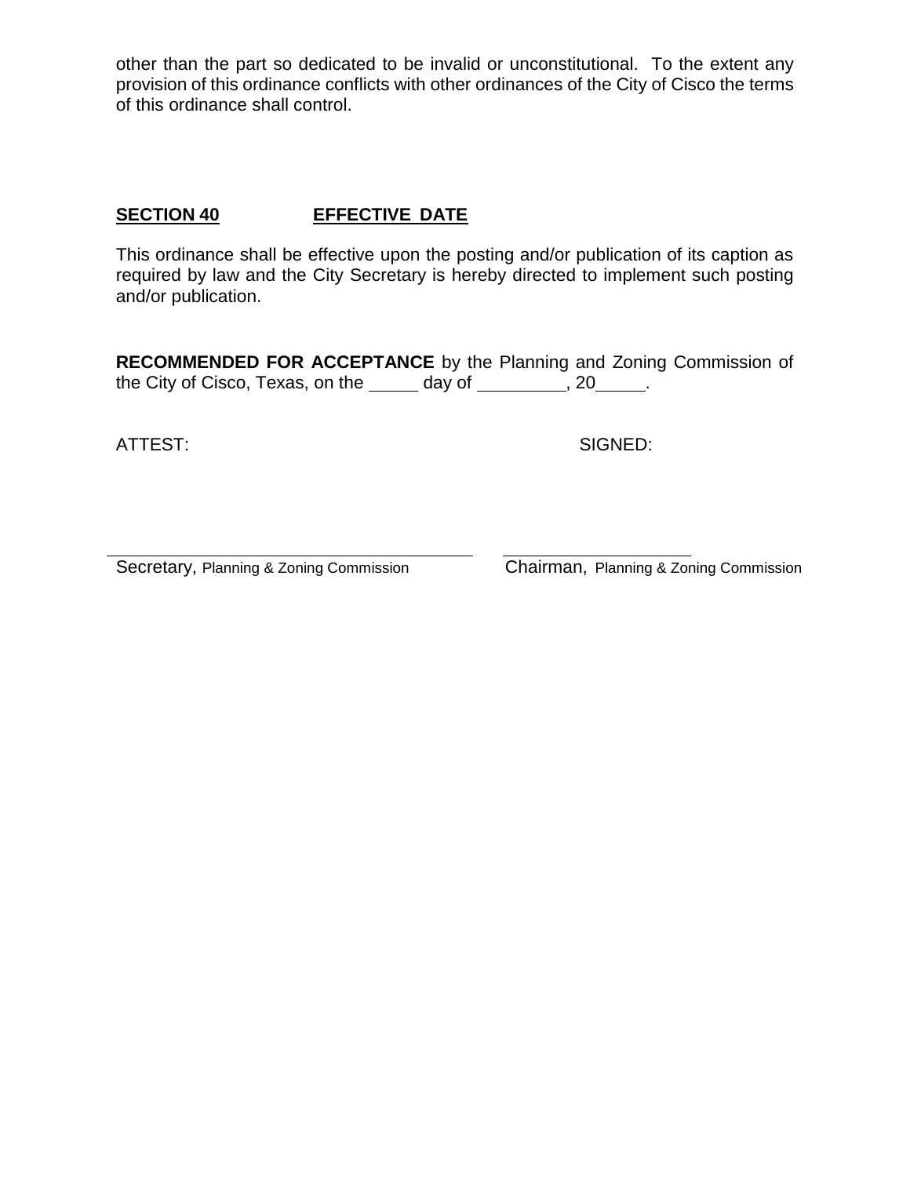other than the part so dedicated to be invalid or unconstitutional. To the extent any provision of this ordinance conflicts with other ordinances of the City of Cisco the terms of this ordinance shall control.

## SECTION 40 EFFECTIVE DATE

This ordinance shall be effective upon the posting and/or publication of its caption as required by law and the City Secretary is hereby directed to implement such posting and/or publication.

**RECOMMENDED FOR ACCEPTANCE** by the Planning and Zoning Commission of the City of Cisco, Texas, on the _____ day of _________, 20_____.

ATTEST: SIGNED:

_________________________________ _____________________

Secretary, Planning & Zoning Commission Chairman, Planning & Zoning Commission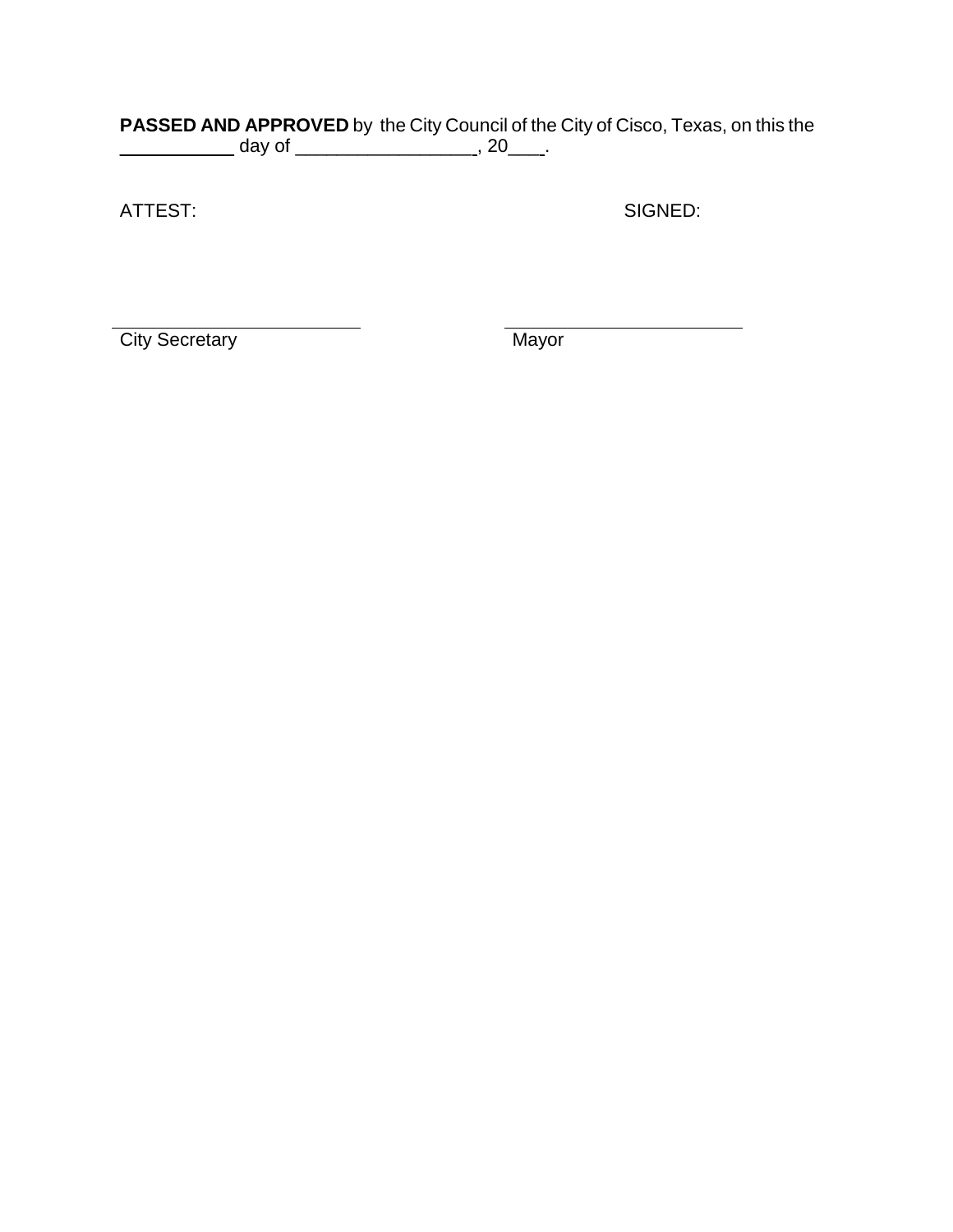**PASSED AND APPROVED** by the City Council of the City of Cisco, Texas, on this the ___________ day of _________________, 20___.

ATTEST: SIGNED:

___________________________
City Secretary

___________________________
Mayor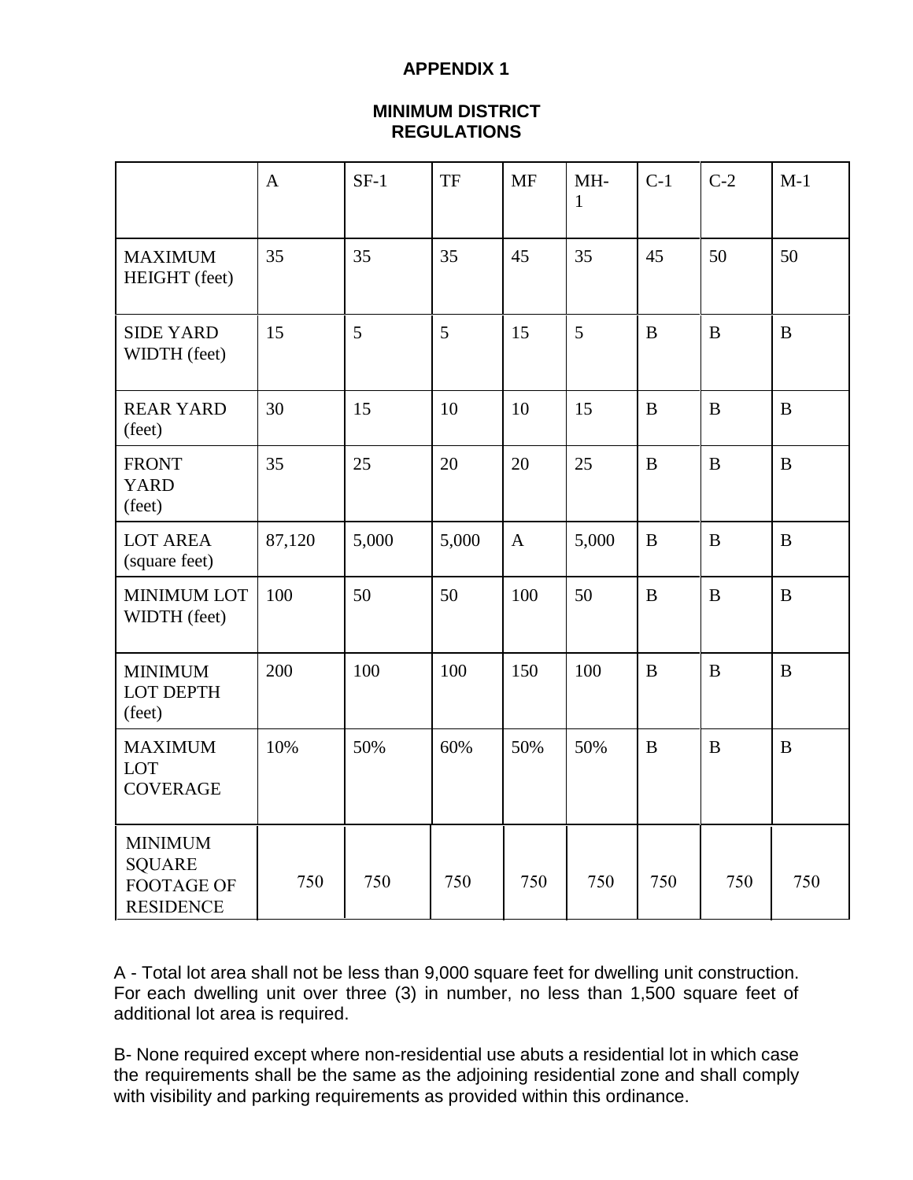# APPENDIX 1

## MINIMUM DISTRICT REGULATIONS

| | A | SF-1 | TF | MF | MH-1 | C-1 | C-2 | M-1 |
|---|---|---|---|---|---|---|---|---|
| MAXIMUM HEIGHT (feet) | 35 | 35 | 35 | 45 | 35 | 45 | 50 | 50 |
| SIDE YARD WIDTH (feet) | 15 | 5 | 5 | 15 | 5 | B | B | B |
| REAR YARD (feet) | 30 | 15 | 10 | 10 | 15 | B | B | B |
| FRONT YARD (feet) | 35 | 25 | 20 | 20 | 25 | B | B | B |
| LOT AREA (square feet) | 87,120 | 5,000 | 5,000 | A | 5,000 | B | B | B |
| MINIMUM LOT WIDTH (feet) | 100 | 50 | 50 | 100 | 50 | B | B | B |
| MINIMUM LOT DEPTH (feet) | 200 | 100 | 100 | 150 | 100 | B | B | B |
| MAXIMUM LOT COVERAGE | 10% | 50% | 60% | 50% | 50% | B | B | B |
| MINIMUM SQUARE FOOTAGE OF RESIDENCE | 750 | 750 | 750 | 750 | 750 | 750 | 750 | 750 |

A - Total lot area shall not be less than 9,000 square feet for dwelling unit construction. For each dwelling unit over three (3) in number, no less than 1,500 square feet of additional lot area is required.

B- None required except where non-residential use abuts a residential lot in which case the requirements shall be the same as the adjoining residential zone and shall comply with visibility and parking requirements as provided within this ordinance.